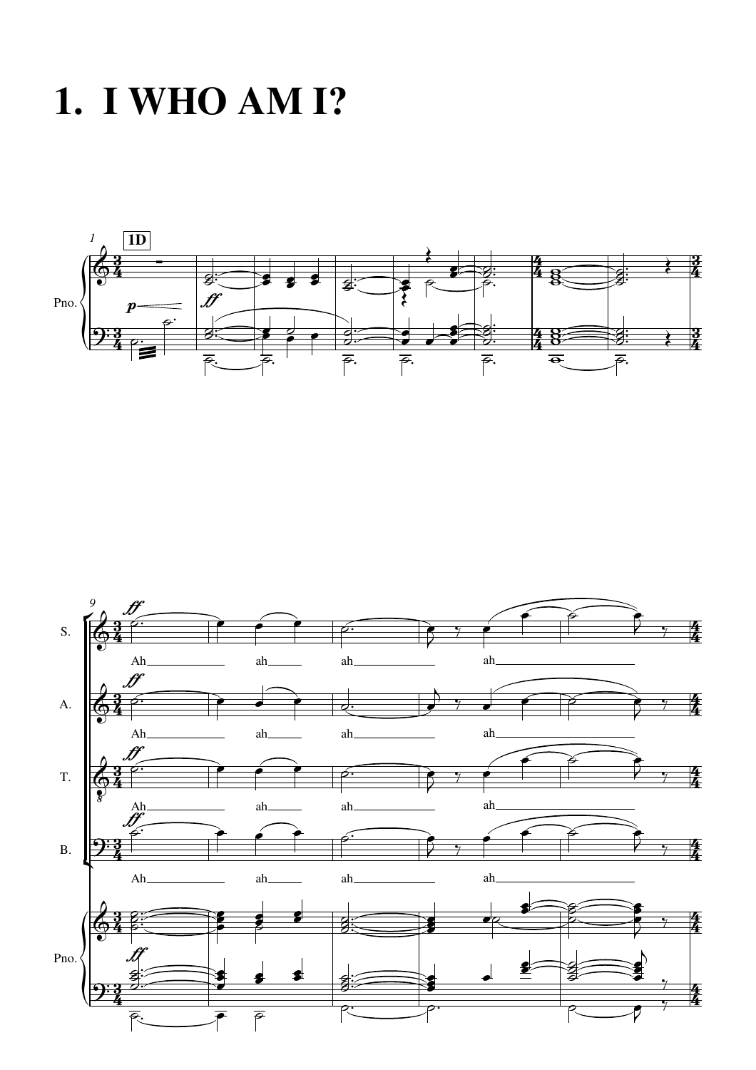# 1. I WHO AM I?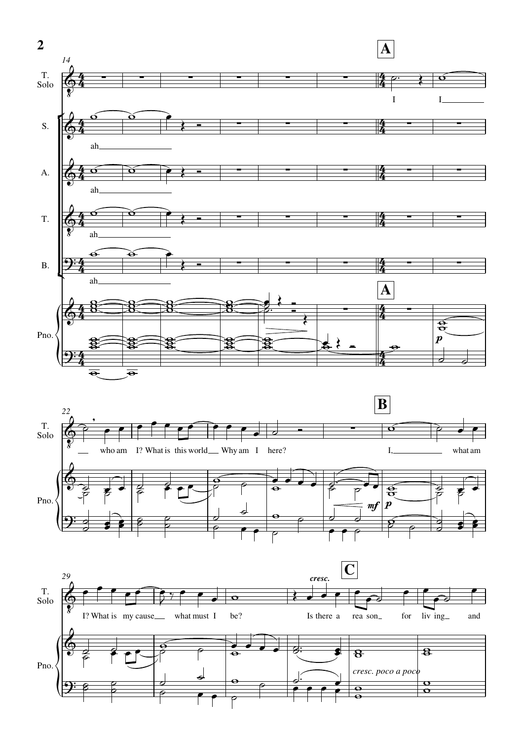**A**

T. Solo: I I___ who am I? What is this world___ Why am I here?

**B**

I,___ what am I? What is my cause___ what must I be?

**C**

*cresc.* Is there a rea son_ for liv ing_ and

S.: ah___

A.: ah___

T.: ah___

B.: ah___

Pno.: *p* *mf* *p* *cresc. poco a poco*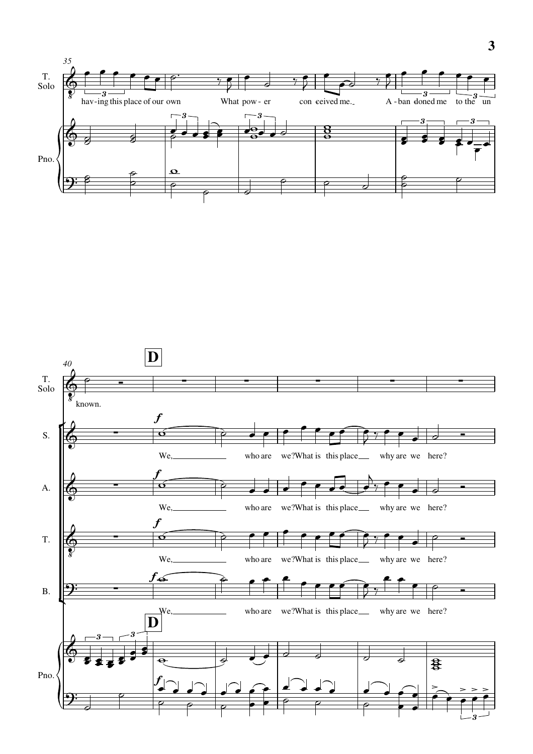35

T. Solo

hav-ing this place of our own What pow-er con ceived me. A-ban doned me to the un

Pno.

40

**D**

T. Solo

known.

S.

*f*

We, who are we? What is this place why are we here?

A.

*f*

We, who are we? What is this place why are we here?

T.

*f*

We, who are we? What is this place why are we here?

B.

*f*

We, who are we? What is this place why are we here?

**D**

Pno.

*f*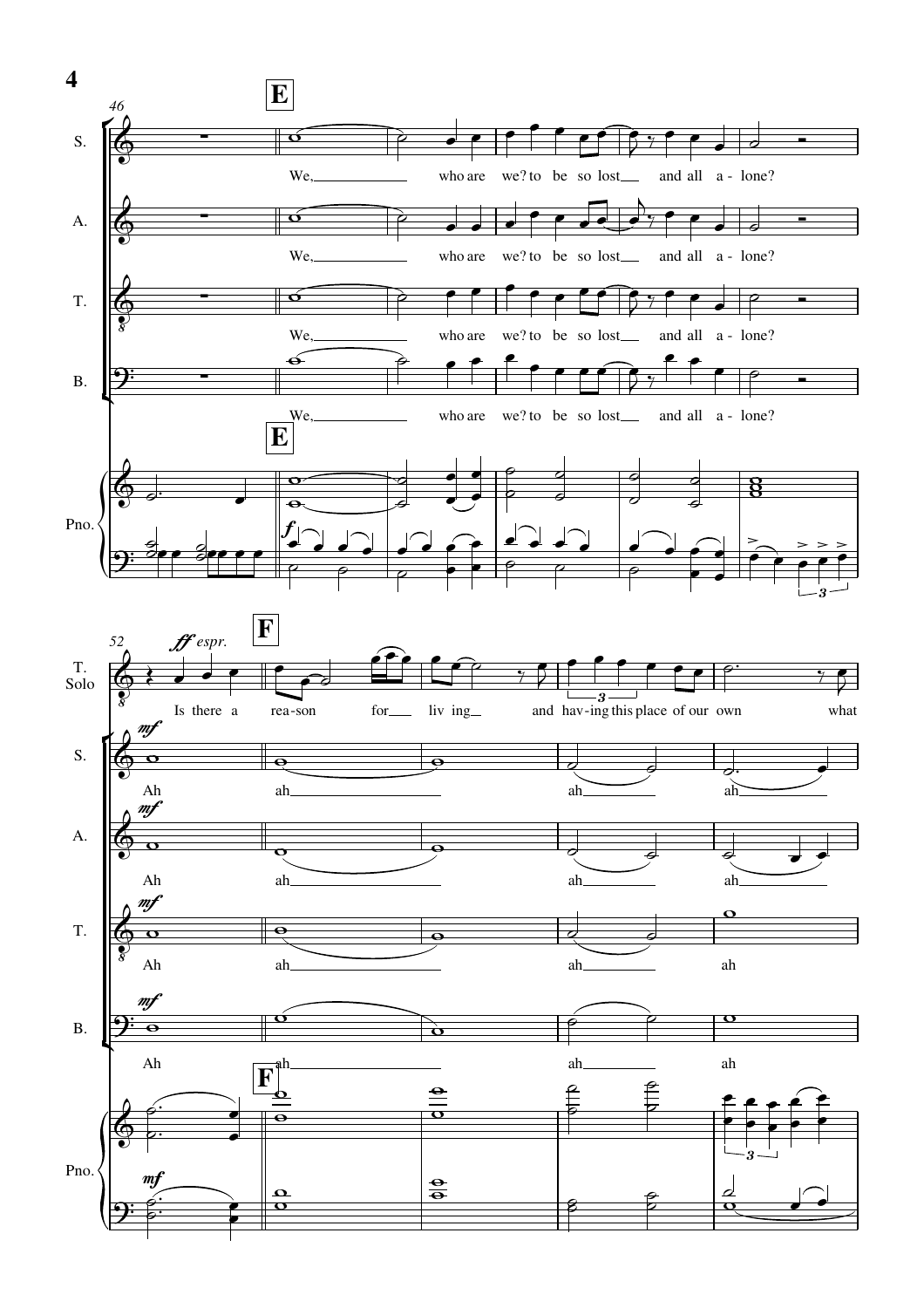**E**

S. We, who are we? to be so lost and all a - lone?

A. We, who are we? to be so lost and all a - lone?

T. We, who are we? to be so lost and all a - lone?

B. We, who are we? to be so lost and all a - lone?

**F**

T. Solo *ff espr.* Is there a rea-son for liv ing and hav-ing this place of our own what

S. *mf* Ah ah ah ah

A. *mf* Ah ah ah ah

T. *mf* Ah ah ah ah

B. *mf* Ah ah ah ah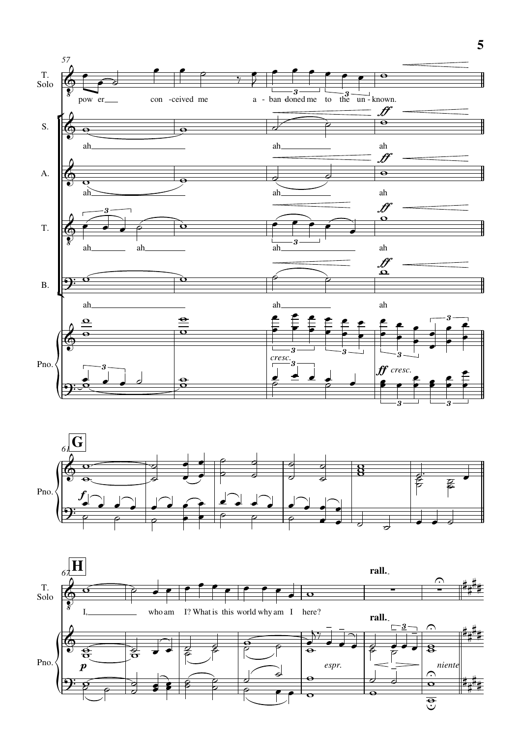57

T. Solo

pow er___ con -ceived me a - ban -doned me to the un - known.

S.

ah___ ah___ ah

A.

ah___ ah___ ah

T.

ah___ ah___ ah___ ah

B.

ah___ ah___ ah

Pno.

*cresc.*

*ff cresc.*

61 **G**

Pno.

*f*

67 **H**

T. Solo

I,___ who am I? What is this world why am I here?

**rall.**

Pno.

*p*

*espr.*

*niente*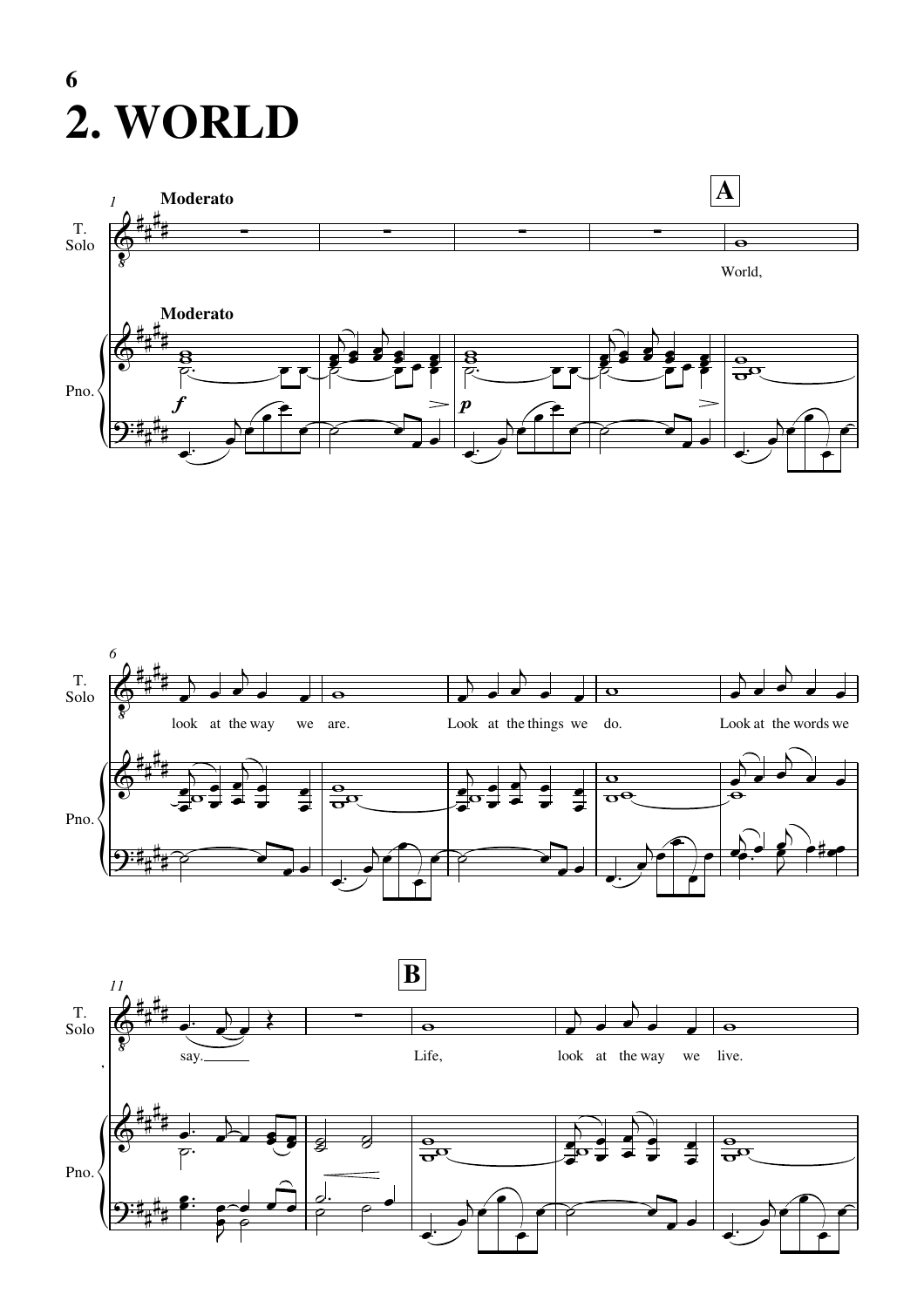# 2. WORLD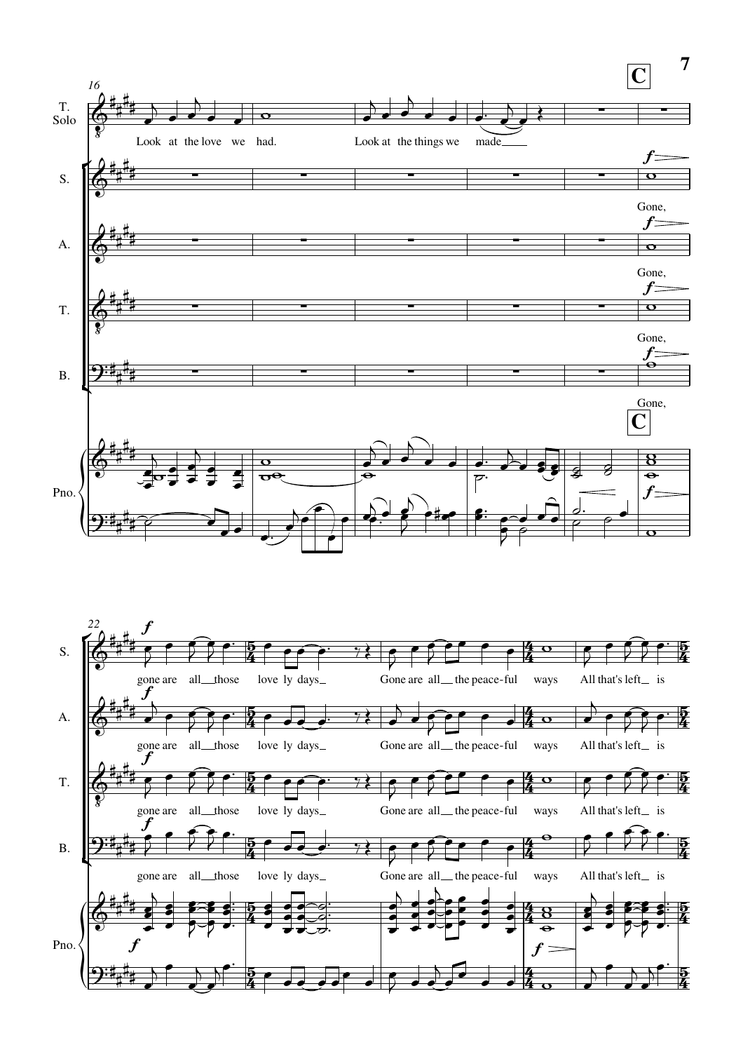**C**

T. Solo: Look at the love we had. Look at the things we made

S.: Gone, gone are all those love ly days Gone are all the peace-ful ways All that's left is

A.: Gone, gone are all those love ly days Gone are all the peace-ful ways All that's left is

T.: Gone, gone are all those love ly days Gone are all the peace-ful ways All that's left is

B.: Gone, gone are all those love ly days Gone are all the peace-ful ways All that's left is

Pno.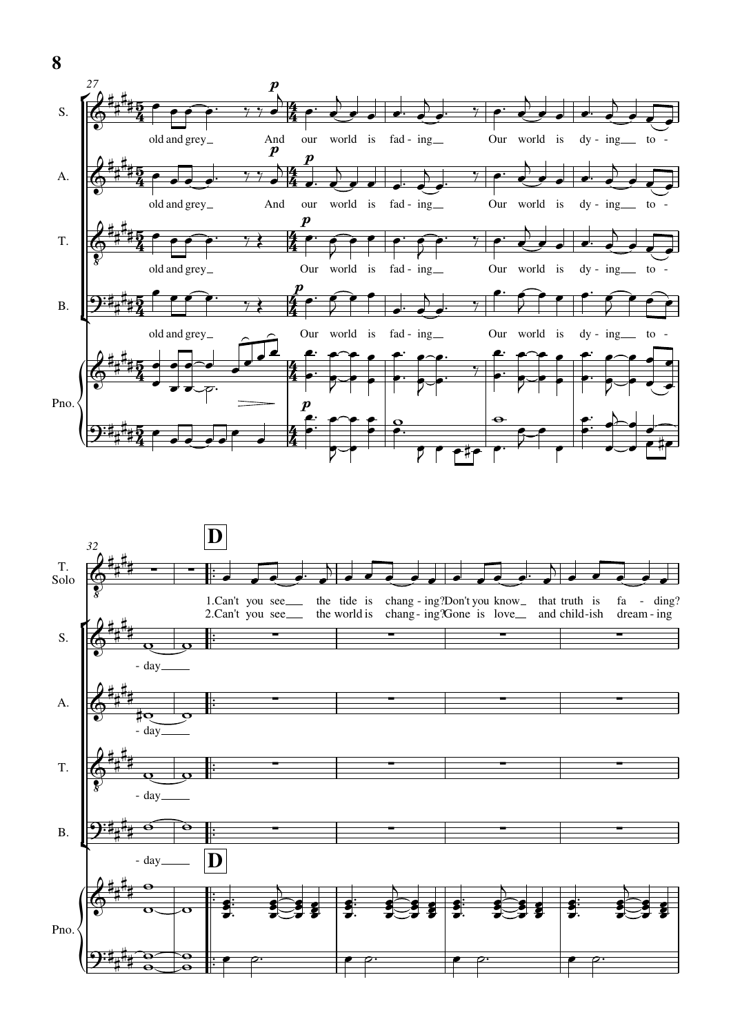27

S. old and grey_ And our world is fad - ing_ Our world is dy - ing_ to -

A. old and grey_ And our world is fad - ing_ Our world is dy - ing_ to -

T. old and grey_ Our world is fad - ing_ Our world is dy - ing_ to -

B. old and grey_ Our world is fad - ing_ Our world is dy - ing_ to -

Pno.

32

**D**

T. Solo
1.Can't you see___ the tide is chang - ing? Don't you know_ that truth is fa - ding?
2.Can't you see___ the world is chang - ing? Gone is love___ and child-ish dream - ing

S. - day_____

A. - day_____

T. - day_____

B. - day_____

**D**

Pno.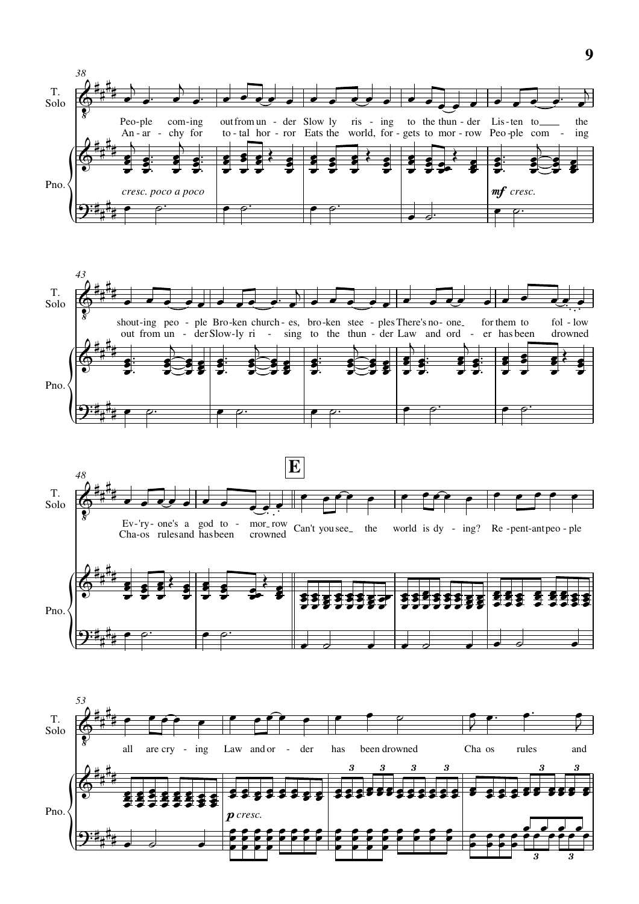T. Solo

Pno.

38

Peo-ple com-ing out from un - der Slow ly ris - ing to the thun - der Lis-ten to ___ the
An - ar - chy for to - tal hor - ror Eats the world, for - gets to mor - row Peo-ple com - ing

*cresc. poco a poco*

***mf*** *cresc.*

43

shout-ing peo - ple Bro-ken church - es, bro-ken stee - ples There's no-one_ for them to fol - low
out from un - der Slow-ly ri - sing to the thun - der Law and ord - er has been drowned

48

**E**

Ev-'ry - one's a god to - mor_row
Cha-os rules and has been crowned

Can't you see_ the world is dy - ing? Re - pent-ant peo - ple

53

all are cry - ing Law and or - der has been drowned Cha os rules and

***p*** *cresc.*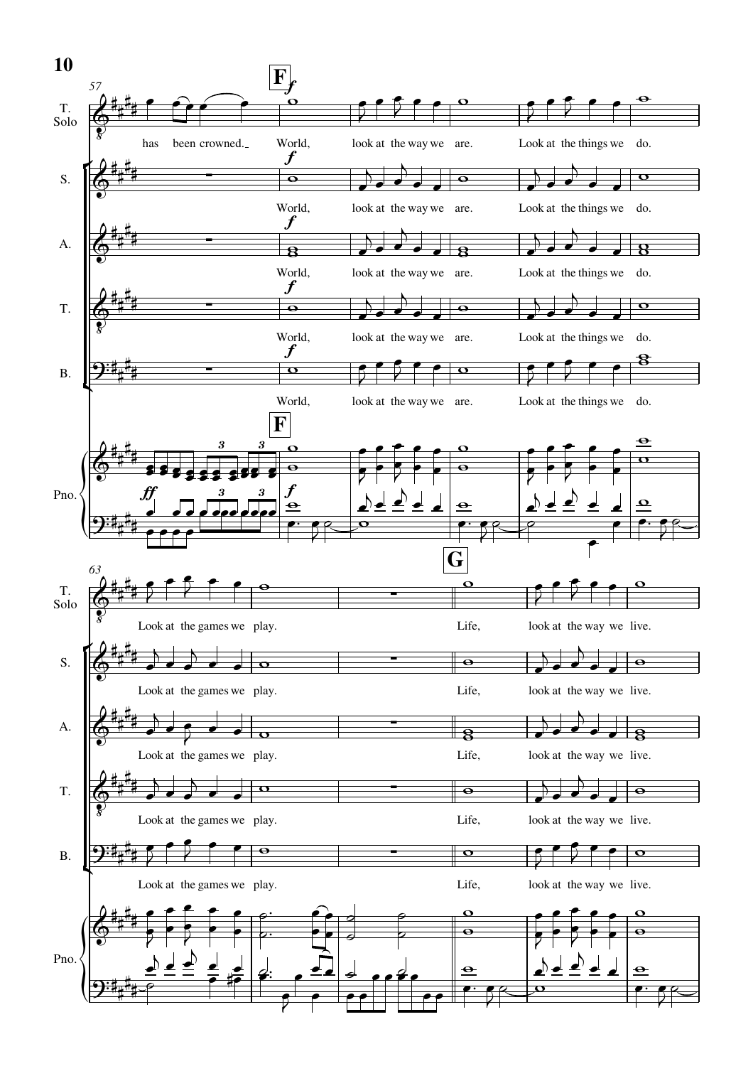57

**F**

T. Solo: has been crowned. World, look at the way we are. Look at the things we do.

S.: World, look at the way we are. Look at the things we do.

A.: World, look at the way we are. Look at the things we do.

T.: World, look at the way we are. Look at the things we do.

B.: World, look at the way we are. Look at the things we do.

Pno.

63

**G**

T. Solo: Look at the games we play. Life, look at the way we live.

S.: Look at the games we play. Life, look at the way we live.

A.: Look at the games we play. Life, look at the way we live.

T.: Look at the games we play. Life, look at the way we live.

B.: Look at the games we play. Life, look at the way we live.

Pno.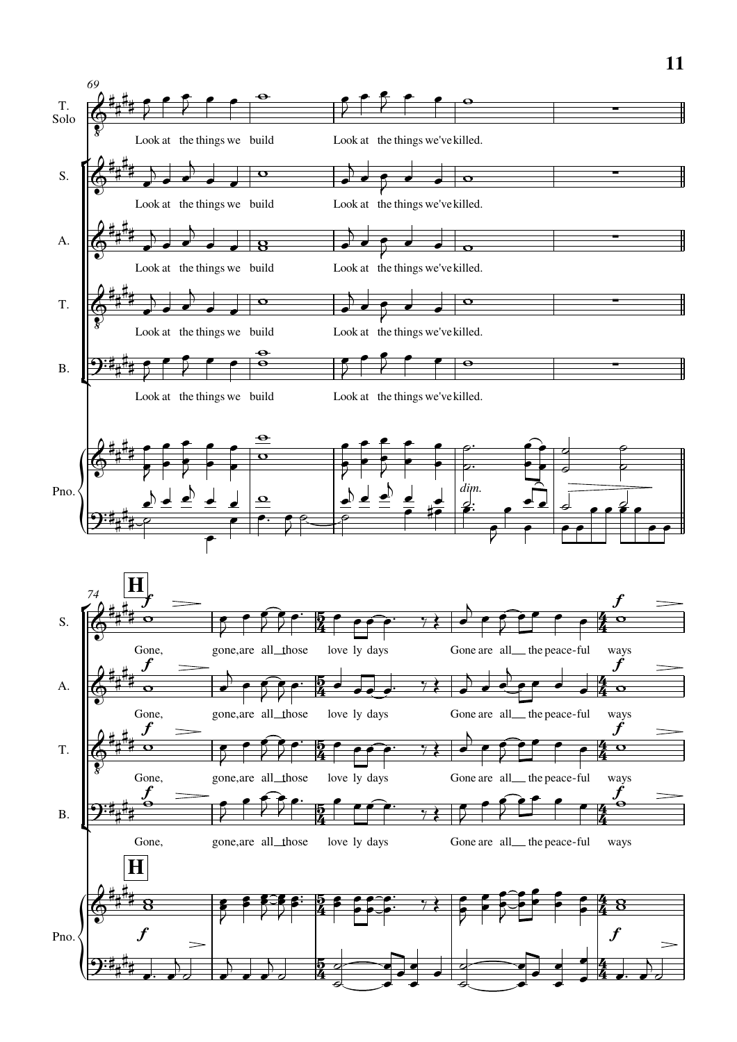69

T. Solo: Look at the things we build / Look at the things we've killed.

S.: Look at the things we build / Look at the things we've killed.

A.: Look at the things we build / Look at the things we've killed.

T.: Look at the things we build / Look at the things we've killed.

B.: Look at the things we build / Look at the things we've killed.

Pno. *dim.*

74 **H**

S. *f*: Gone, gone, are all_ those love ly days Gone are all_ the peace-ful ways *f*

A. *f*: Gone, gone, are all_ those love ly days Gone are all_ the peace-ful ways *f*

T. *f*: Gone, gone, are all_ those love ly days Gone are all_ the peace-ful ways *f*

B. *f*: Gone, gone, are all_ those love ly days Gone are all_ the peace-ful ways *f*

Pno. **H** *f* *f*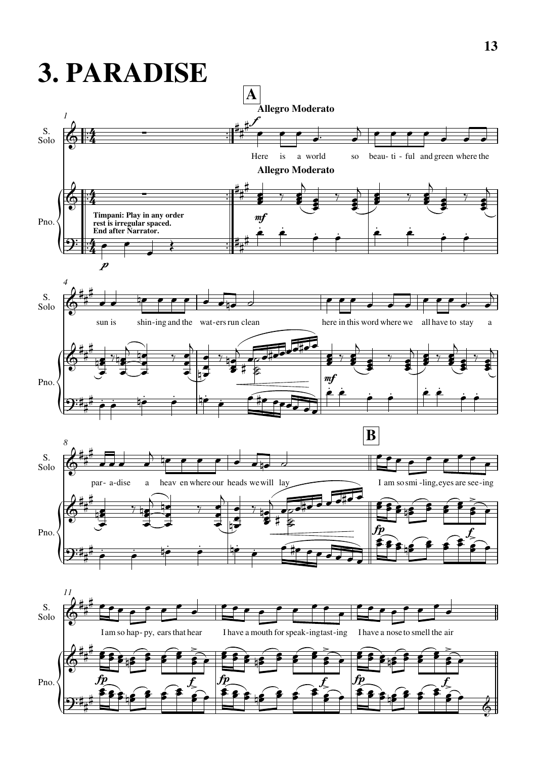# 3. PARADISE

**A**

**Allegro Moderato**

S. Solo

Pno.

Timpani: Play in any order rest is irregular spaced. End after Narrator.

Here is a world so beau- ti - ful and green where the sun is shin-ing and the wat-ers run clean here in this word where we all have to stay a par- a-dise a heav en where our heads we will lay

**B**

I am so smi -ling, eyes are see-ing I am so hap- py, ears that hear I have a mouth for speak-ing tast-ing I have a nose to smell the air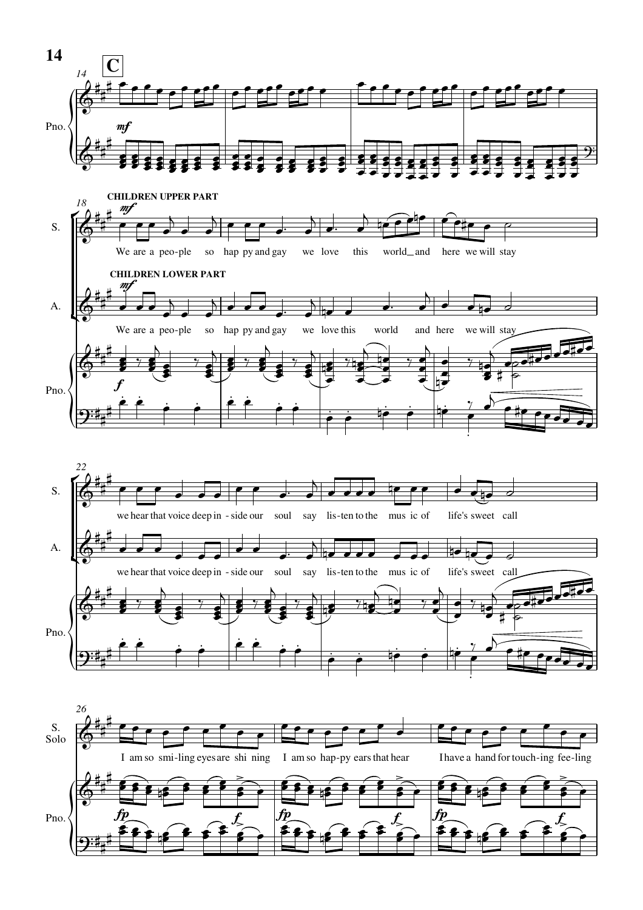**C**

Pno. *mf*

**CHILDREN UPPER PART**

S. *mf*

We are a peo-ple so hap py and gay we love this world_and here we will stay

**CHILDREN LOWER PART**

A. *mf*

We are a peo-ple so hap py and gay we love this world and here we will stay

Pno. *f*

S. we hear that voice deep in - side our soul say lis-ten to the mus ic of life's sweet call

A. we hear that voice deep in - side our soul say lis-ten to the mus ic of life's sweet call

S. Solo

I am so smi-ling eyes are shi ning I am so hap-py ears that hear I have a hand for touch-ing fee-ling

Pno. *fp* *f* *fp* *f* *fp* *f*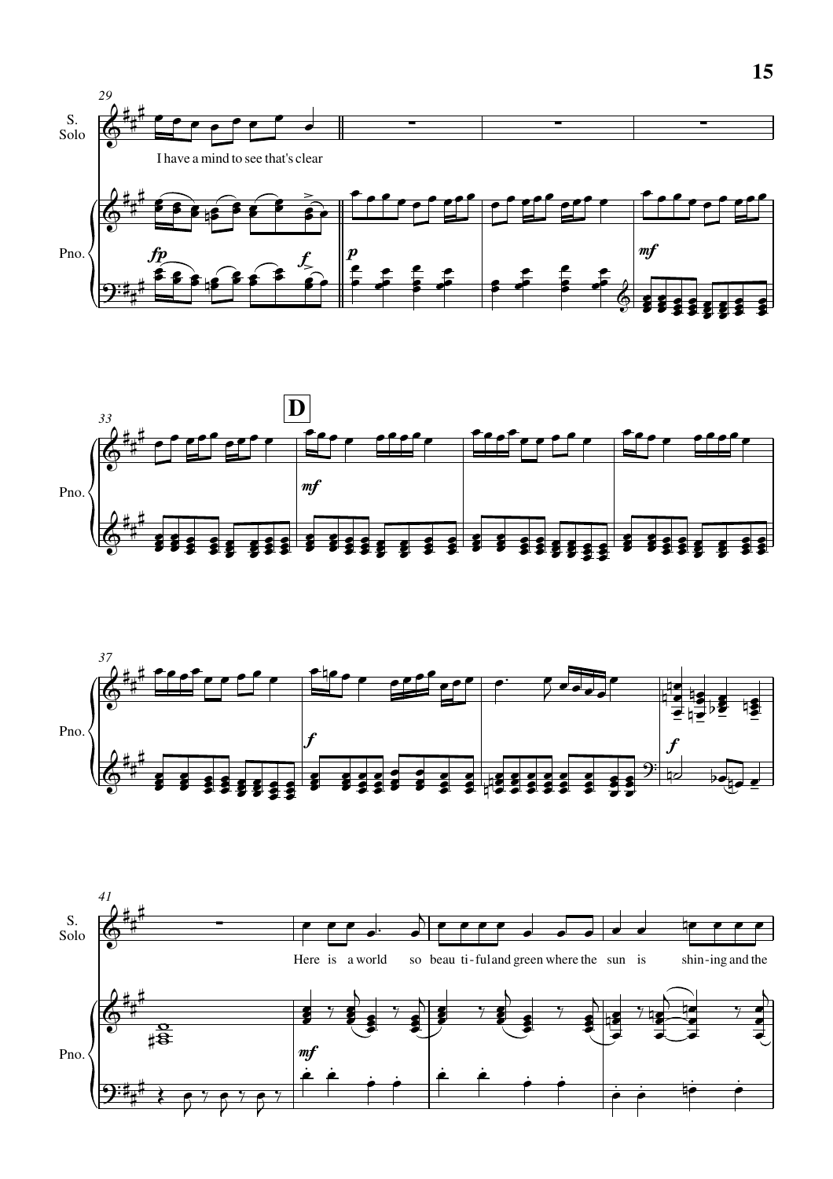**D**

I have a mind to see that's clear

Here is a world so beau ti-ful and green where the sun is shin-ing and the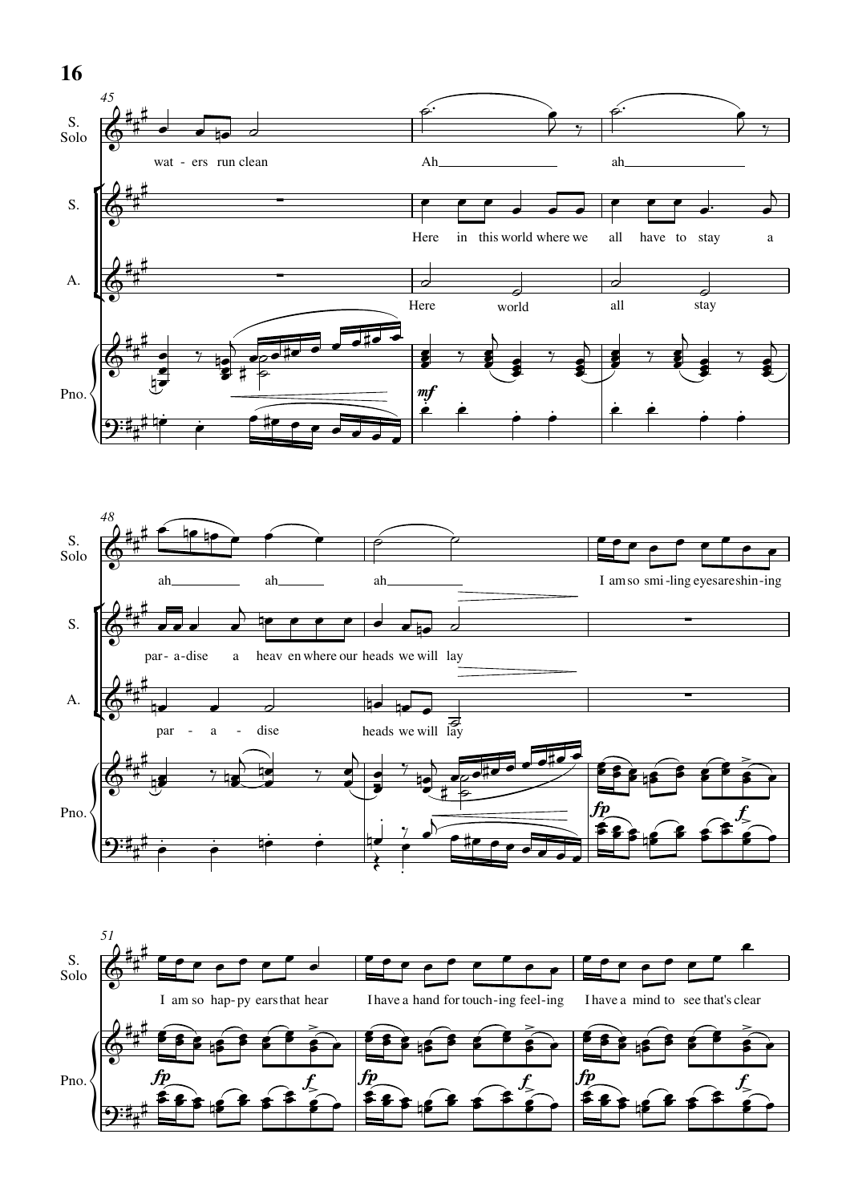45

S. Solo: wat - ers run clean / Ah / ah

S.: Here in this world where we all have to stay a

A.: Here world all stay

Pno.: *mf*

48

S. Solo: ah ah ah / I am so smi - ling eyes are shin - ing

S.: par - a - dise a heav en where our heads we will lay

A.: par - a - dise heads we will lay

Pno.: *fp* *f*

51

S. Solo: I am so hap - py ears that hear / I have a hand for touch - ing feel - ing / I have a mind to see that's clear

Pno.: *fp* *f* *fp* *f* *fp* *f*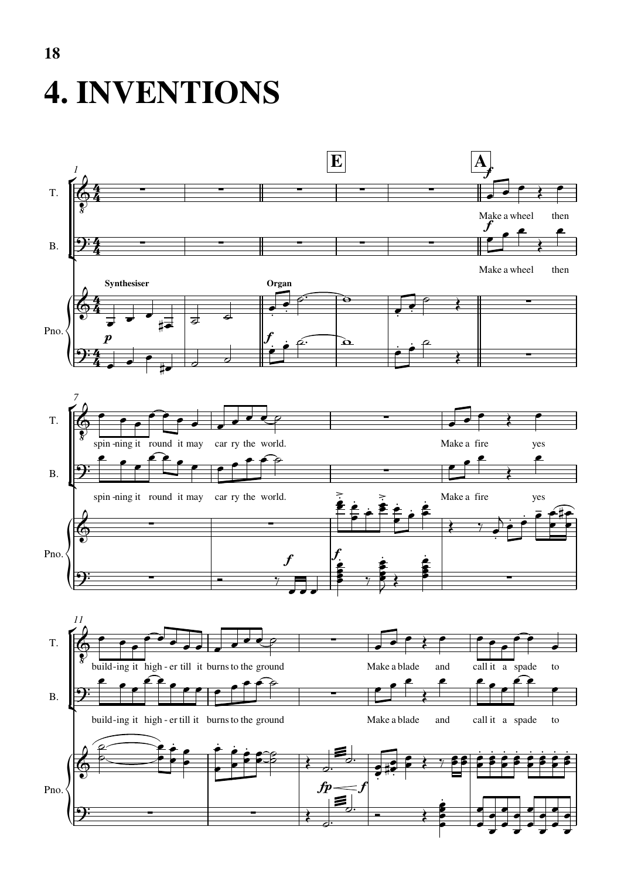# 4. INVENTIONS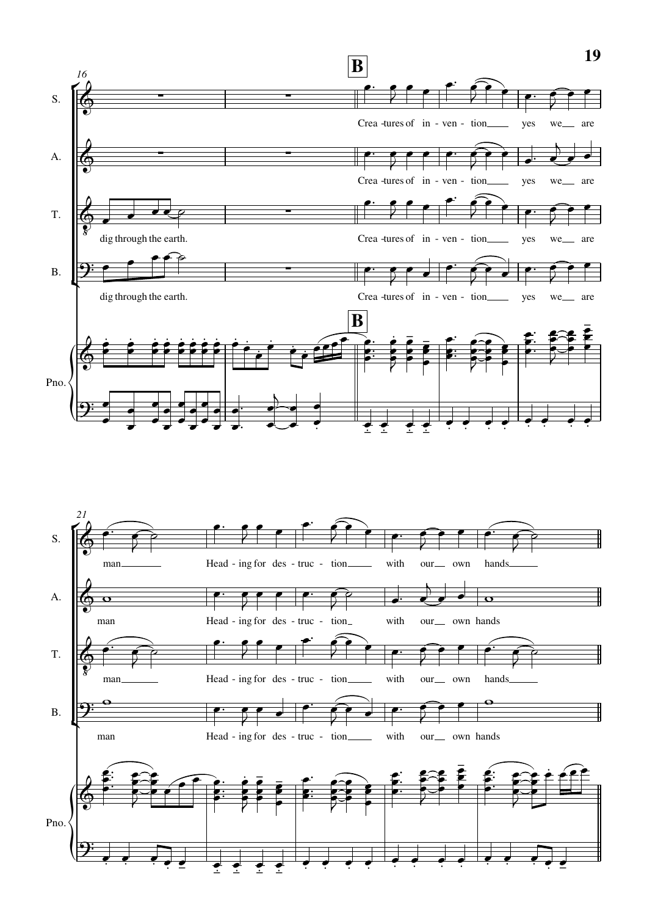**B**

S.: Crea - tures of in - ven - tion yes we are man Head - ing for des - truc - tion with our own hands

A.: Crea - tures of in - ven - tion yes we are man Head - ing for des - truc - tion with our own hands

T.: dig through the earth. Crea - tures of in - ven - tion yes we are man Head - ing for des - truc - tion with our own hands

B.: dig through the earth. Crea - tures of in - ven - tion yes we are man Head - ing for des - truc - tion with our own hands

Pno.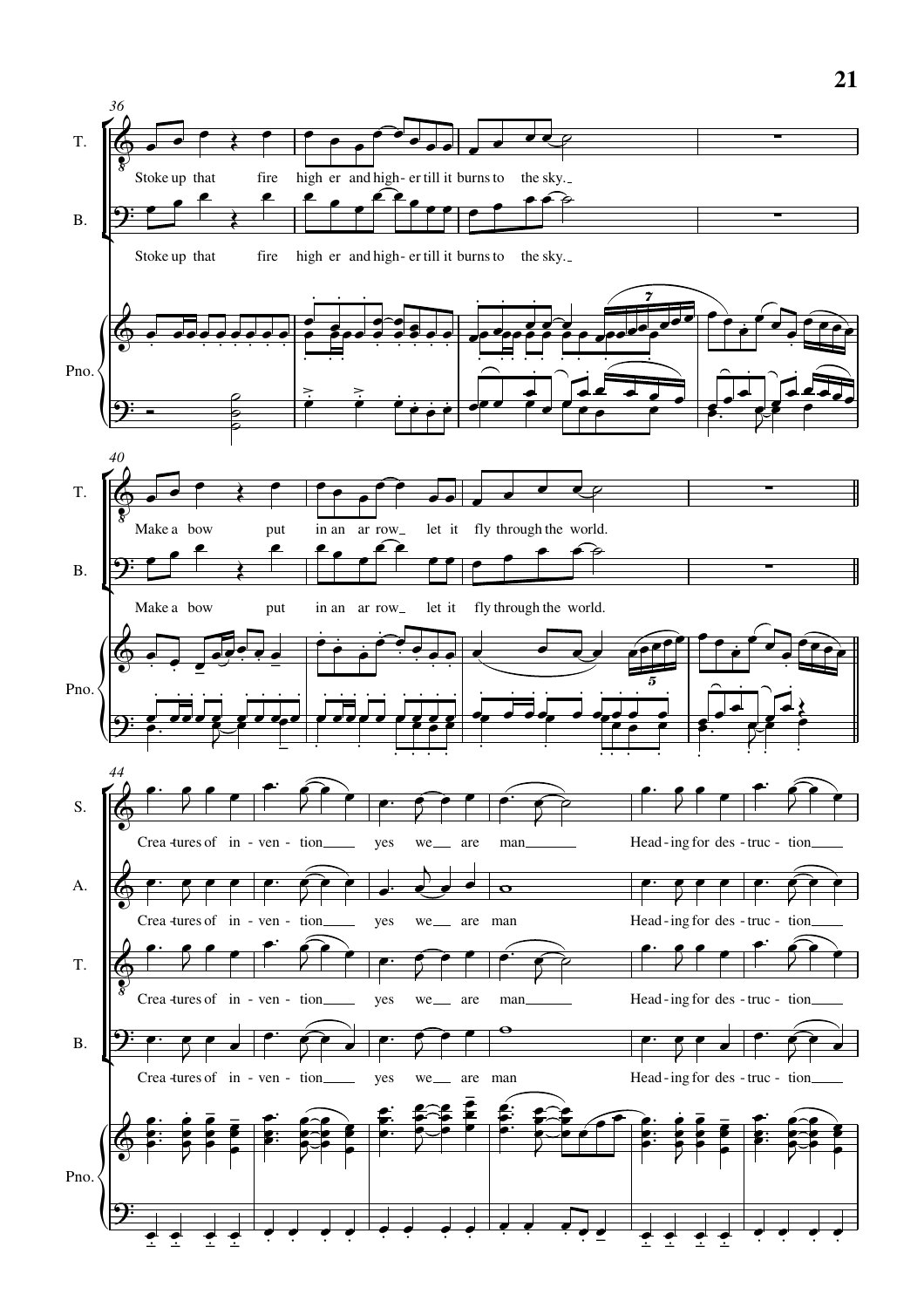36

T. Stoke up that fire high er and high- er till it burns to the sky.

B. Stoke up that fire high er and high- er till it burns to the sky.

Pno.

40

T. Make a bow put in an ar row let it fly through the world.

B. Make a bow put in an ar row let it fly through the world.

Pno.

44

S. Crea -tures of in - ven - tion yes we are man Head - ing for des - truc - tion

A. Crea -tures of in - ven - tion yes we are man Head - ing for des - truc - tion

T. Crea -tures of in - ven - tion yes we are man Head - ing for des - truc - tion

B. Crea -tures of in - ven - tion yes we are man Head - ing for des - truc - tion

Pno.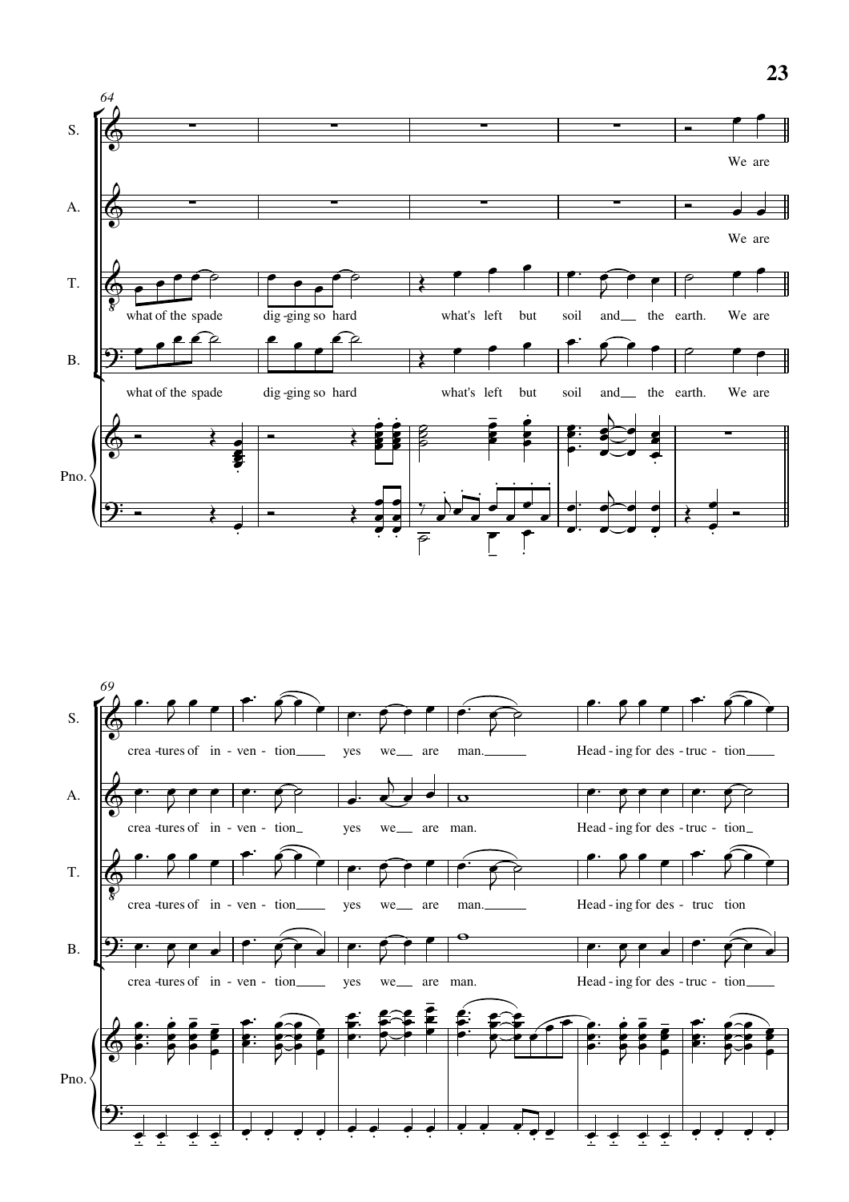64

S. A. T. B. Pno.

what of the spade dig-ging so hard what's left but soil and the earth. We are

69

crea-tures of in-ven-tion yes we are man. Head-ing for des-truc-tion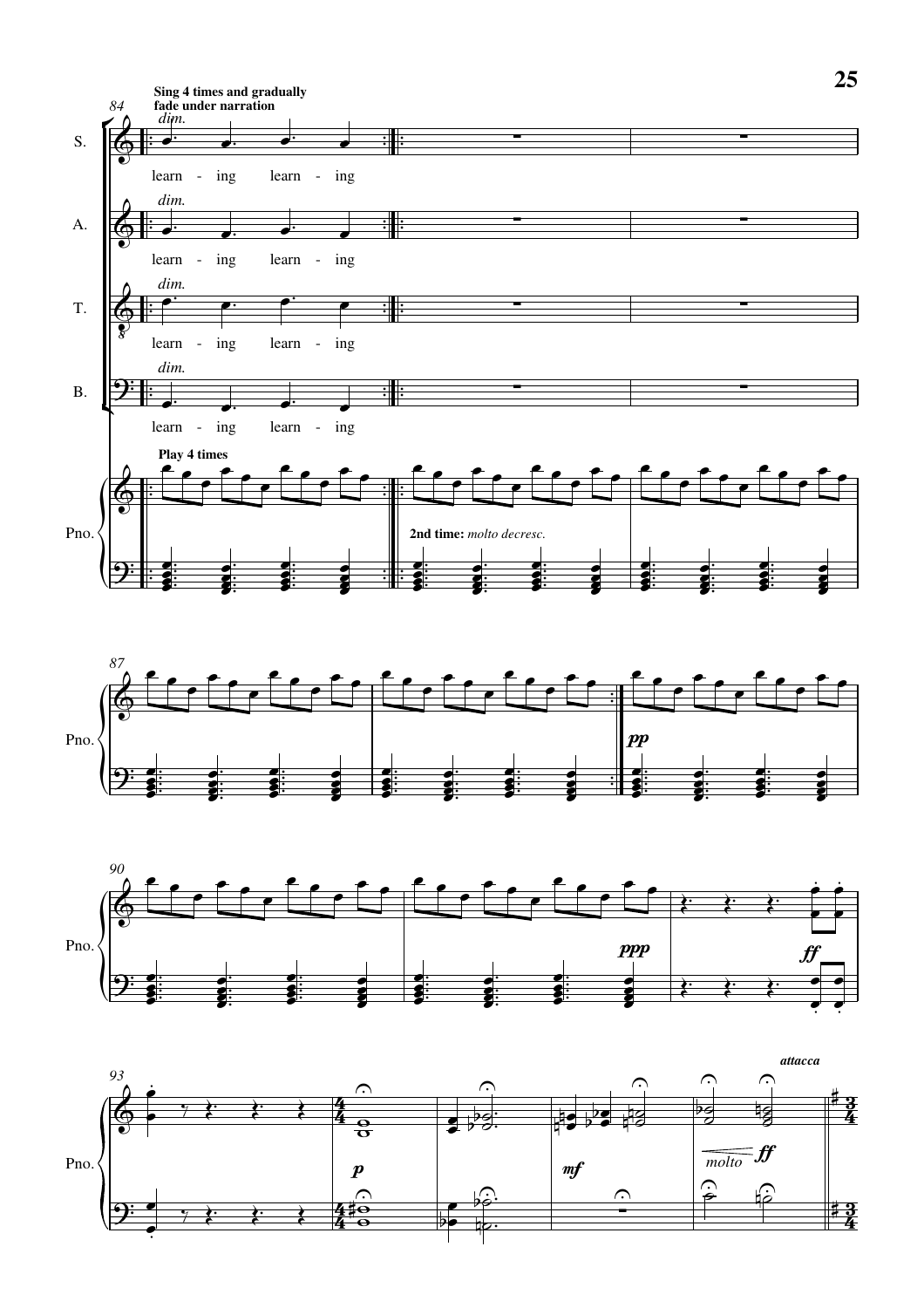Sing 4 times and gradually fade under narration

*dim.*

S. learn - ing learn - ing

A. learn - ing learn - ing

T. learn - ing learn - ing

B. learn - ing learn - ing

Pno.

Play 4 times

**2nd time:** *molto decresc.*

*pp*

*ppp*

*ff*

*p*

*mf*

*molto* *ff*

***attacca***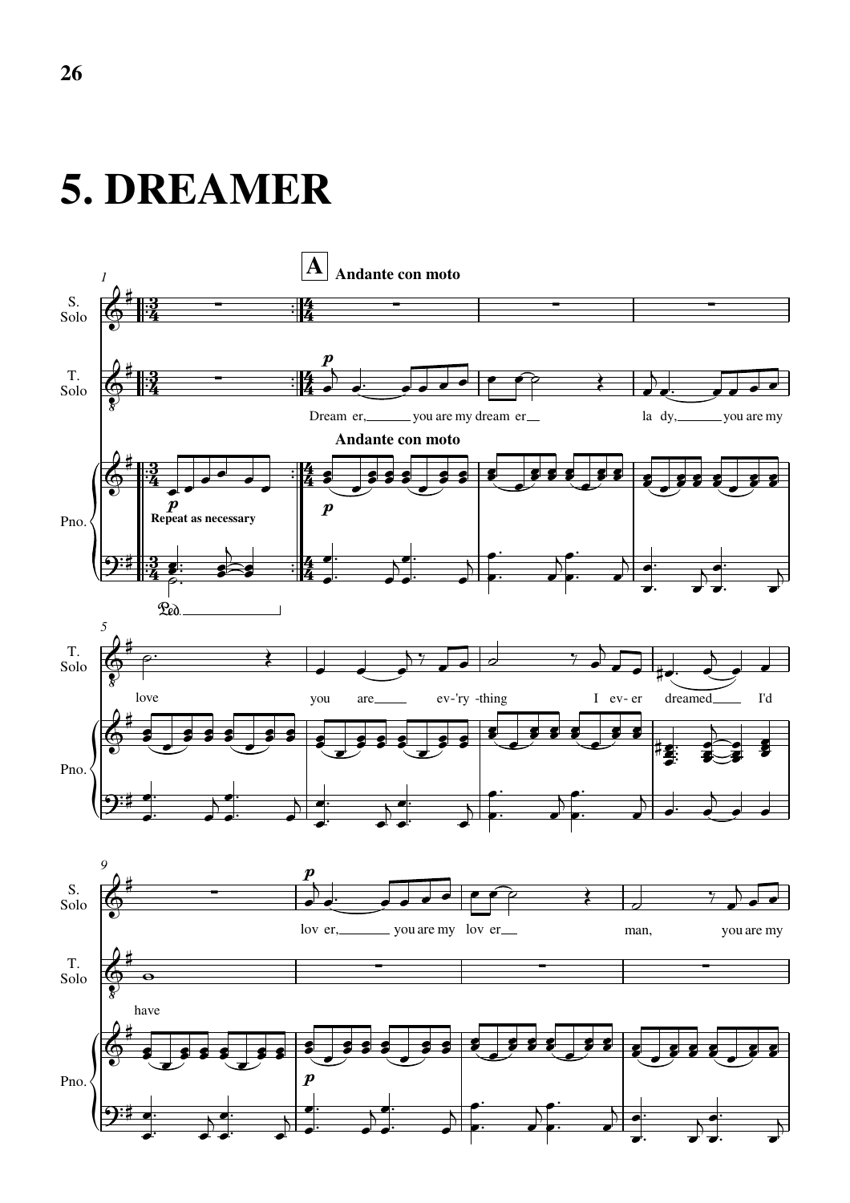# 5. DREAMER

**A** **Andante con moto**

S. Solo

T. Solo

Dream er, you are my dream er la dy, you are my love you are ev-'ry -thing I ev- er dreamed I'd have

lov er, you are my lov er man, you are my

Pno.

**Andante con moto**

*p* **Repeat as necessary**

*p*

Ped.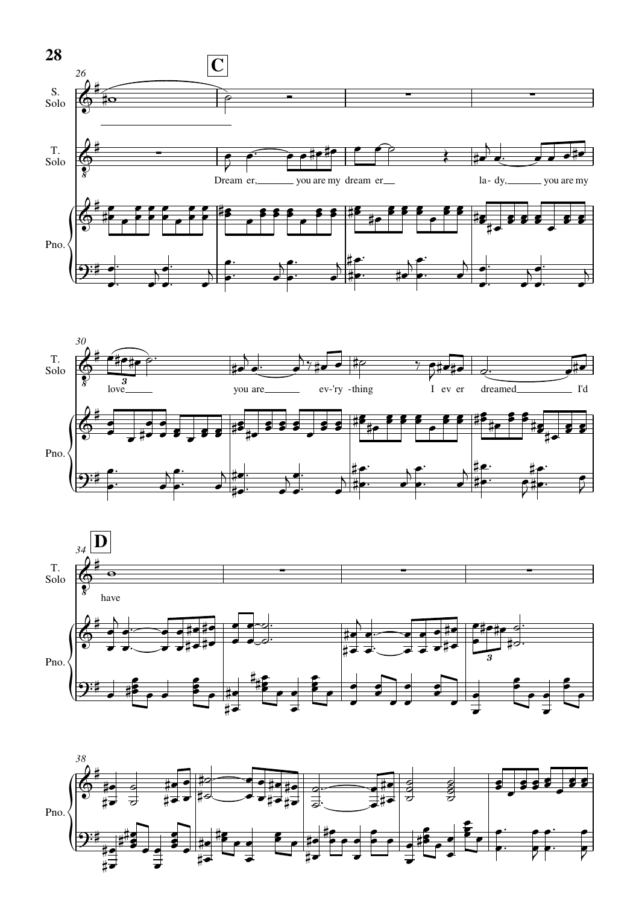**C**

S. Solo

T. Solo

Dream er, you are my dream er

la- dy, you are my

Pno.

T. Solo

love

you are ev-'ry -thing

I ev er dreamed I'd

Pno.

**D**

T. Solo

have

Pno.

Pno.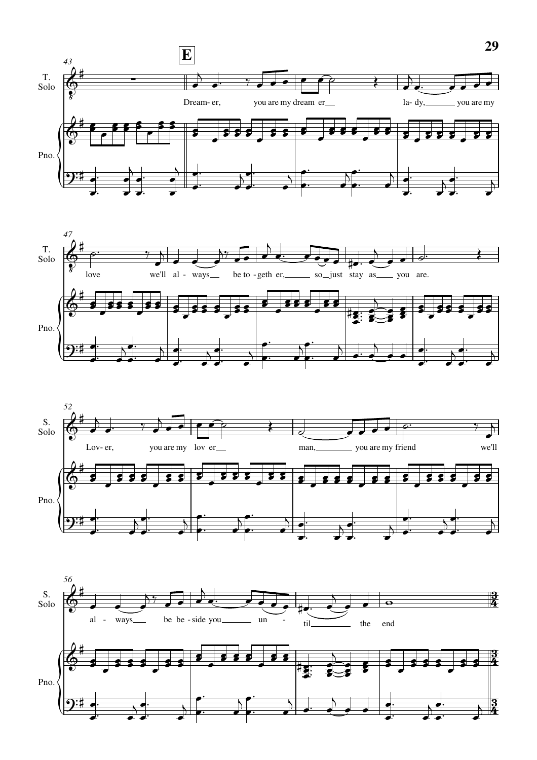**E**

T. Solo

Dream- er, you are my dream er la- dy, you are my love we'll al - ways be to - geth er, so just stay as you are.

S. Solo

Lov- er, you are my lov er man, you are my friend we'll al - ways be be - side you un - til the end

Pno.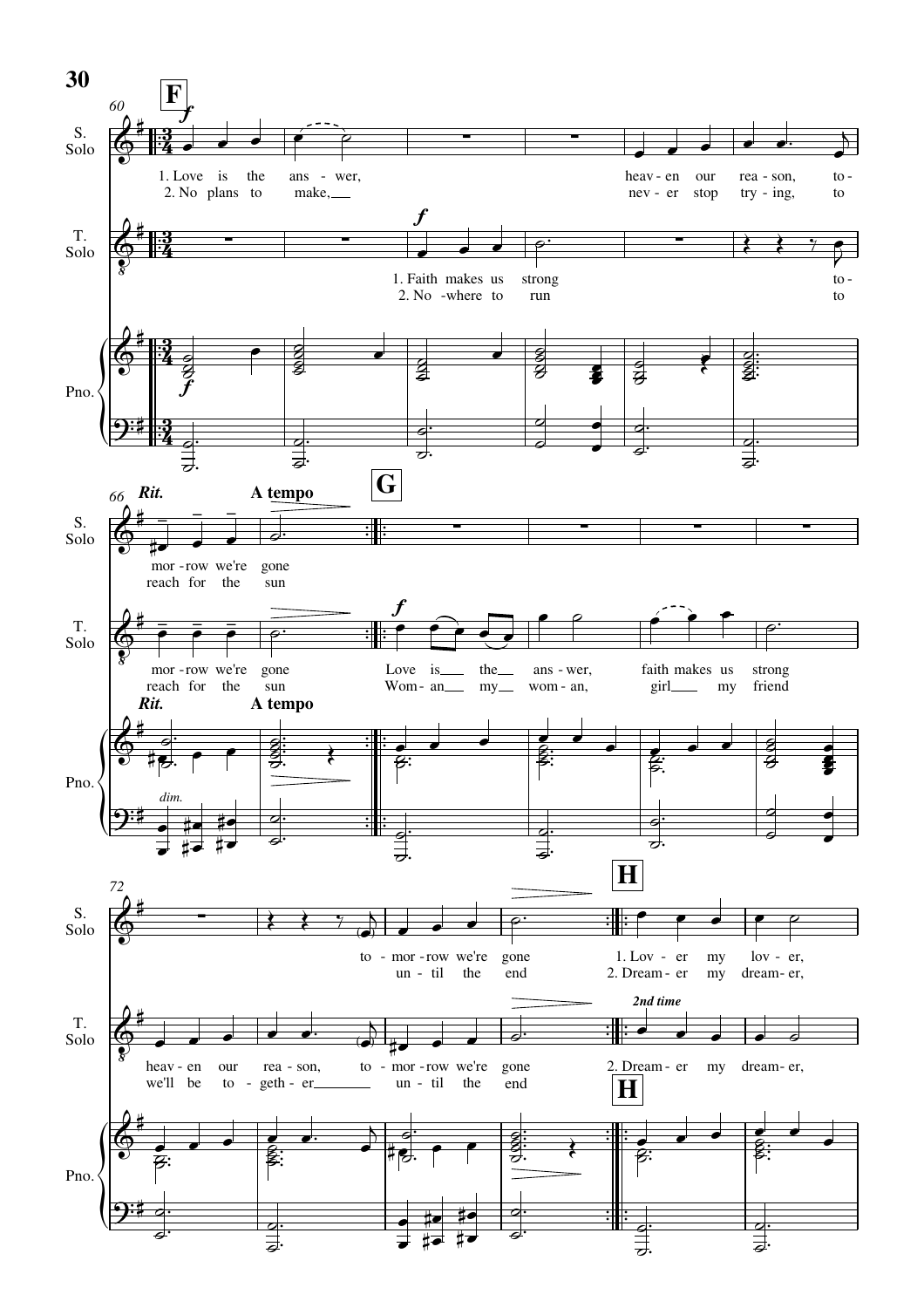**F**

60

S. Solo

1. Love is the ans - wer, heav - en our rea - son, to - mor - row we're gone

2. No plans to make, nev - er stop try - ing, to reach for the sun

T. Solo

1. Faith makes us strong to - mor - row we're gone

2. No - where to run to reach for the sun

Pno.

66 *Rit.* **A tempo**

**G**

T. Solo: Love is the ans - wer, faith makes us strong heav - en our rea - son, to - mor - row we're gone

Wom - an my wom - an, girl my friend we'll be to - geth - er un - til the end

*dim.*

72

S. Solo: to - mor - row we're gone / un - til the end

**H**

S. Solo: 1. Lov - er my lov - er, / 2. Dream - er my dream - er,

T. Solo: *2nd time* 2. Dream - er my dream - er,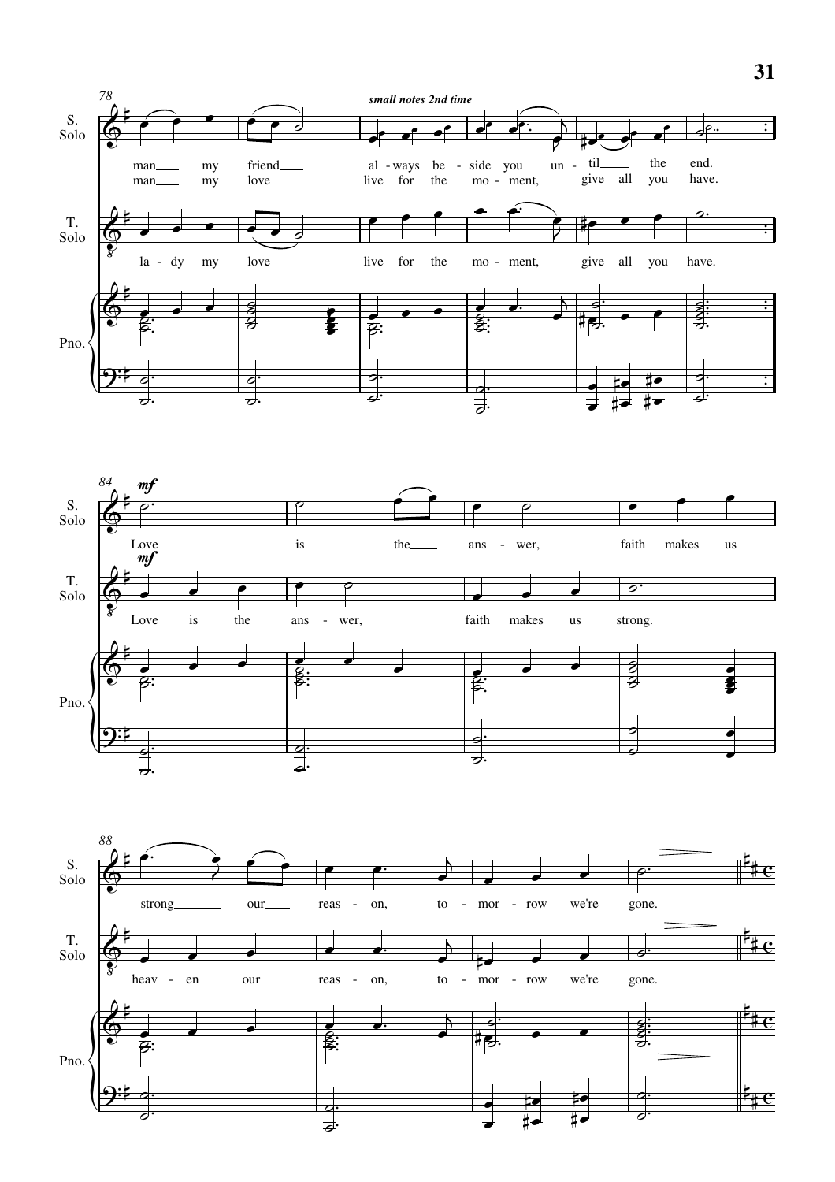78

*small notes 2nd time*

S. Solo: man__ my friend__ al - ways be - side you un - til__ the end.
man__ my love__ live for the mo - ment,__ give all you have.

T. Solo: la - dy my love__ live for the mo - ment,__ give all you have.

Pno.

84

***mf***

S. Solo: Love is the__ ans - wer, faith makes us

***mf***

T. Solo: Love is the ans - wer, faith makes us strong.

Pno.

88

S. Solo: strong__ our__ reas - on, to - mor - row we're gone.

T. Solo: heav - en our reas - on, to - mor - row we're gone.

Pno.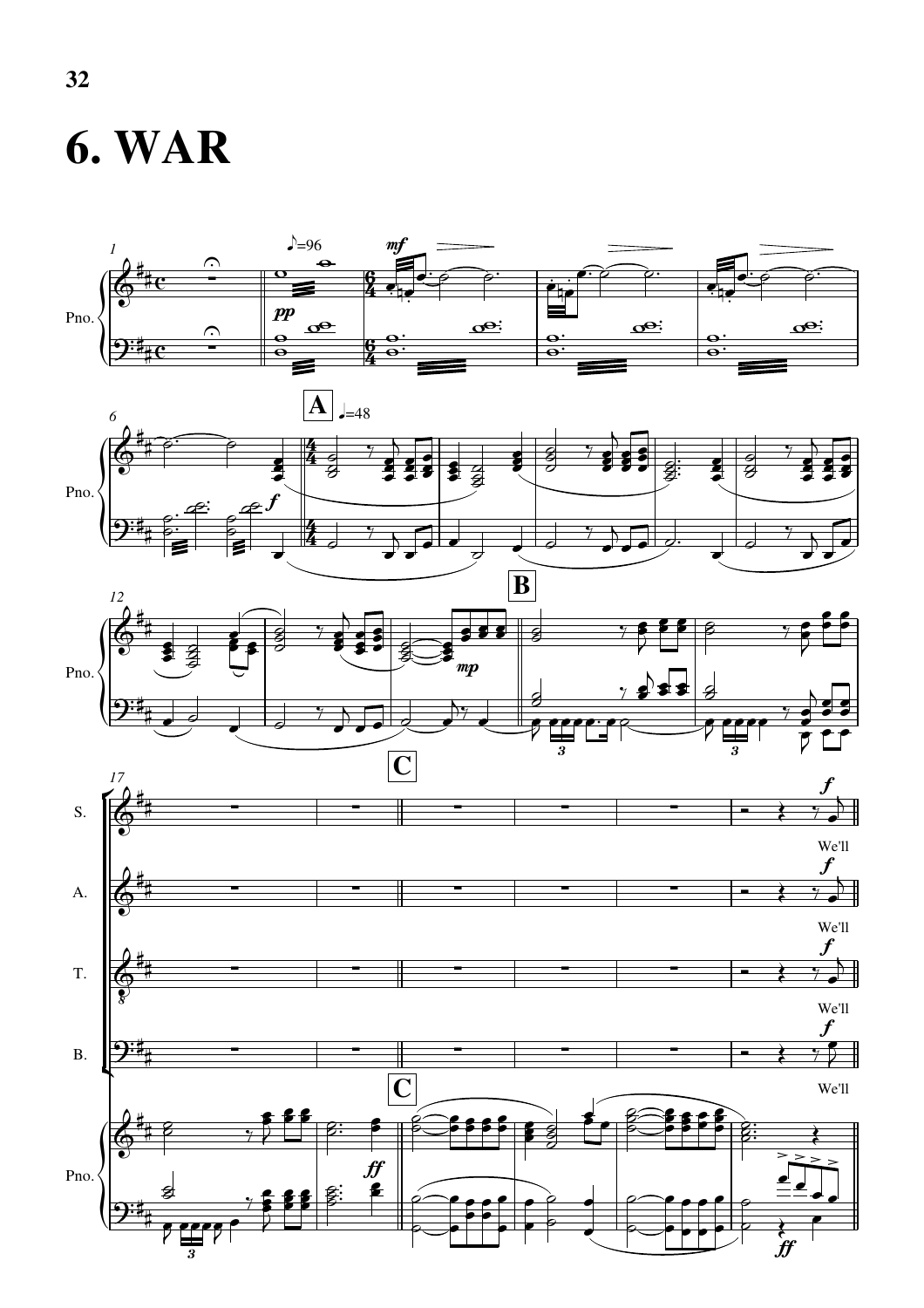# 6. WAR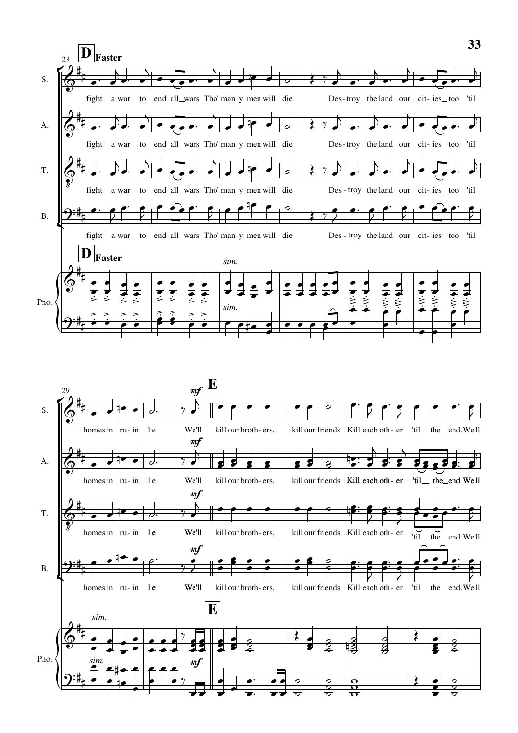**D** Faster

fight a war to end all_wars Tho' man y men will die Des - troy the land our cit - ies_too 'til

homes in ru - in lie We'll

*mf*

**E**

kill our broth - ers, kill our friends Kill each oth - er 'til the end. We'll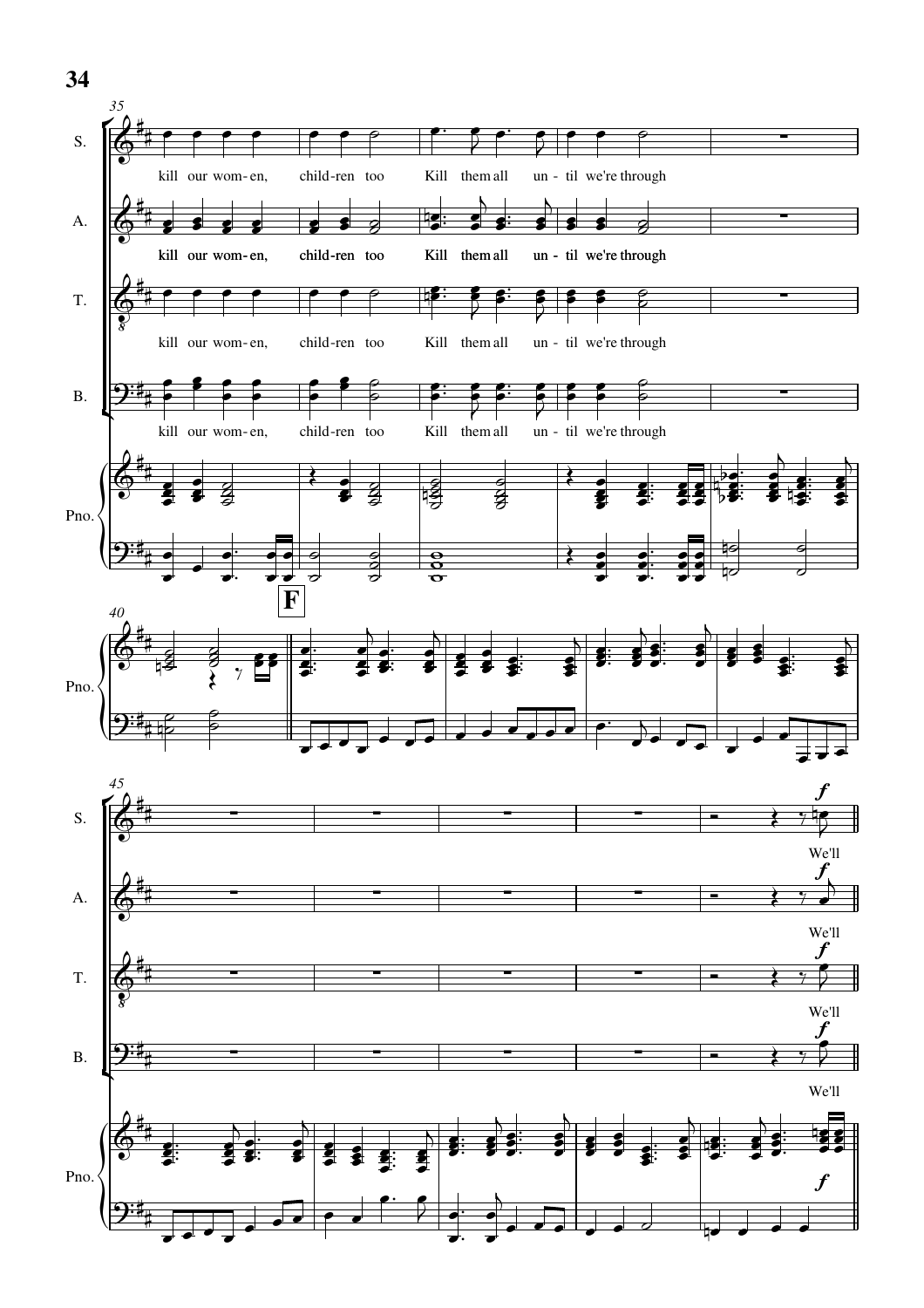kill our wom-en, child-ren too Kill them all un-til we're through

**F**

We'll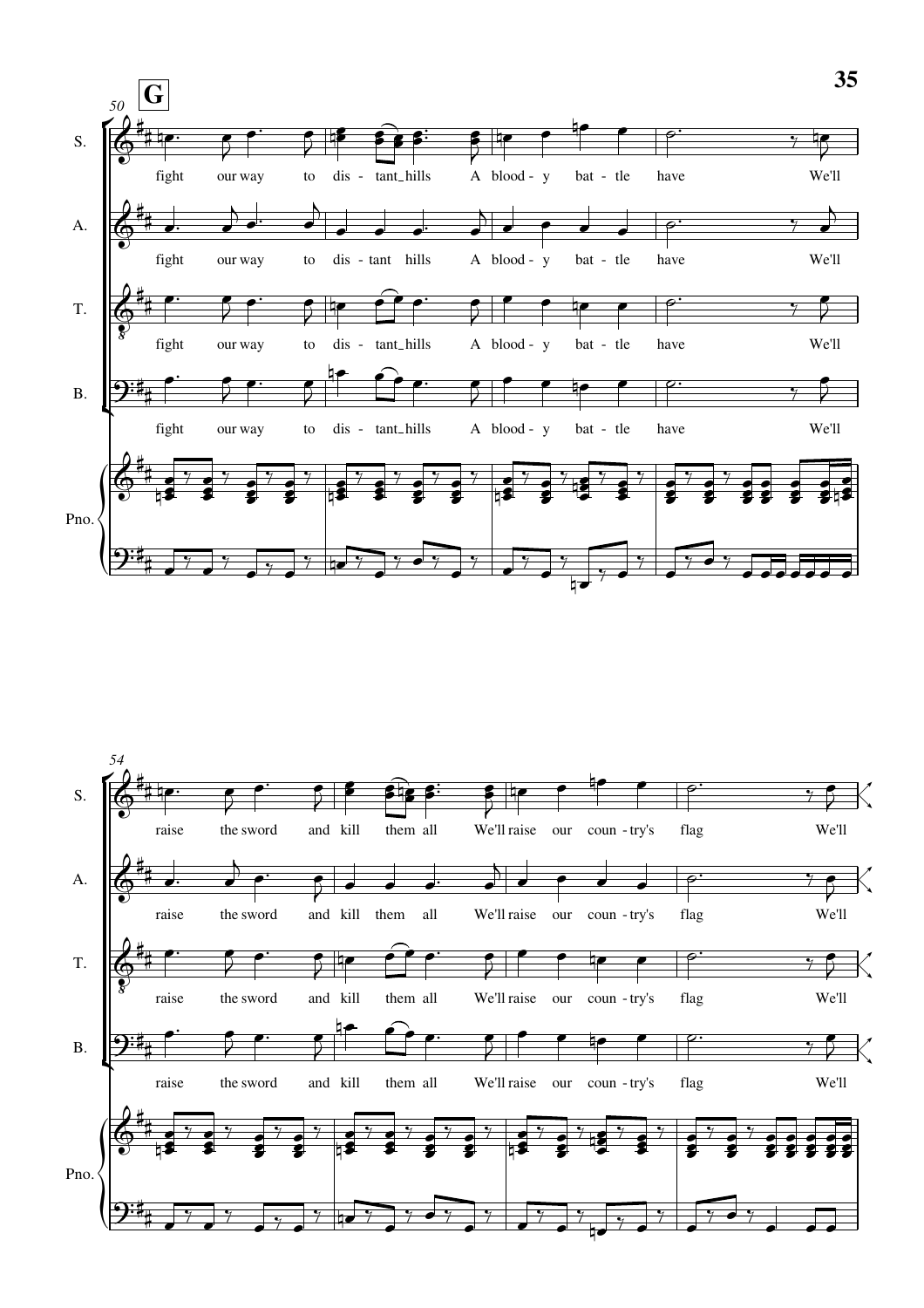**G**

S.: fight our way to dis - tant_hills A blood - y bat - tle have We'll

A.: fight our way to dis - tant hills A blood - y bat - tle have We'll

T.: fight our way to dis - tant_hills A blood - y bat - tle have We'll

B.: fight our way to dis - tant_hills A blood - y bat - tle have We'll

Pno.

S.: raise the sword and kill them all We'll raise our coun - try's flag We'll

A.: raise the sword and kill them all We'll raise our coun - try's flag We'll

T.: raise the sword and kill them all We'll raise our coun - try's flag We'll

B.: raise the sword and kill them all We'll raise our coun - try's flag We'll

Pno.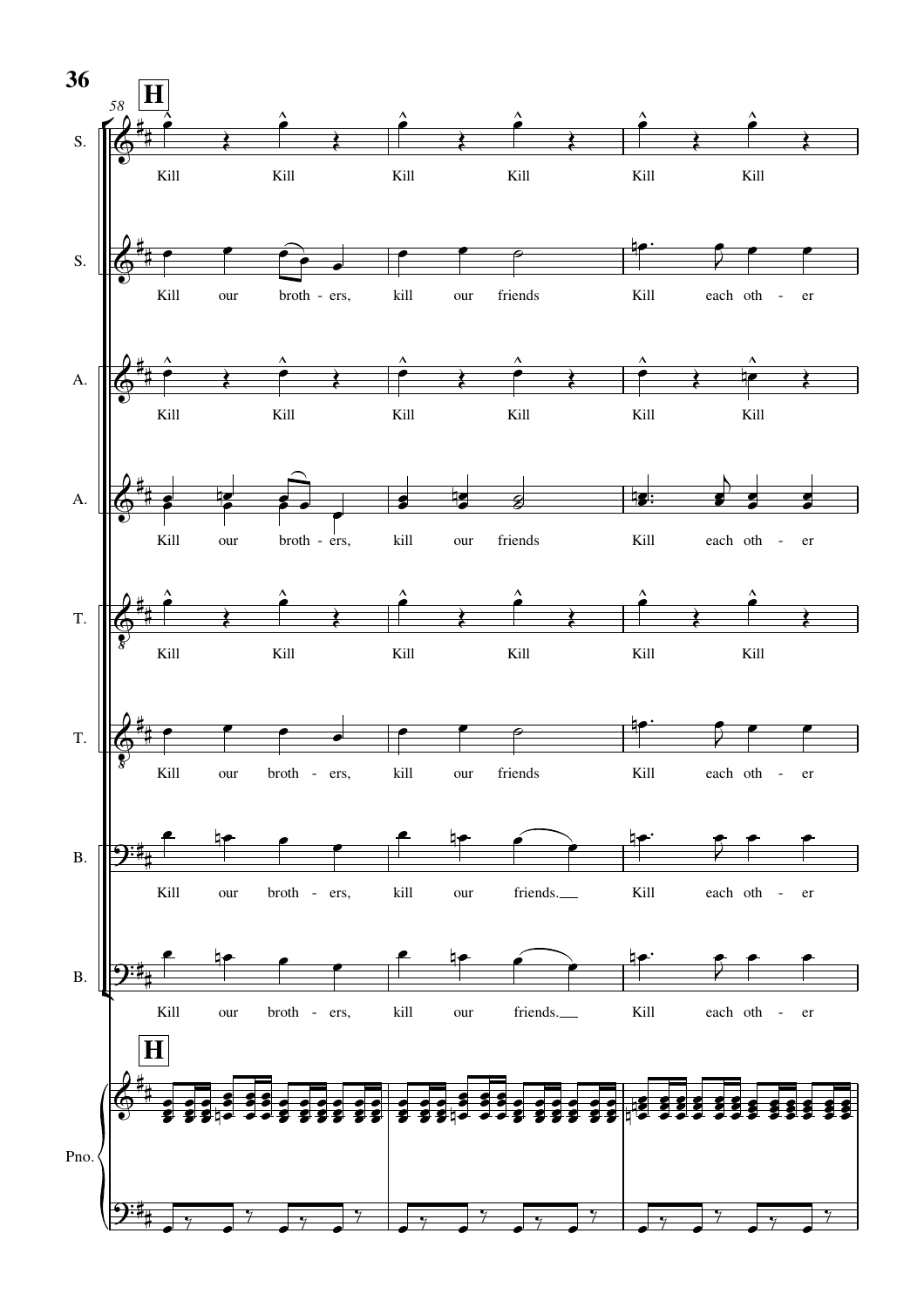**H**

58

S.: Kill Kill Kill Kill Kill Kill

S.: Kill our broth - ers, kill our friends Kill each oth - er

A.: Kill Kill Kill Kill Kill Kill

A.: Kill our broth - ers, kill our friends Kill each oth - er

T.: Kill Kill Kill Kill Kill Kill

T.: Kill our broth - ers, kill our friends Kill each oth - er

B.: Kill our broth - ers, kill our friends. Kill each oth - er

B.: Kill our broth - ers, kill our friends. Kill each oth - er

**H**

Pno.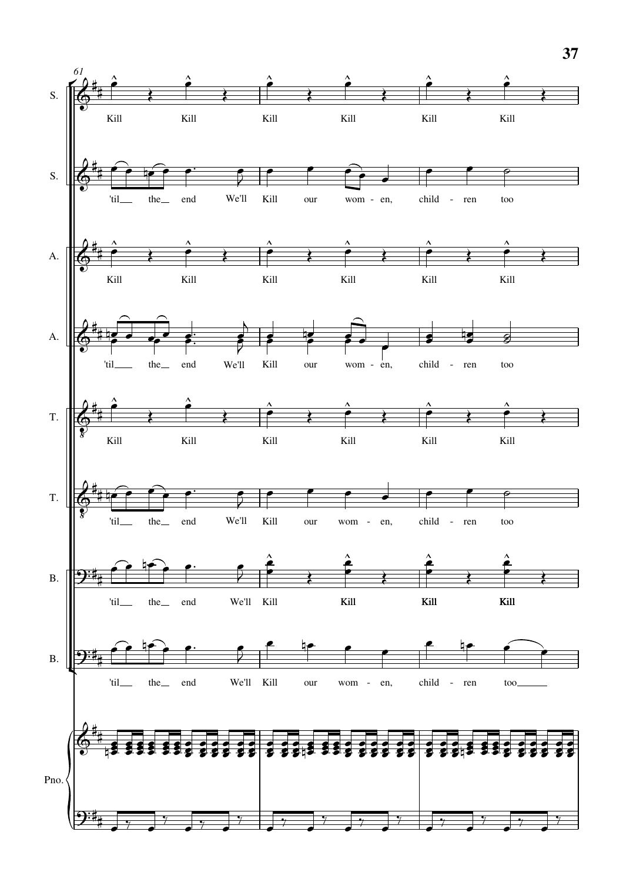61

S.: Kill Kill Kill Kill Kill Kill

S.: 'til the end We'll Kill our wom - en, child - ren too

A.: Kill Kill Kill Kill Kill Kill

A.: 'til the end We'll Kill our wom - en, child - ren too

T.: Kill Kill Kill Kill Kill Kill

T.: 'til the end We'll Kill our wom - en, child - ren too

B.: 'til the end We'll Kill Kill Kill Kill

B.: 'til the end We'll Kill our wom - en, child - ren too

Pno.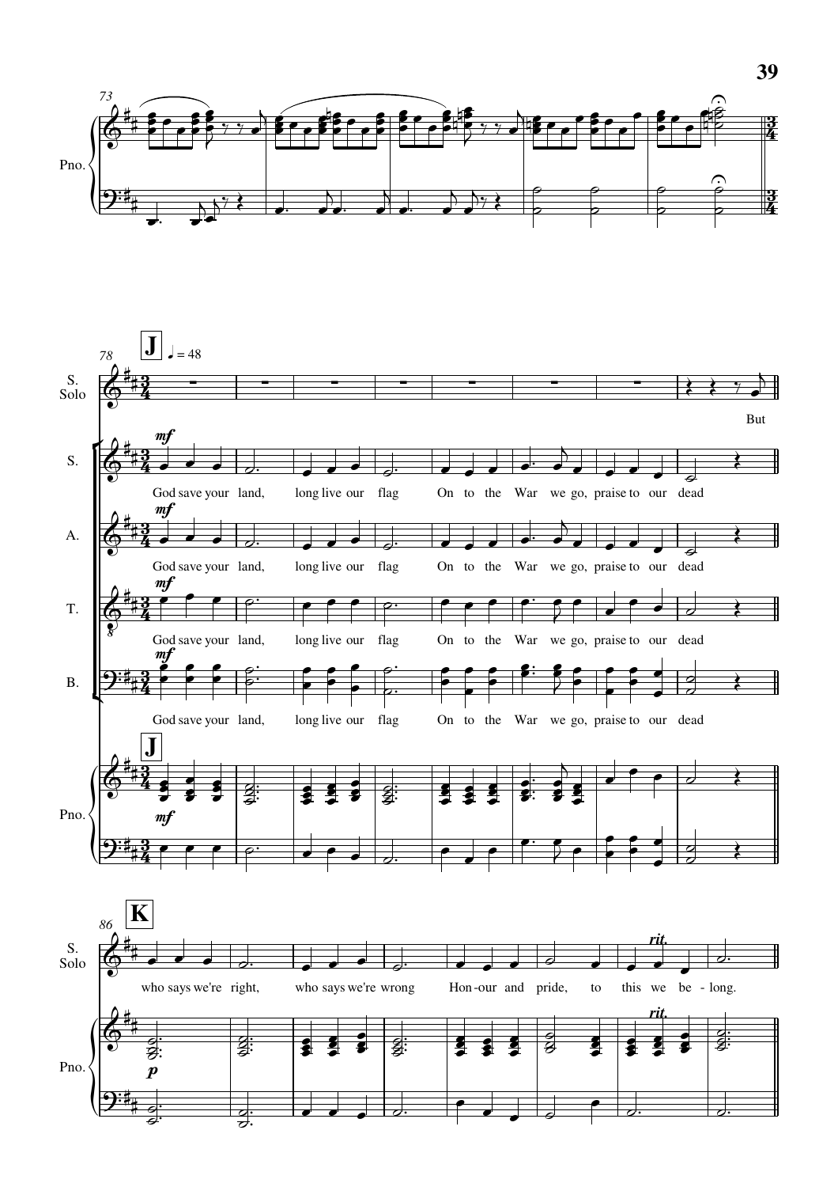**J** ♩ = 48

S. Solo: But

S., A., T., B.: God save your land, long live our flag On to the War we go, praise to our dead

**K**

S. Solo: who says we're right, who says we're wrong Hon-our and pride, to this we be - long.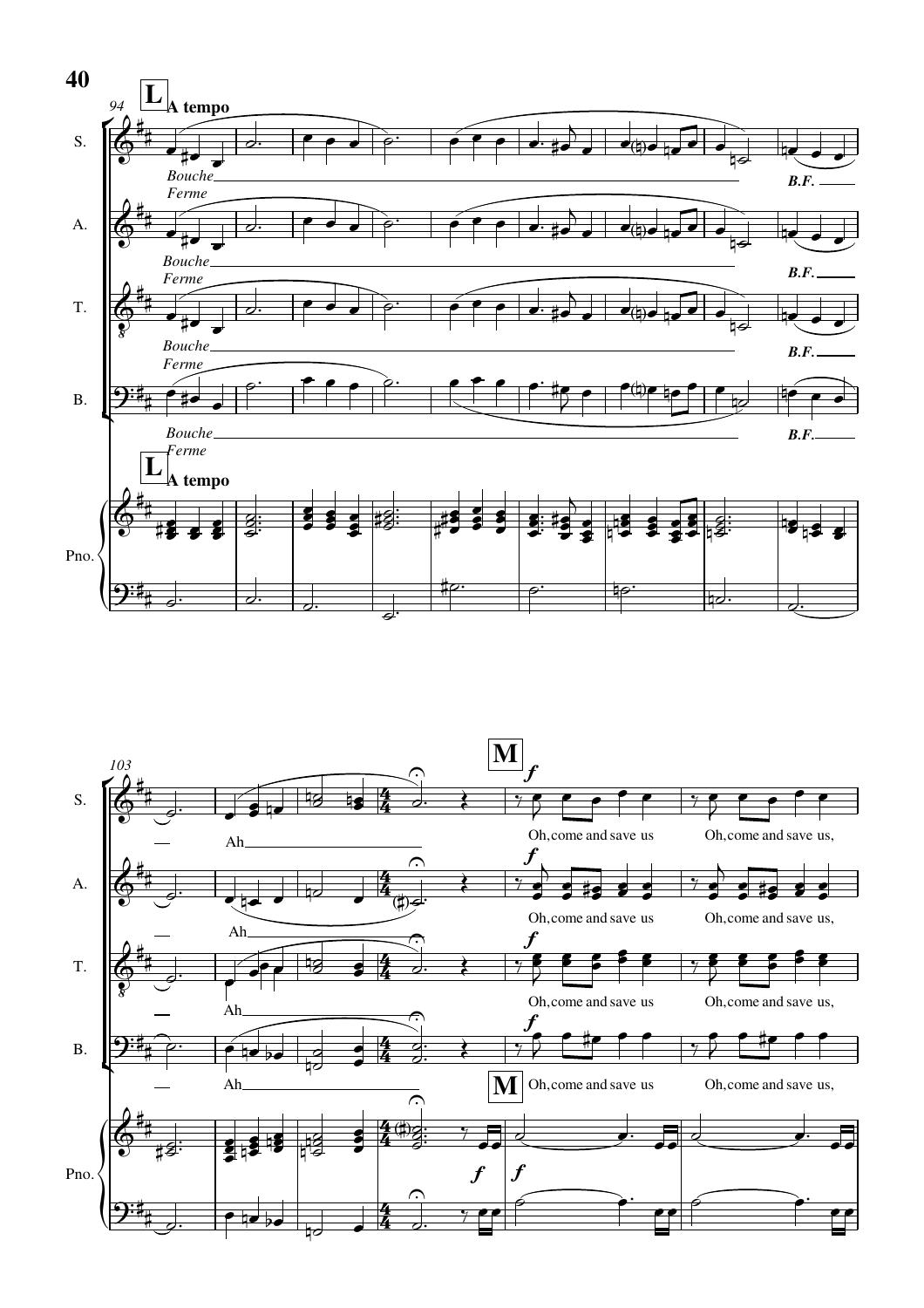**L** A tempo

S. *Bouche Ferme* — *B.F.*

A. *Bouche Ferme* — *B.F.*

T. *Bouche Ferme* — *B.F.*

B. *Bouche Ferme* — *B.F.*

Pno.

**M**

S. Ah — *f* Oh, come and save us Oh, come and save us,

A. Ah — *f* Oh, come and save us Oh, come and save us,

T. Ah — *f* Oh, come and save us Oh, come and save us,

B. Ah — *f* Oh, come and save us Oh, come and save us,

Pno. *f* *f*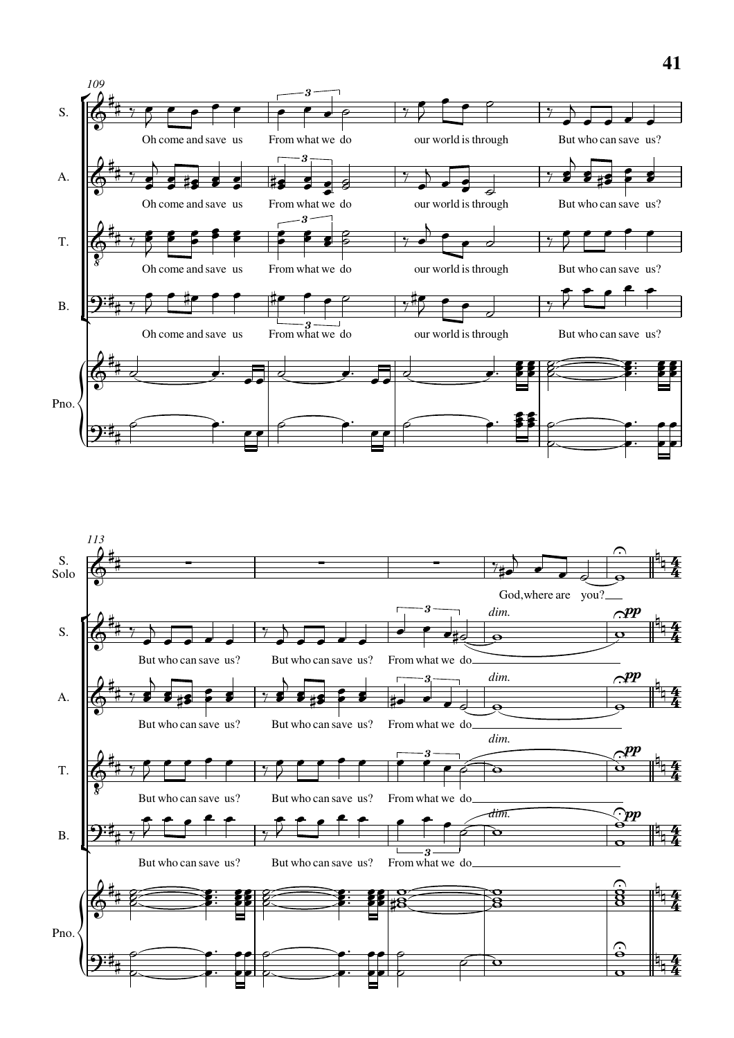109

S. Oh come and save us From what we do our world is through But who can save us?

A. Oh come and save us From what we do our world is through But who can save us?

T. Oh come and save us From what we do our world is through But who can save us?

B. Oh come and save us From what we do our world is through But who can save us?

Pno.

113

S. Solo God, where are you?

S. But who can save us? But who can save us? From what we do *dim.* *pp*

A. But who can save us? But who can save us? From what we do *dim.* *pp*

T. But who can save us? But who can save us? From what we do *dim.* *pp*

B. But who can save us? But who can save us? From what we do *dim.* *pp*

Pno.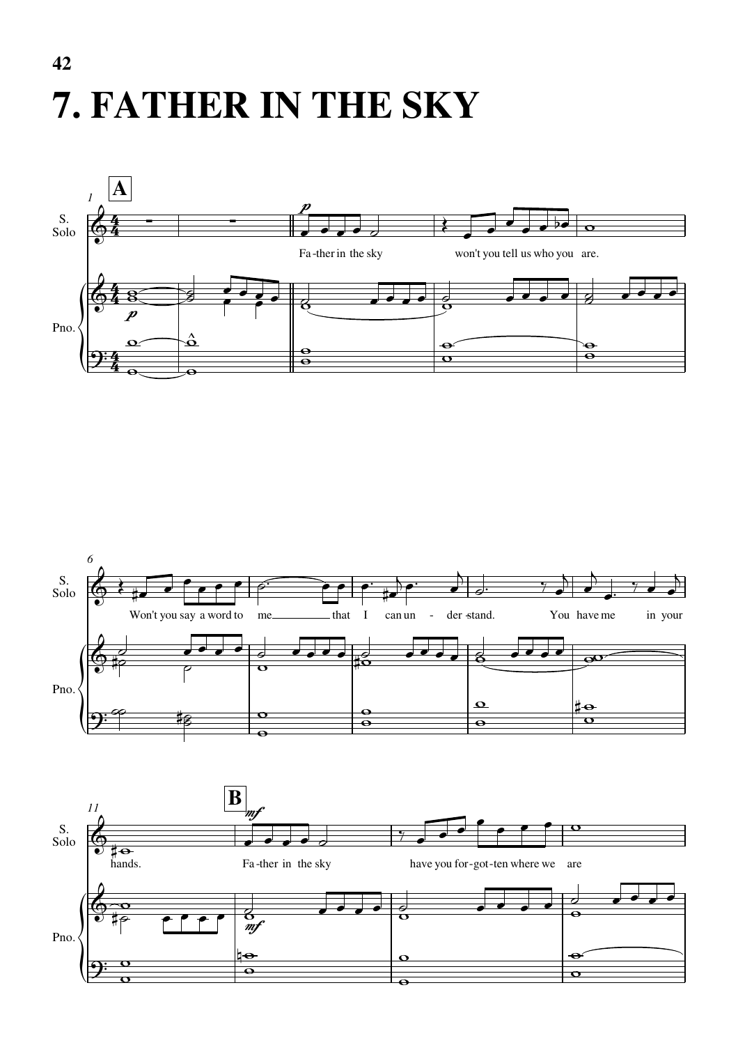# 7. FATHER IN THE SKY

**A**

S. Solo

Fa-ther in the sky won't you tell us who you are.

Won't you say a word to me that I can un - der-stand. You have me in your hands.

**B**

Fa-ther in the sky have you for-got-ten where we are

Pno.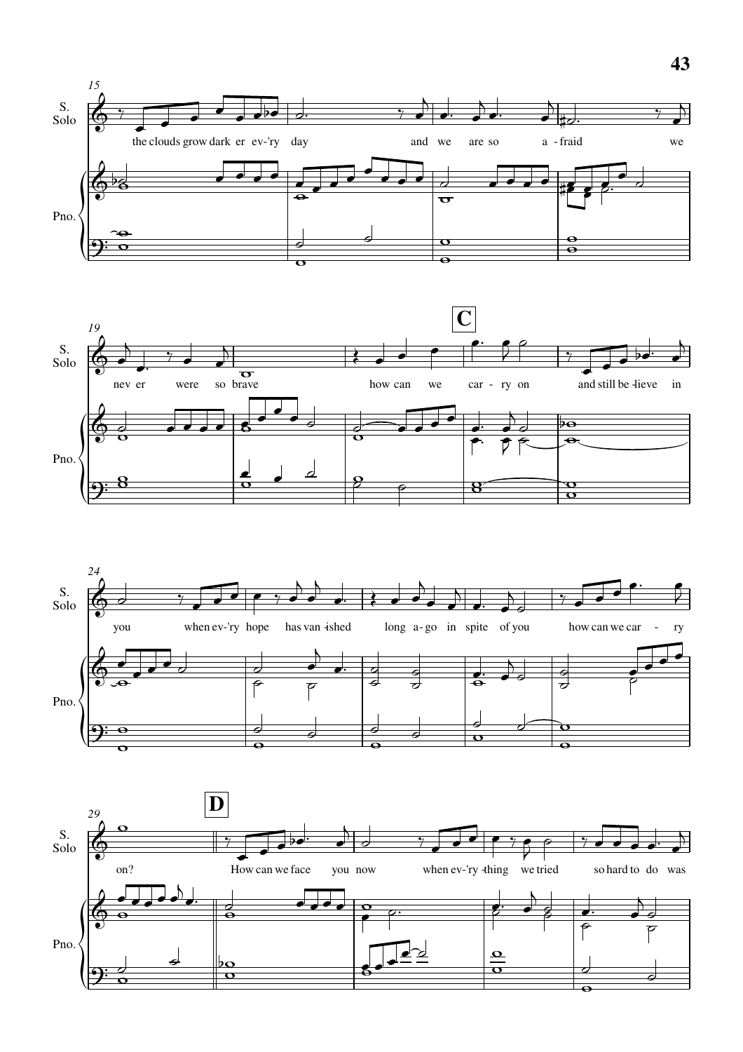15

S. Solo

the clouds grow dark er ev-'ry day and we are so a - fraid we

Pno.

19

**C**

nev er were so brave how can we car - ry on and still be - lieve in

24

you when ev-'ry hope has van - ished long a - go in spite of you how can we car - ry

29

**D**

on? How can we face you now when ev-'ry - thing we tried so hard to do was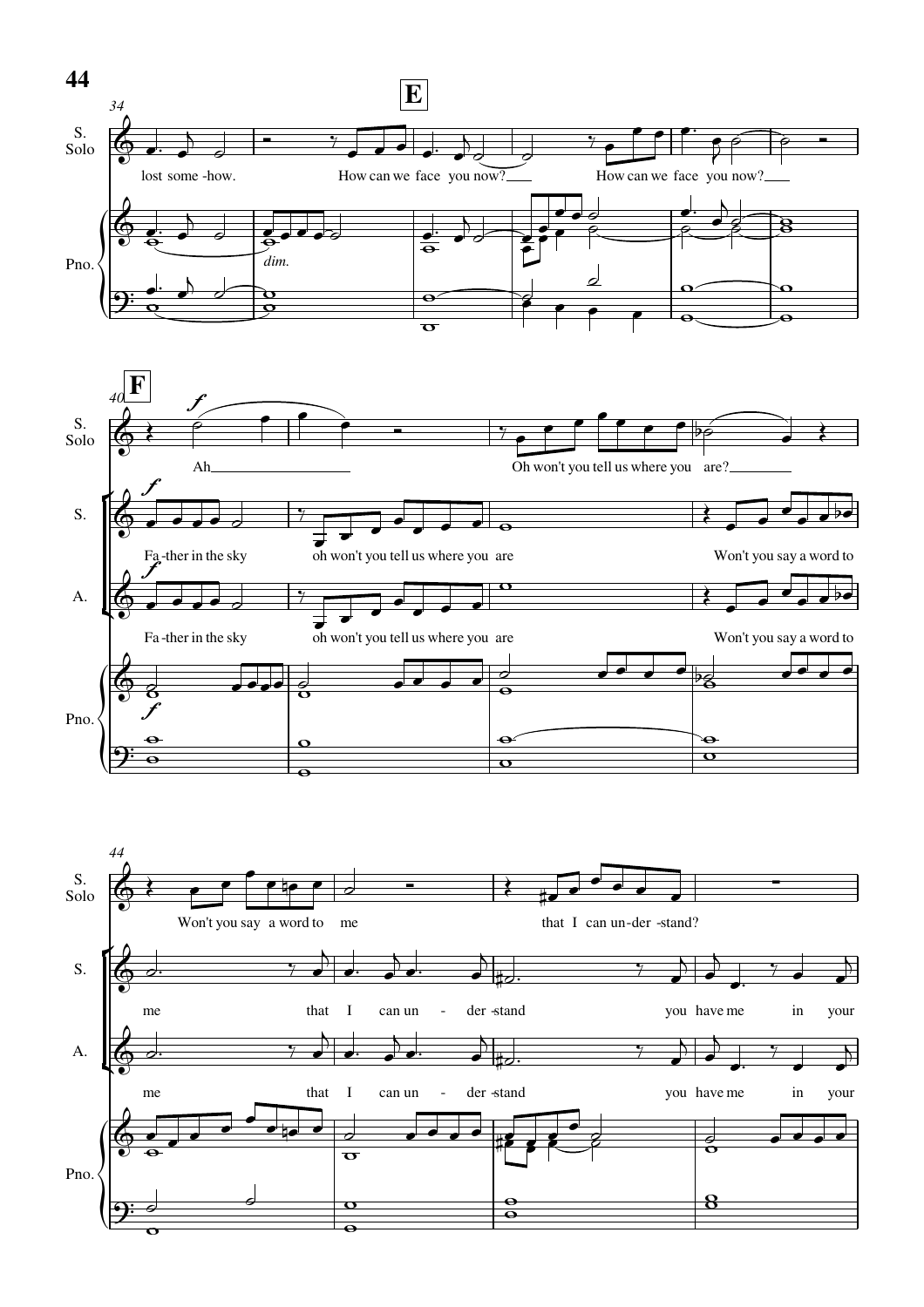**E**

lost some-how. How can we face you now? How can we face you now?

*dim.*

**F**

*f*

Ah

Oh won't you tell us where you are?

Fa-ther in the sky oh won't you tell us where you are Won't you say a word to

Fa-ther in the sky oh won't you tell us where you are Won't you say a word to

Won't you say a word to me that I can un-der-stand?

me that I can un-der-stand you have me in your

me that I can un-der-stand you have me in your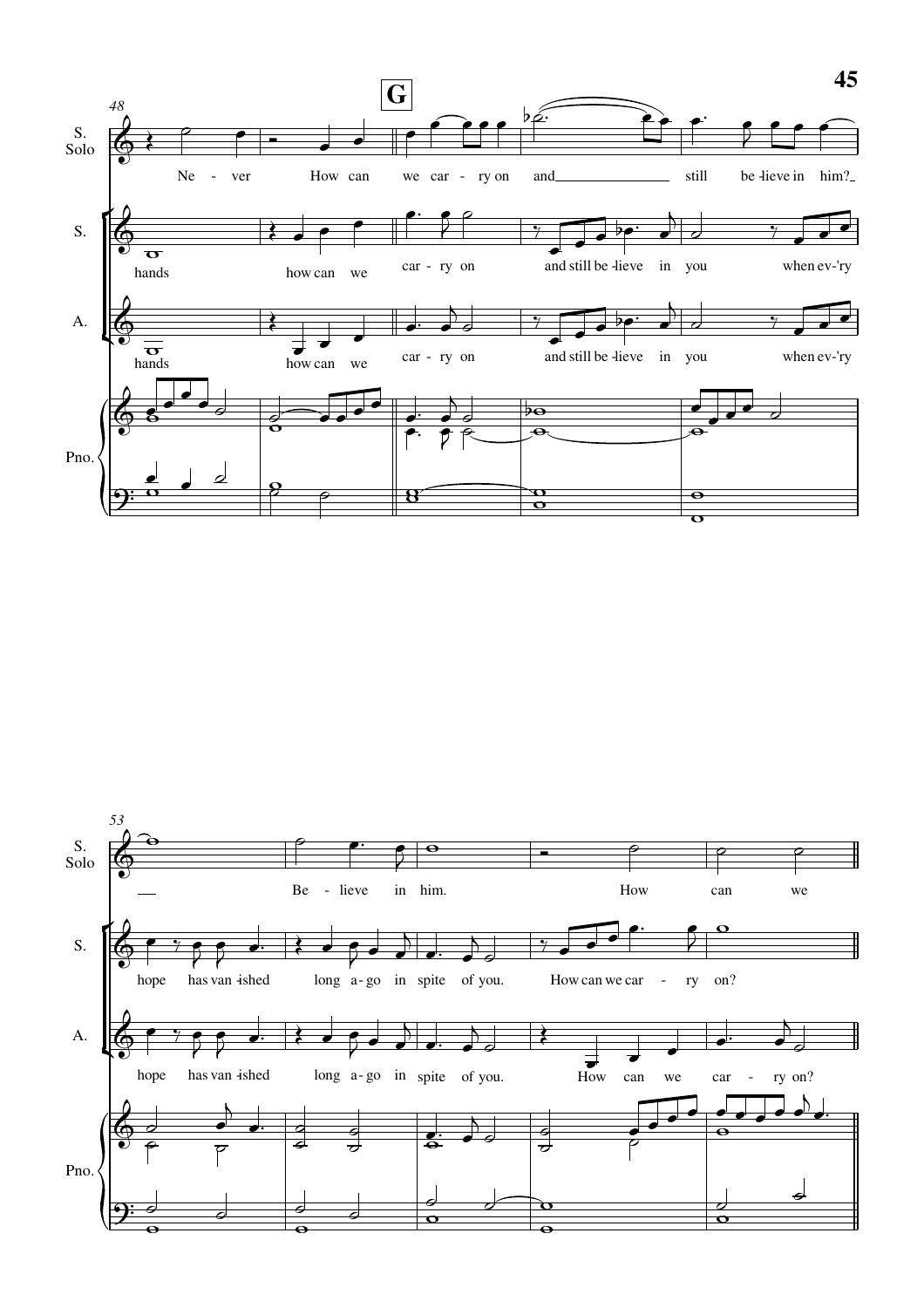**G**

S. Solo: Ne - ver How can we car - ry on and still be - lieve in him?

S.: hands how can we car - ry on and still be - lieve in you when ev-'ry

A.: hands how can we car - ry on and still be - lieve in you when ev-'ry

Pno.

S. Solo: Be - lieve in him. How can we

S.: hope has van - ished long a - go in spite of you. How can we car - ry on?

A.: hope has van - ished long a - go in spite of you. How can we car - ry on?

Pno.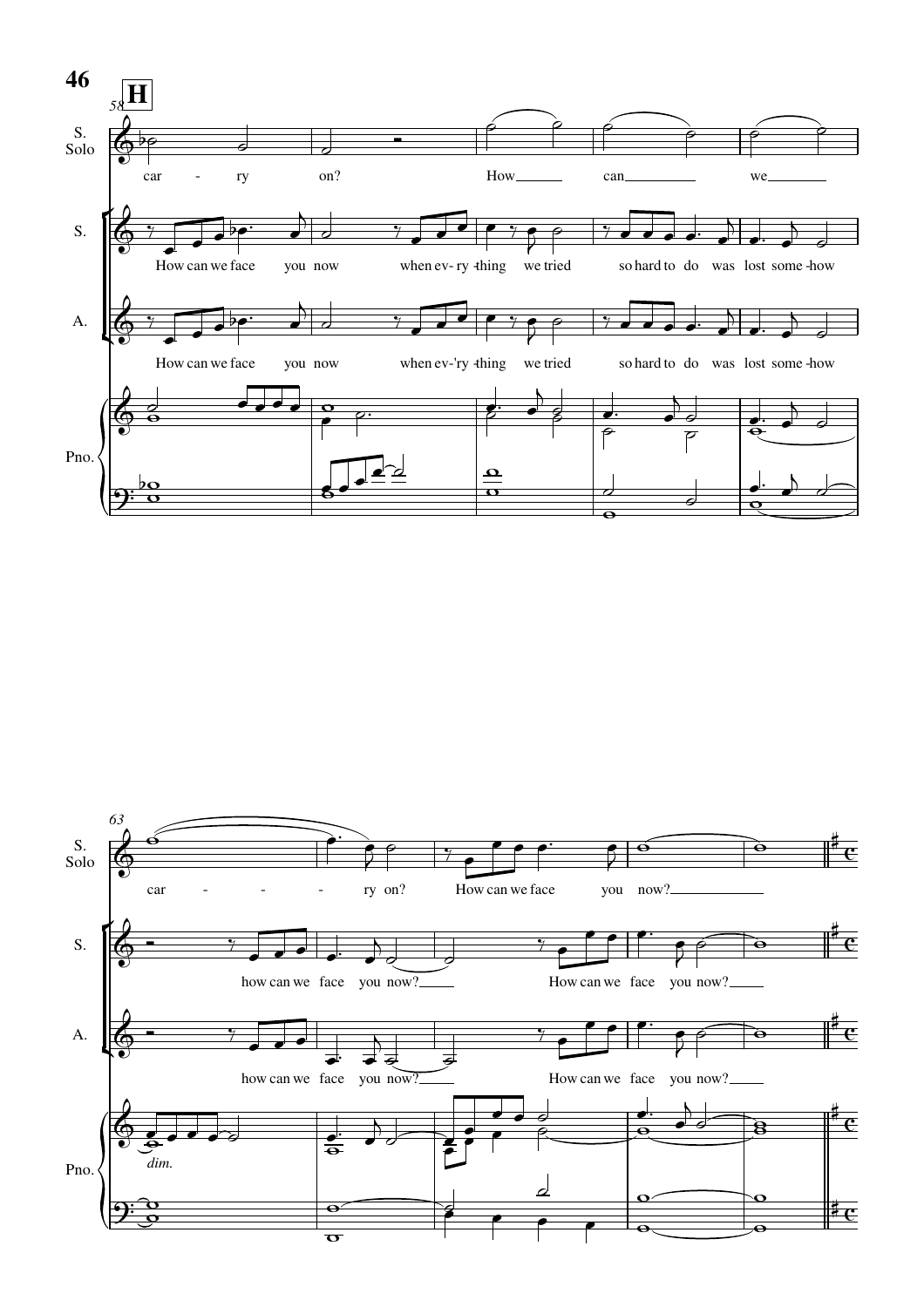**H**

S. Solo: car - ry on? How can we

S.: How can we face you now when ev-ry-thing we tried so hard to do was lost some-how

A.: How can we face you now when ev-'ry-thing we tried so hard to do was lost some-how

Pno.

S. Solo: car - - - ry on? How can we face you now?

S.: how can we face you now? How can we face you now?

A.: how can we face you now? How can we face you now?

Pno. *dim.*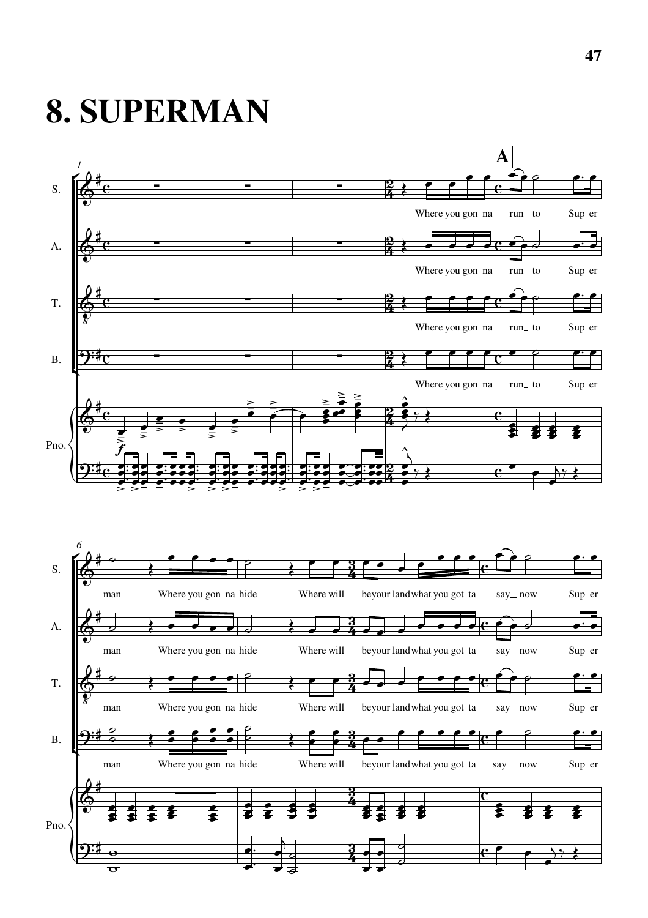# 8. SUPERMAN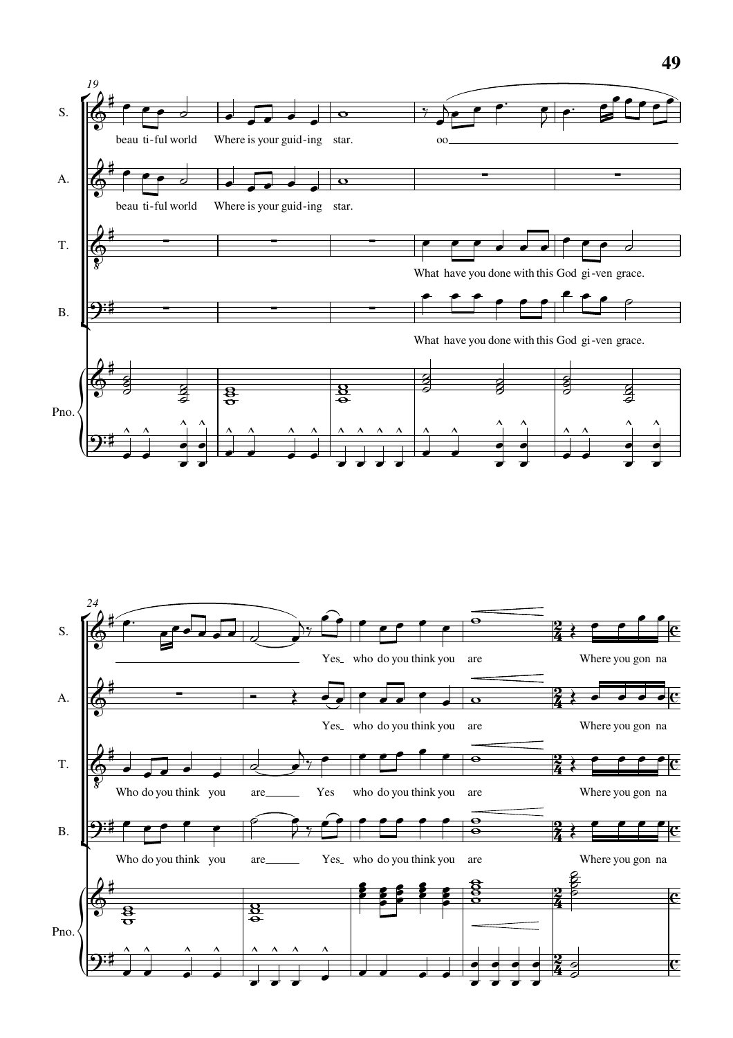19

S. beau ti-ful world Where is your guid-ing star. oo

A. beau ti-ful world Where is your guid-ing star.

T. What have you done with this God gi-ven grace.

B. What have you done with this God gi-ven grace.

Pno.

24

S. Yes_ who do you think you are Where you gon na

A. Yes_ who do you think you are Where you gon na

T. Who do you think you are_____ Yes who do you think you are Where you gon na

B. Who do you think you are_____ Yes_ who do you think you are Where you gon na

Pno.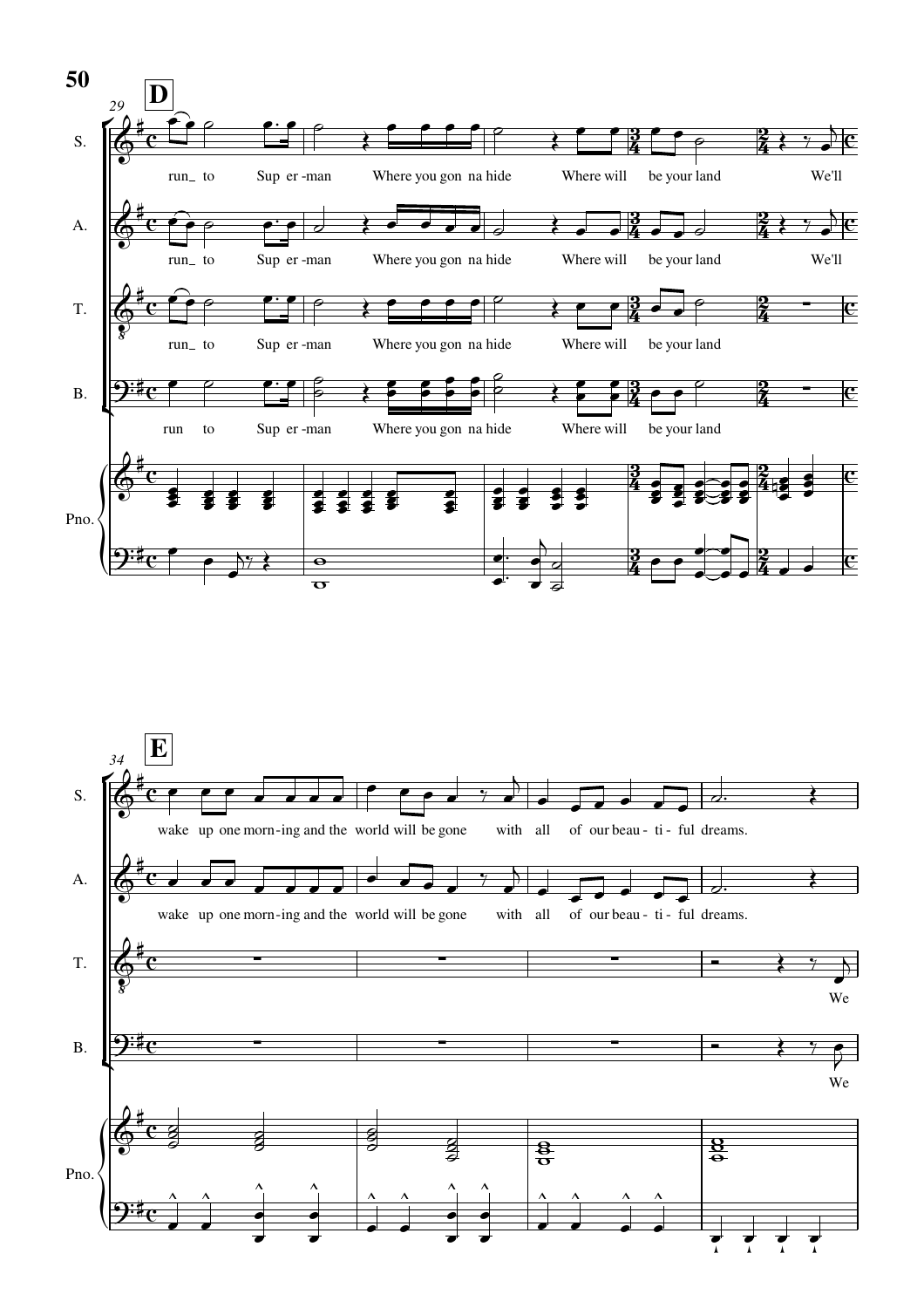**D**

S.: run_ to Sup er-man Where you gon na hide Where will be your land We'll

A.: run_ to Sup er-man Where you gon na hide Where will be your land We'll

T.: run_ to Sup er-man Where you gon na hide Where will be your land

B.: run to Sup er-man Where you gon na hide Where will be your land

Pno.

**E**

S.: wake up one morn-ing and the world will be gone with all of our beau - ti - ful dreams.

A.: wake up one morn-ing and the world will be gone with all of our beau - ti - ful dreams.

T.: We

B.: We

Pno.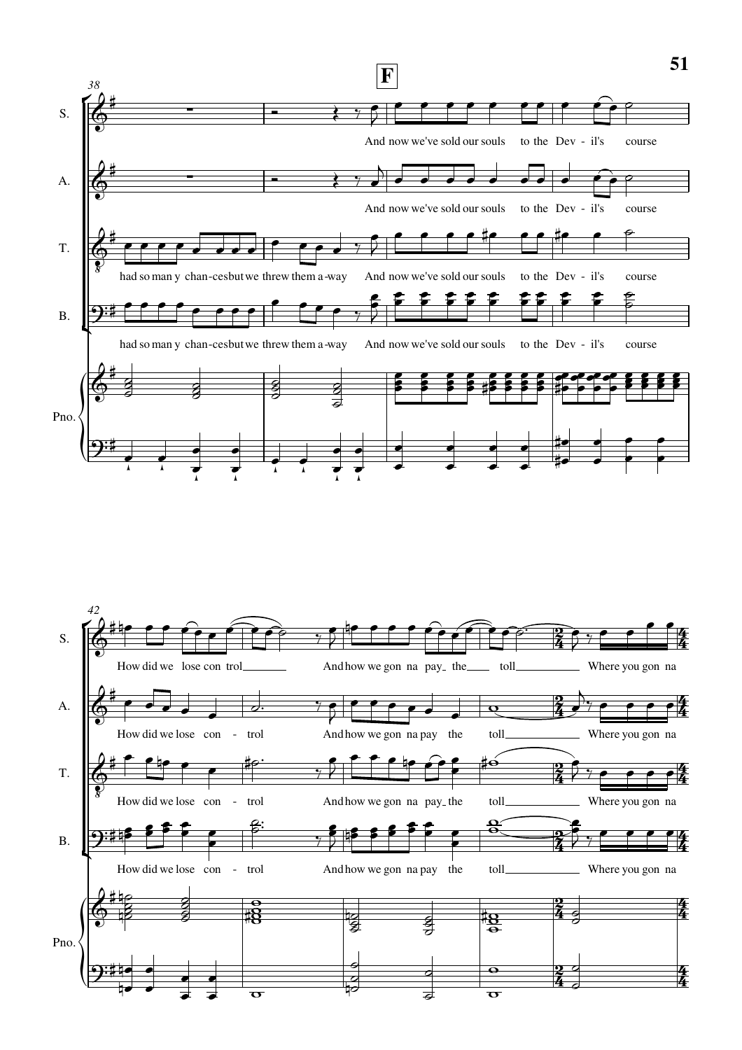F

And now we've sold our souls to the Dev - il's course

had so man y chan-ces but we threw them a-way

How did we lose con trol

And how we gon na pay the toll

Where you gon na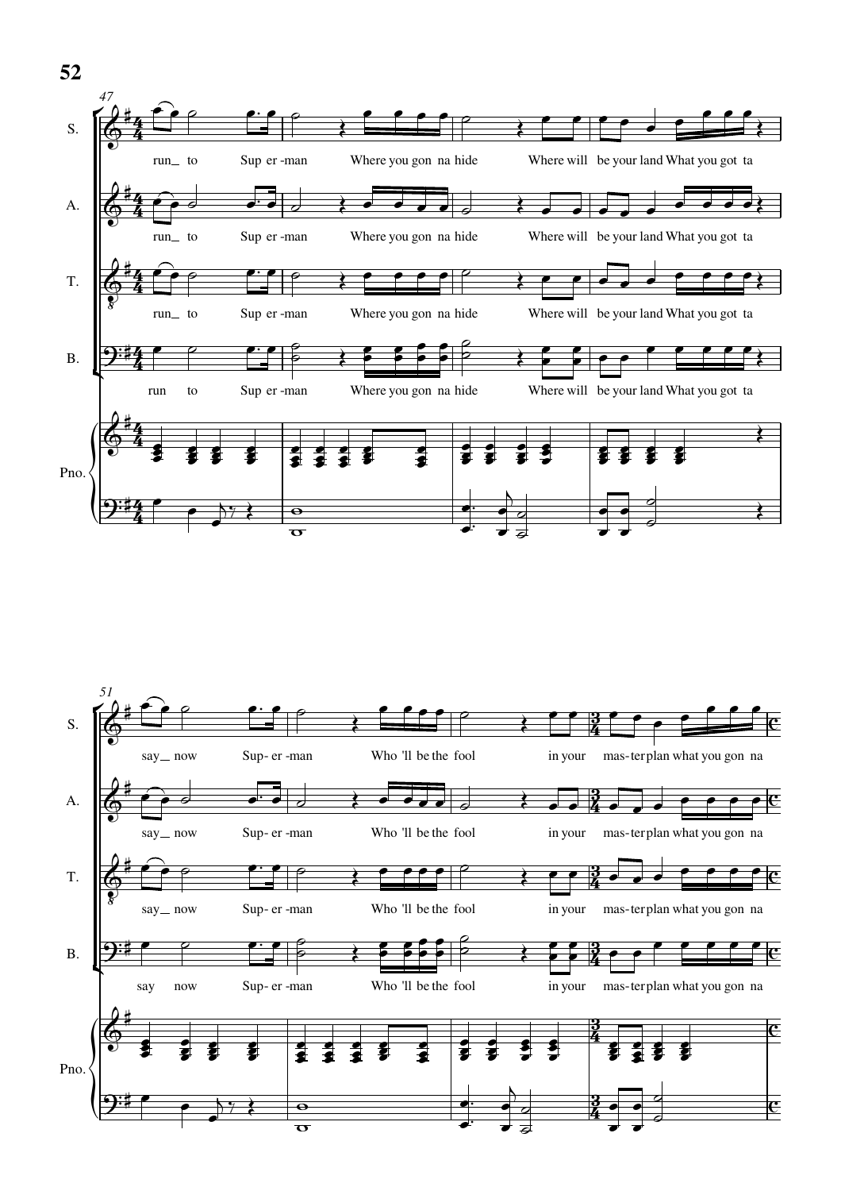47

S. run_ to Sup er -man Where you gon na hide Where will be your land What you got ta

A. run_ to Sup er -man Where you gon na hide Where will be your land What you got ta

T. run_ to Sup er -man Where you gon na hide Where will be your land What you got ta

B. run to Sup er -man Where you gon na hide Where will be your land What you got ta

Pno.

51

S. say_ now Sup- er -man Who 'll be the fool in your mas-ter plan what you gon na

A. say_ now Sup- er -man Who 'll be the fool in your mas-ter plan what you gon na

T. say_ now Sup- er -man Who 'll be the fool in your mas-ter plan what you gon na

B. say now Sup- er -man Who 'll be the fool in your mas-ter plan what you gon na

Pno.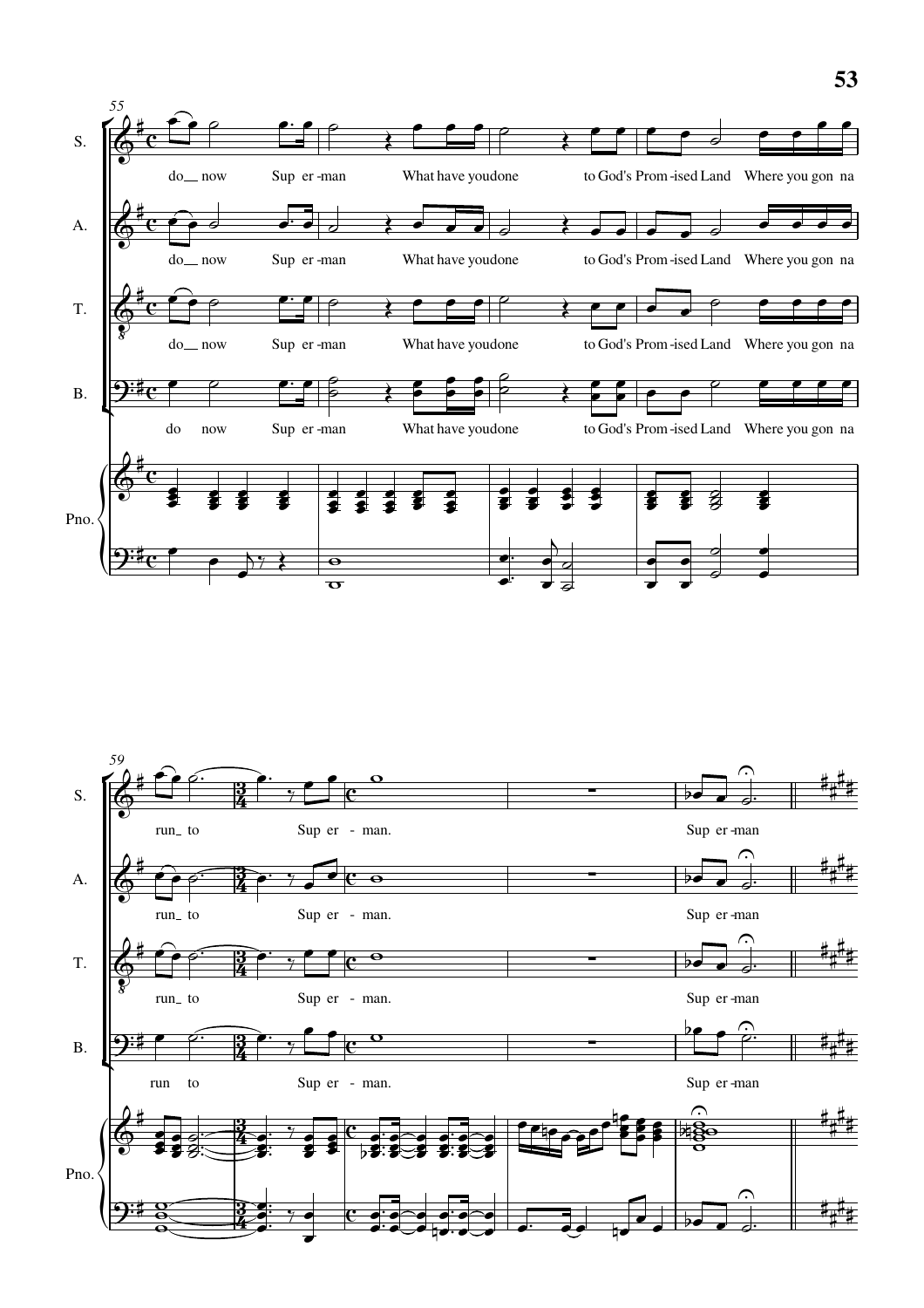S.

A.

T.

B.

Pno.

do_ now Sup er -man What have you done to God's Prom -ised Land Where you gon na

run_ to Sup er - man. Sup er -man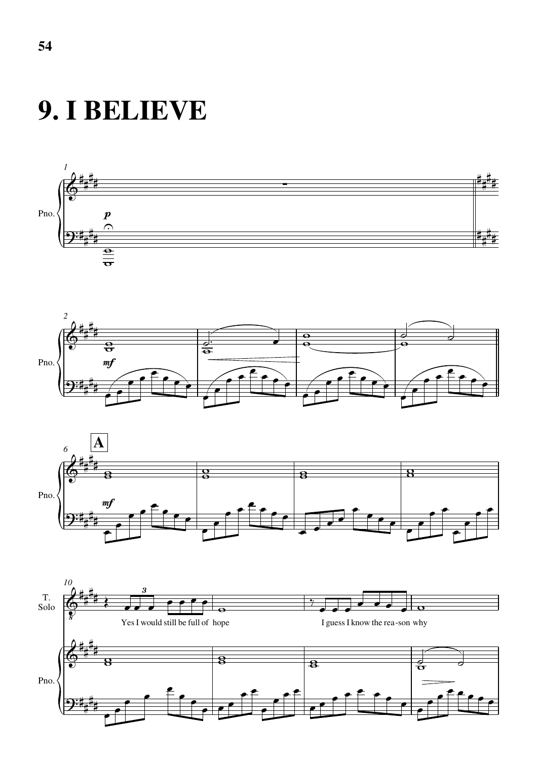# 9. I BELIEVE

Yes I would still be full of hope

I guess I know the rea-son why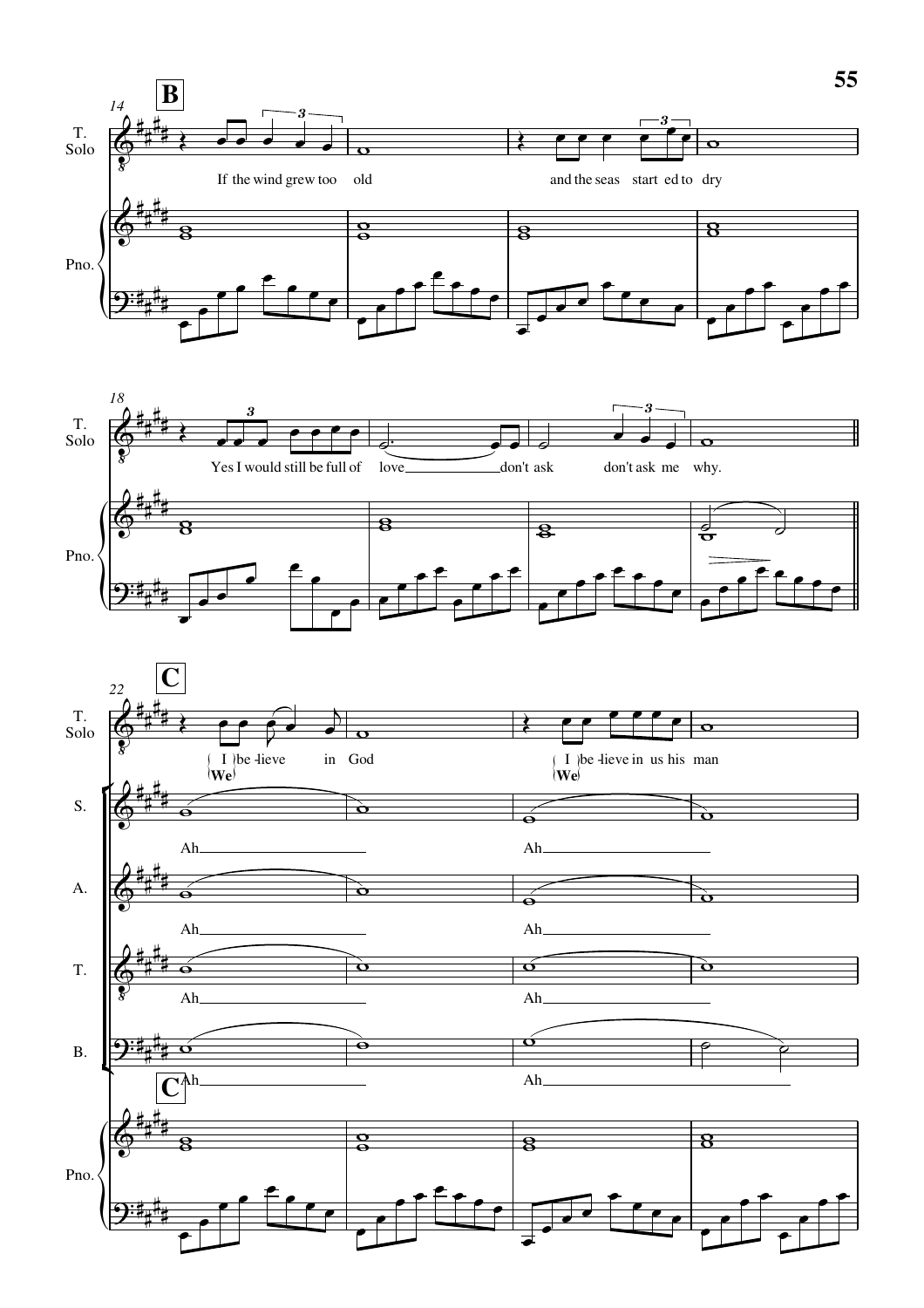**B**

14

T. Solo: If the wind grew too old and the seas start ed to dry

Pno.

18

T. Solo: Yes I would still be full of love don't ask don't ask me why.

Pno.

**C**

22

T. Solo: (I) be -lieve in God (We) — (I) be -lieve in us his man (We)

S.: Ah Ah

A.: Ah Ah

T.: Ah Ah

B.: Ah Ah

Pno.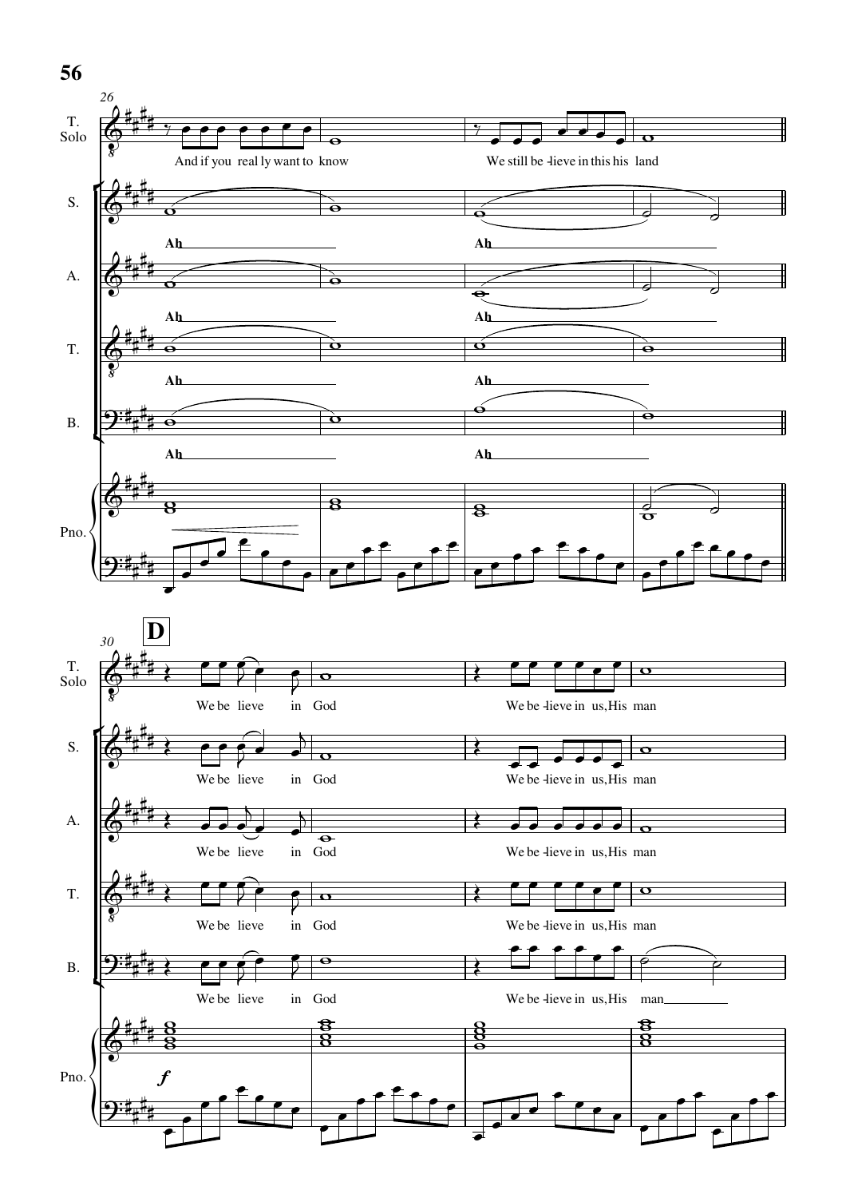26

T. Solo: And if you real ly want to know — We still be -lieve in this his land

S.: Ah — Ah

A.: Ah — Ah

T.: Ah — Ah

B.: Ah — Ah

Pno.

30 **D**

T. Solo: We be lieve in God — We be -lieve in us, His man

S.: We be lieve in God — We be -lieve in us, His man

A.: We be lieve in God — We be -lieve in us, His man

T.: We be lieve in God — We be -lieve in us, His man

B.: We be lieve in God — We be -lieve in us, His man

Pno. *f*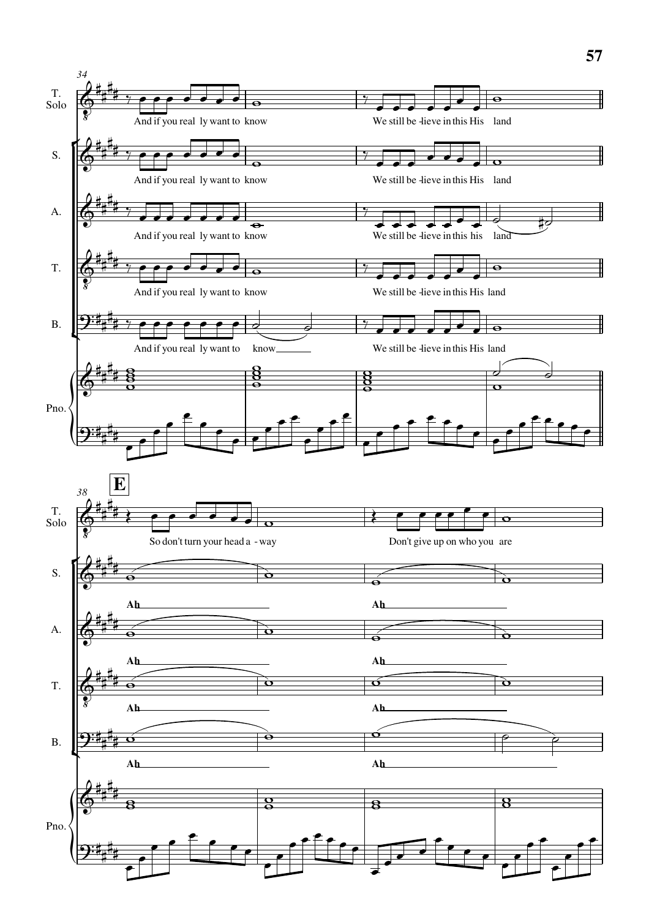34

T. Solo — And if you real ly want to know — We still be -lieve in this His land

S. — And if you real ly want to know — We still be -lieve in this His land

A. — And if you real ly want to know — We still be -lieve in this his land

T. — And if you real ly want to know — We still be -lieve in this His land

B. — And if you real ly want to know — We still be -lieve in this His land

Pno.

38 **E**

T. Solo — So don't turn your head a - way — Don't give up on who you are

S. — **Ah** — **Ah**

A. — **Ah** — **Ah**

T. — **Ah** — **Ah**

B. — **Ah** — **Ah**

Pno.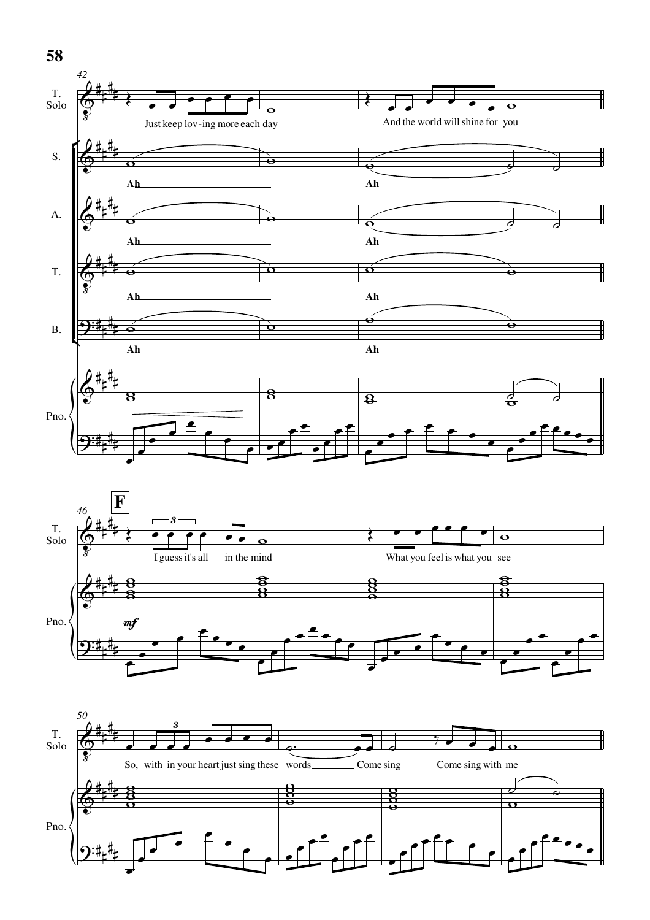T. Solo: Just keep lov-ing more each day / And the world will shine for you

S.: Ah / Ah

A.: Ah / Ah

T.: Ah / Ah

B.: Ah / Ah

**F**

T. Solo: I guess it's all in the mind / What you feel is what you see

*mf*

T. Solo: So, with in your heart just sing these words ___ Come sing / Come sing with me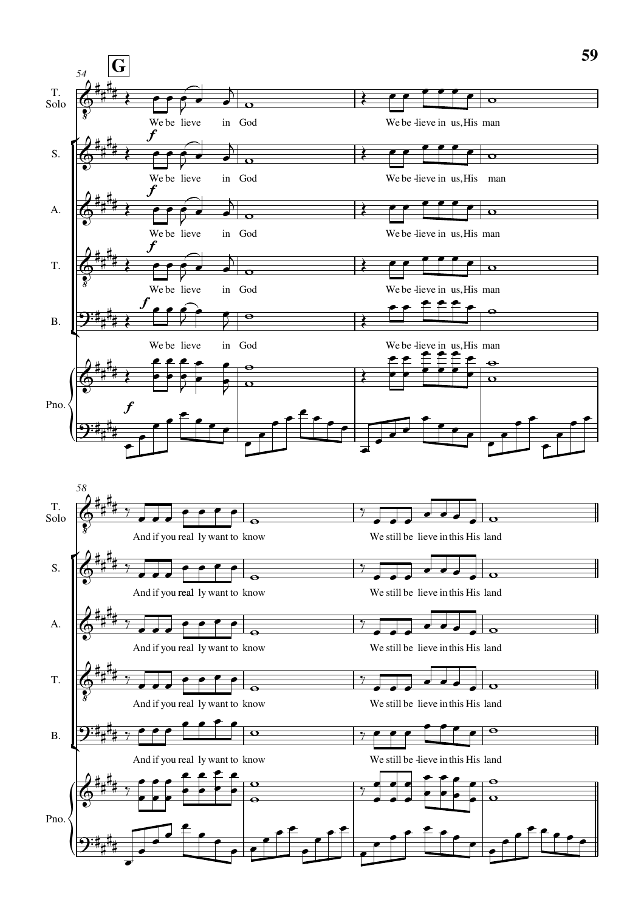**G**

54

T. Solo

We be lieve in God

We be -lieve in us, His man

S.

*f*

We be lieve in God

We be -lieve in us, His man

A.

*f*

We be lieve in God

We be -lieve in us, His man

T.

*f*

We be lieve in God

We be -lieve in us, His man

B.

*f*

We be lieve in God

We be -lieve in us, His man

Pno.

*f*

58

T. Solo

And if you real ly want to know

We still be lieve in this His land

S.

And if you real ly want to know

We still be lieve in this His land

A.

And if you real ly want to know

We still be lieve in this His land

T.

And if you real ly want to know

We still be lieve in this His land

B.

And if you real ly want to know

We still be -lieve in this His land

Pno.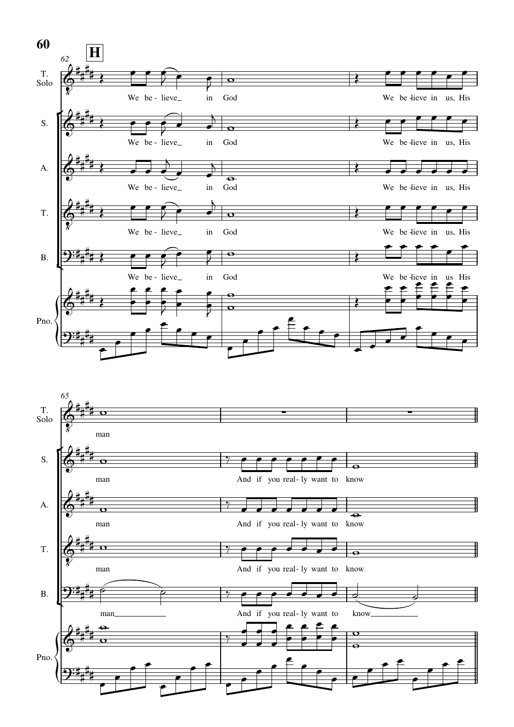**H**

62

T. Solo: We be - lieve in God — We be-lieve in us, His

S.: We be - lieve in God — We be-lieve in us, His

A.: We be - lieve in God — We be-lieve in us, His

T.: We be - lieve in God — We be-lieve in us, His

B.: We be - lieve in God — We be-lieve in us, His

Pno.

65

T. Solo: man

S.: man — And if you real - ly want to know

A.: man — And if you real - ly want to know

T.: man — And if you real - ly want to know

B.: man — And if you real - ly want to know

Pno.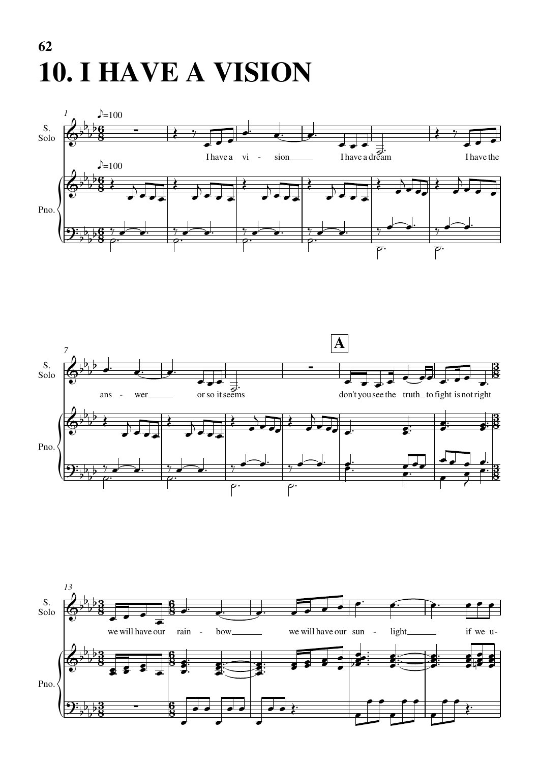# 10. I HAVE A VISION

I have a vision I have a dream I have the answer or so it seems

**A**

don't you see the truth to fight is not right we will have our rainbow we will have our sunlight if we u-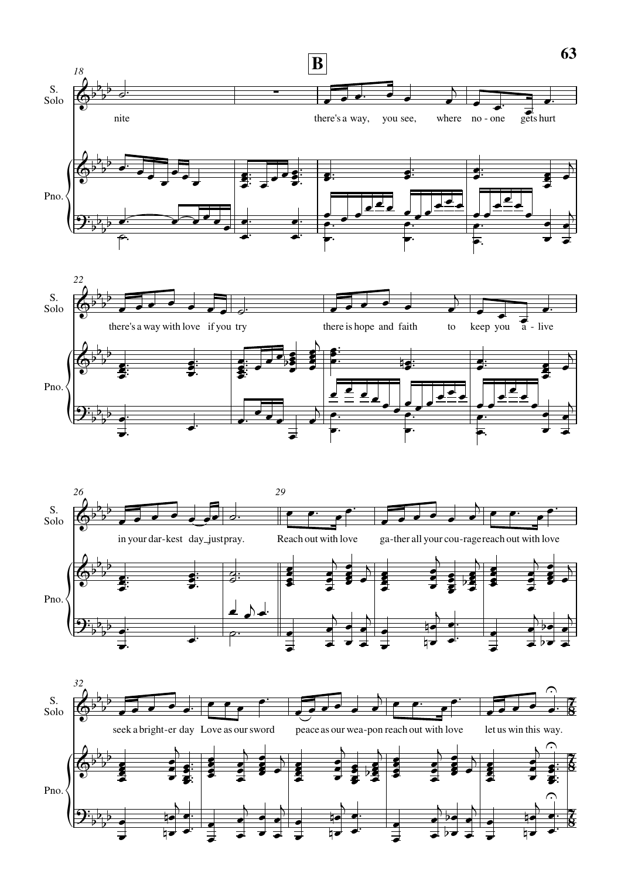**B**

S. Solo

Pno.

nite there's a way, you see, where no - one gets hurt

there's a way with love if you try there is hope and faith to keep you a - live

in your dar - kest day just pray. Reach out with love ga - ther all your cou - rage reach out with love

seek a bright - er day Love as our sword peace as our wea - pon reach out with love let us win this way.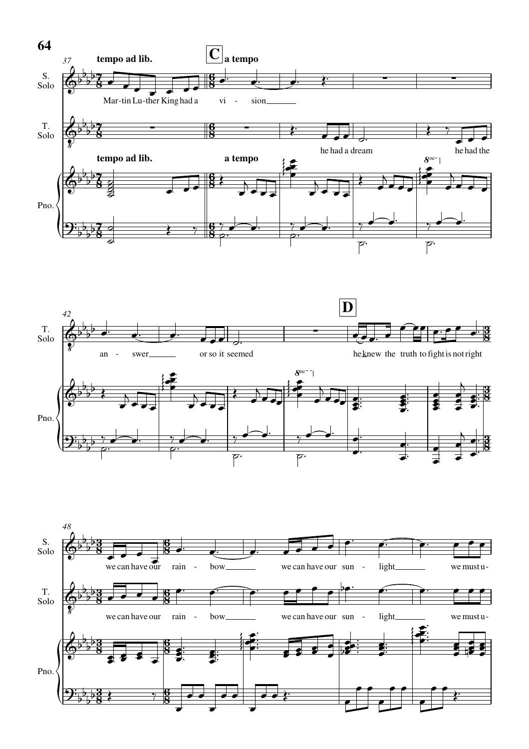**tempo ad lib.**

**C** **a tempo**

S. Solo: Mar-tin Lu-ther King had a vi - sion

T. Solo: he had a dream he had the

Pno. **tempo ad lib.** **a tempo**

T. Solo: an - swer or so it seemed

**D**

he knew the truth to fight is not right

S. Solo: we can have our rain - bow we can have our sun - light we must u-

T. Solo: we can have our rain - bow we can have our sun - light we must u-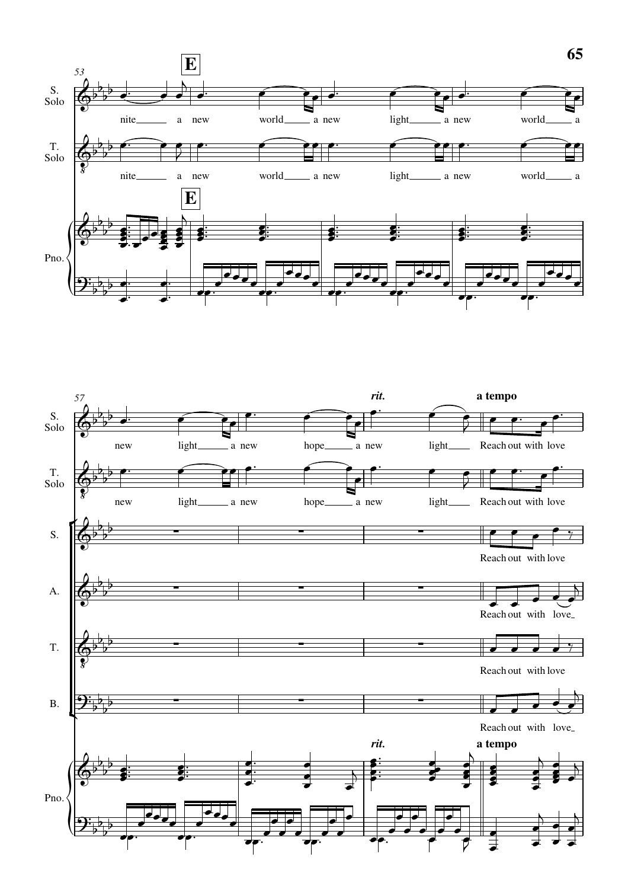**E**

S. Solo: nite___ a new world___ a new light___ a new world___ a

T. Solo: nite___ a new world___ a new light___ a new world___ a

Pno.

*rit.* **a tempo**

S. Solo: new light___ a new hope___ a new light___ Reach out with love

T. Solo: new light___ a new hope___ a new light___ Reach out with love

S.: Reach out with love

A.: Reach out with love___

T.: Reach out with love

B.: Reach out with love___

Pno.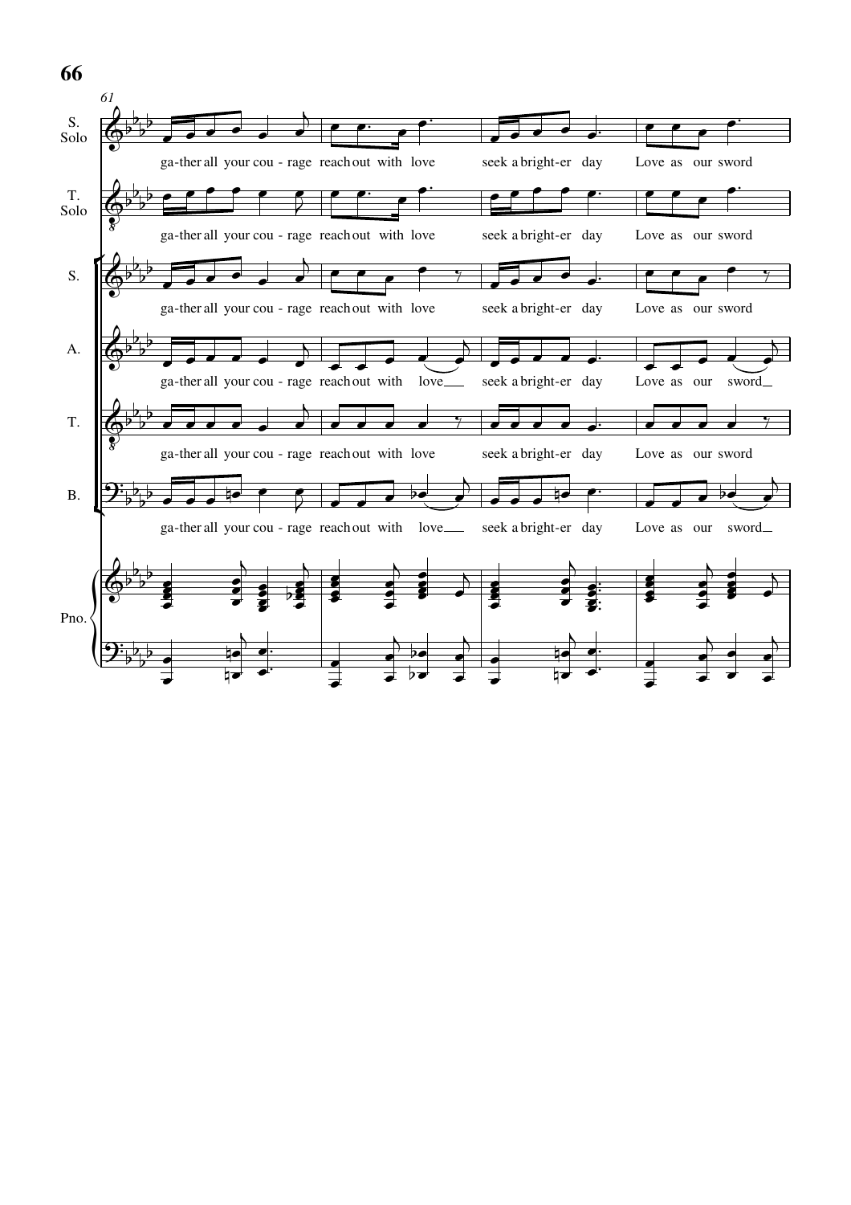61

S. Solo: ga-ther all your cou - rage reach out with love seek a bright-er day Love as our sword

T. Solo: ga-ther all your cou - rage reach out with love seek a bright-er day Love as our sword

S.: ga-ther all your cou - rage reach out with love seek a bright-er day Love as our sword

A.: ga-ther all your cou - rage reach out with love\_\_ seek a bright-er day Love as our sword\_\_

T.: ga-ther all your cou - rage reach out with love seek a bright-er day Love as our sword

B.: ga-ther all your cou - rage reach out with love\_\_ seek a bright-er day Love as our sword\_\_

Pno.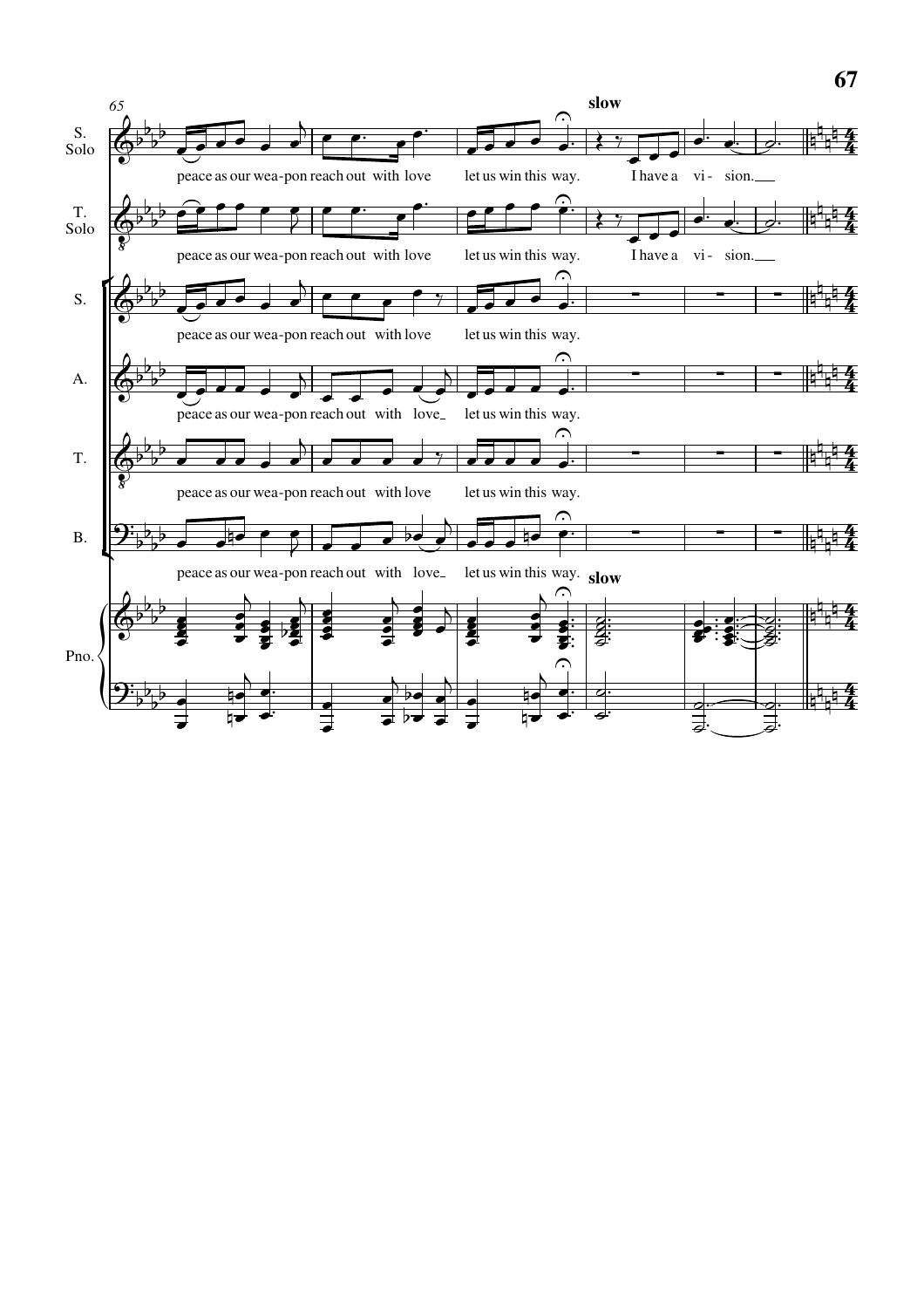65

**slow**

S. Solo: peace as our wea-pon reach out with love let us win this way. I have a vi - sion.

T. Solo: peace as our wea-pon reach out with love let us win this way. I have a vi - sion.

S.: peace as our wea-pon reach out with love let us win this way.

A.: peace as our wea-pon reach out with love let us win this way.

T.: peace as our wea-pon reach out with love let us win this way.

B.: peace as our wea-pon reach out with love let us win this way.

Pno. **slow**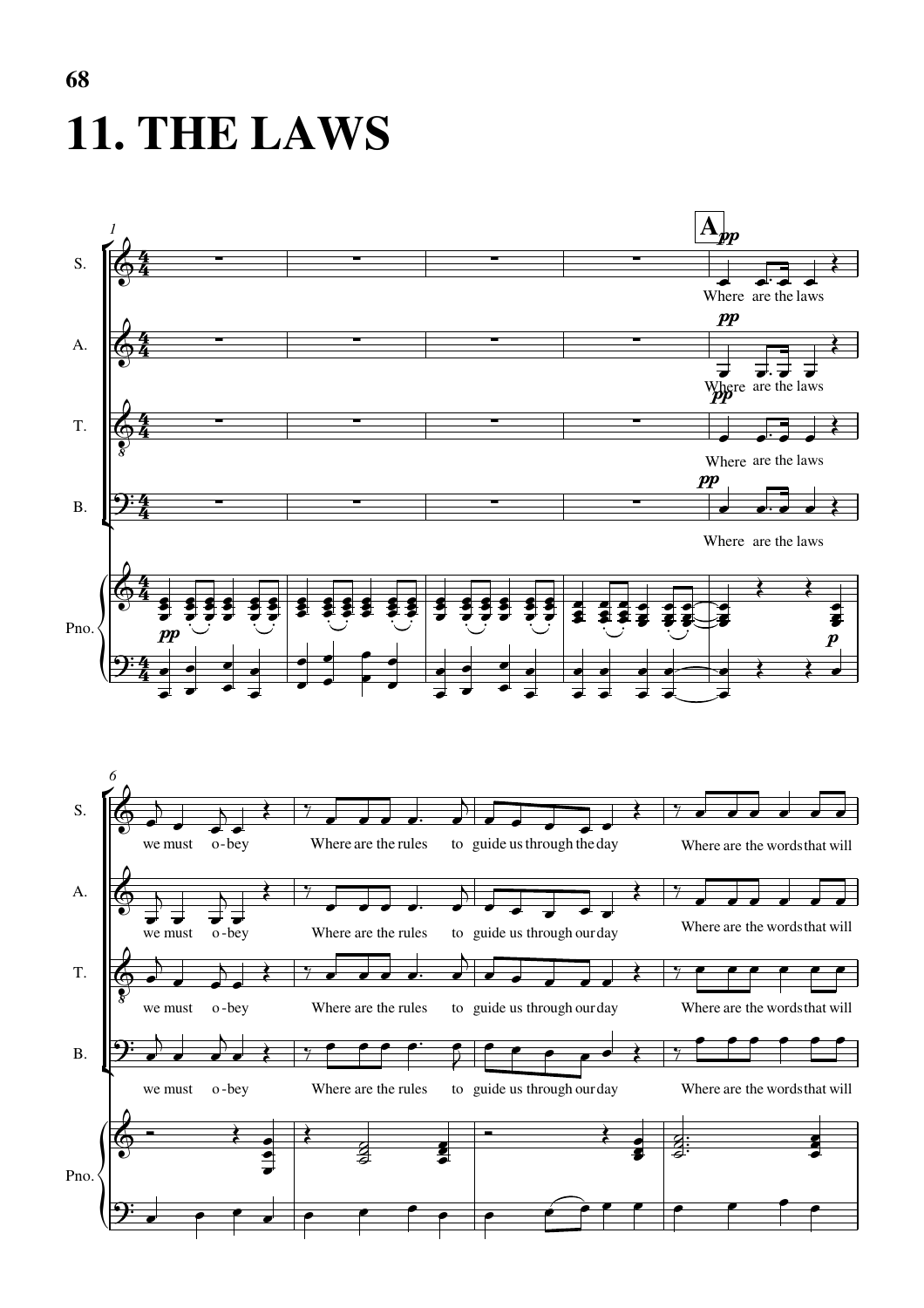# 11. THE LAWS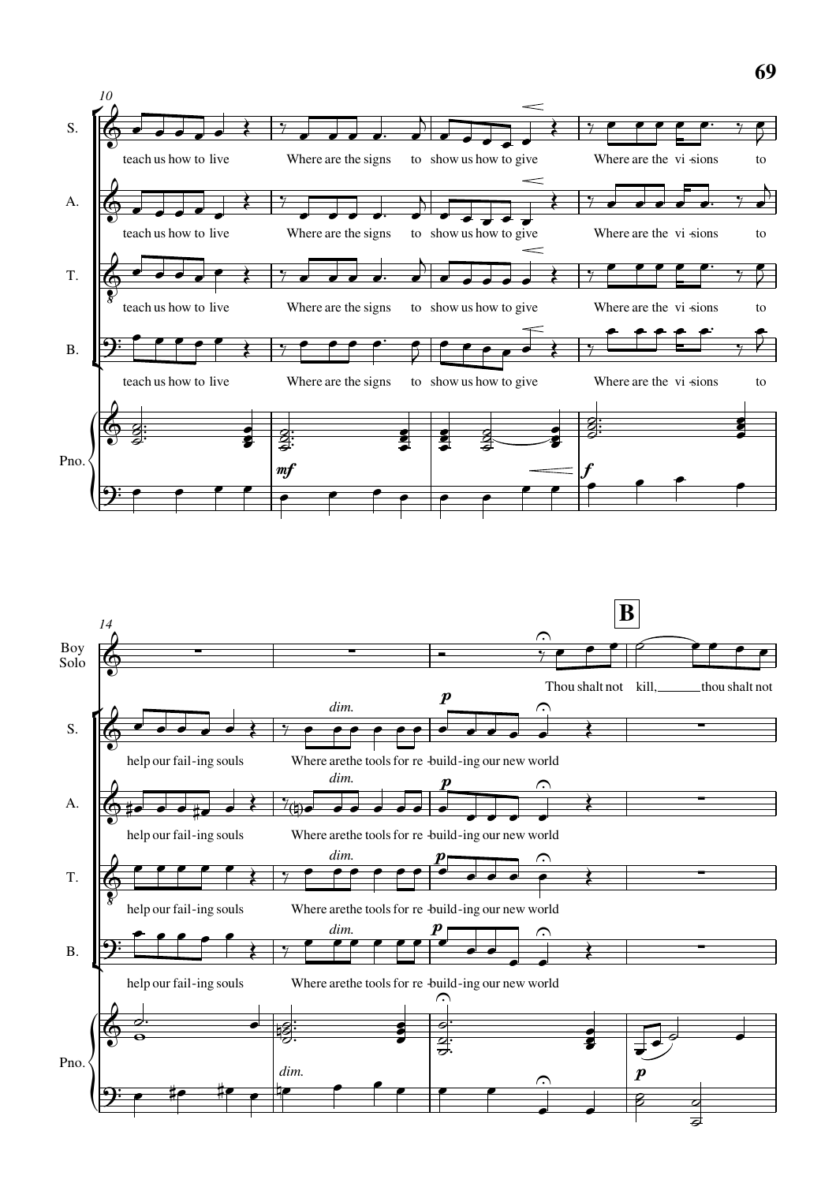10

S. A. T. B.: teach us how to live / Where are the signs to show us how to give / Where are the vi-sions to

Pno. *mf* *f*

14 **B**

Boy Solo: Thou shalt not kill, thou shalt not

S. A. T. B.: help our fail-ing souls / *dim.* Where are the tools for re-build-ing our new world *p*

Pno. *dim.* *p*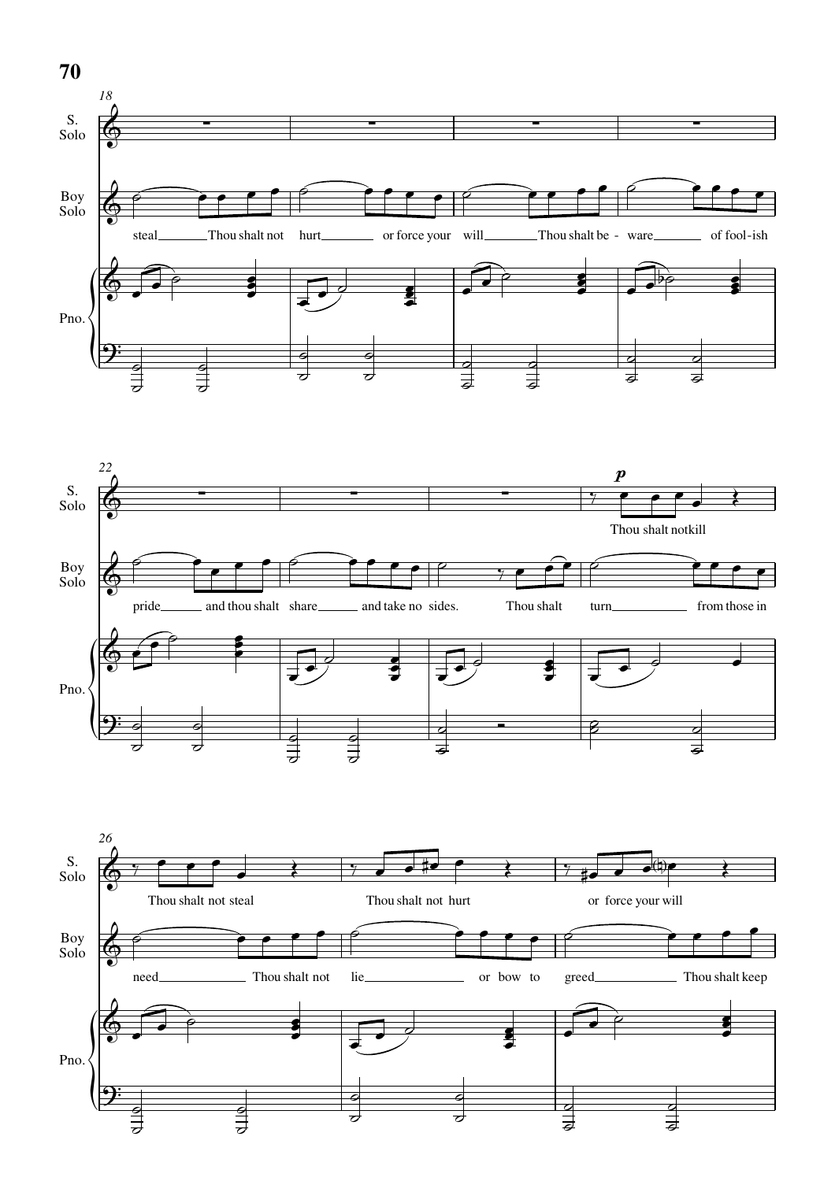18

S. Solo

Boy Solo

steal Thou shalt not hurt or force your will Thou shalt be - ware of fool-ish

Pno.

22

S. Solo

*p*

Thou shalt not kill

Boy Solo

pride and thou shalt share and take no sides. Thou shalt turn from those in

Pno.

26

S. Solo

Thou shalt not steal Thou shalt not hurt or force your will

Boy Solo

need Thou shalt not lie or bow to greed Thou shalt keep

Pno.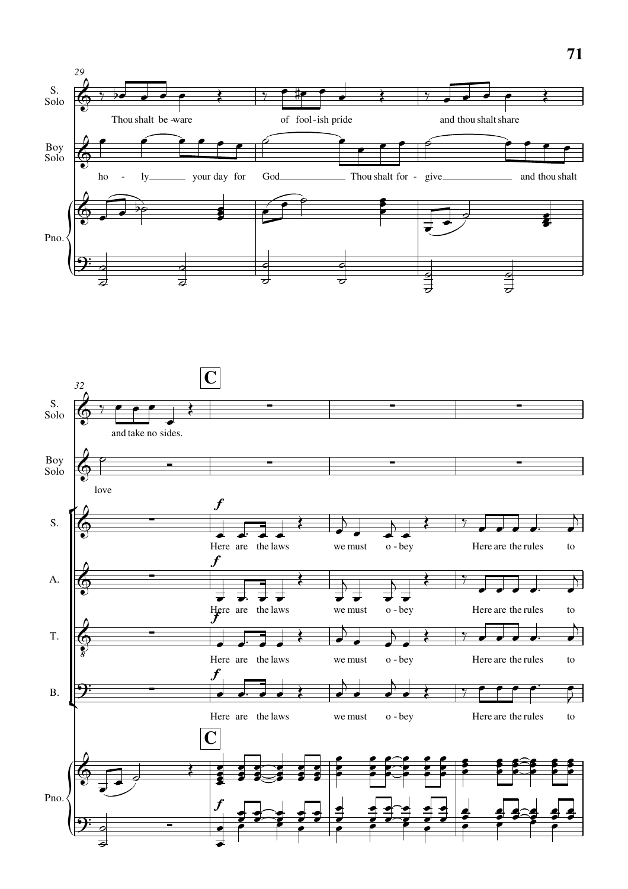**C**

S. Solo: Thou shalt be-ware of fool-ish pride and thou shalt share and take no sides.

Boy Solo: ho - ly your day for God Thou shalt for - give and thou shalt love

S.: *f* Here are the laws we must o-bey Here are the rules to

A.: *f* Here are the laws we must o-bey Here are the rules to

T.: *f* Here are the laws we must o-bey Here are the rules to

B.: *f* Here are the laws we must o-bey Here are the rules to

Pno.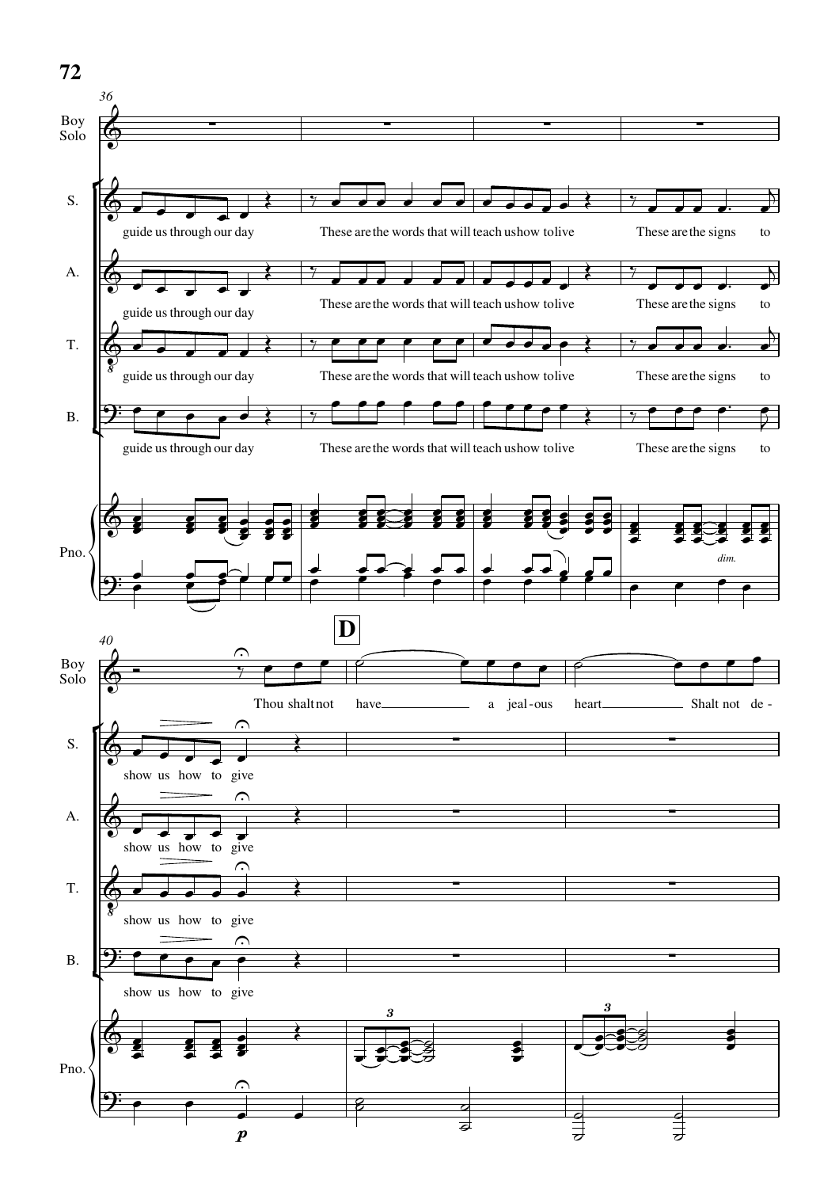Boy Solo

S.

guide us through our day These are the words that will teach us how to live These are the signs to

A.

guide us through our day These are the words that will teach us how to live These are the signs to

T.

guide us through our day These are the words that will teach us how to live These are the signs to

B.

guide us through our day These are the words that will teach us how to live These are the signs to

Pno.

*dim.*

**D**

Boy Solo

Thou shalt not have a jeal - ous heart Shalt not de -

S.

show us how to give

A.

show us how to give

T.

show us how to give

B.

show us how to give

Pno.

*p*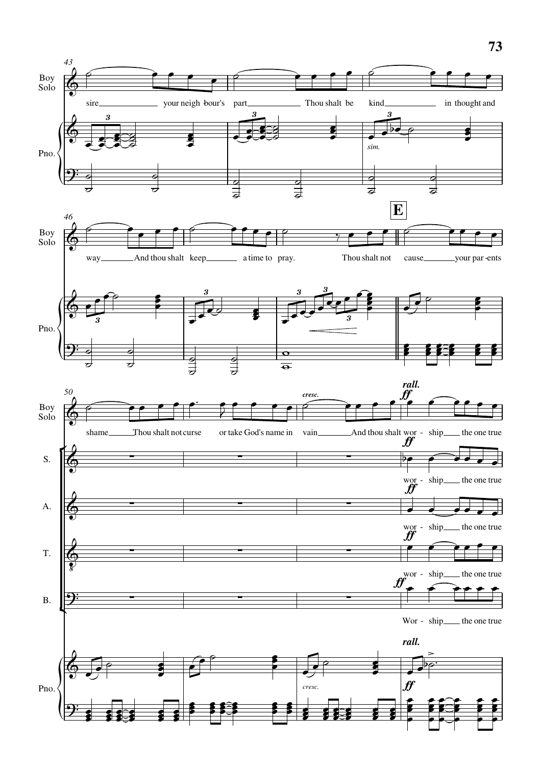Boy Solo

sire your neigh-bour's part Thou shalt be kind in thought and

way And thou shalt keep a time to pray. Thou shalt not cause your par-ents

**E**

shame Thou shalt not curse or take God's name in vain And thou shalt wor - ship the one true

S. wor - ship the one true

A. wor - ship the one true

T. wor - ship the one true

B. Wor - ship the one true

Pno.

*sim.*

*cresc.*

*rall.*

*ff*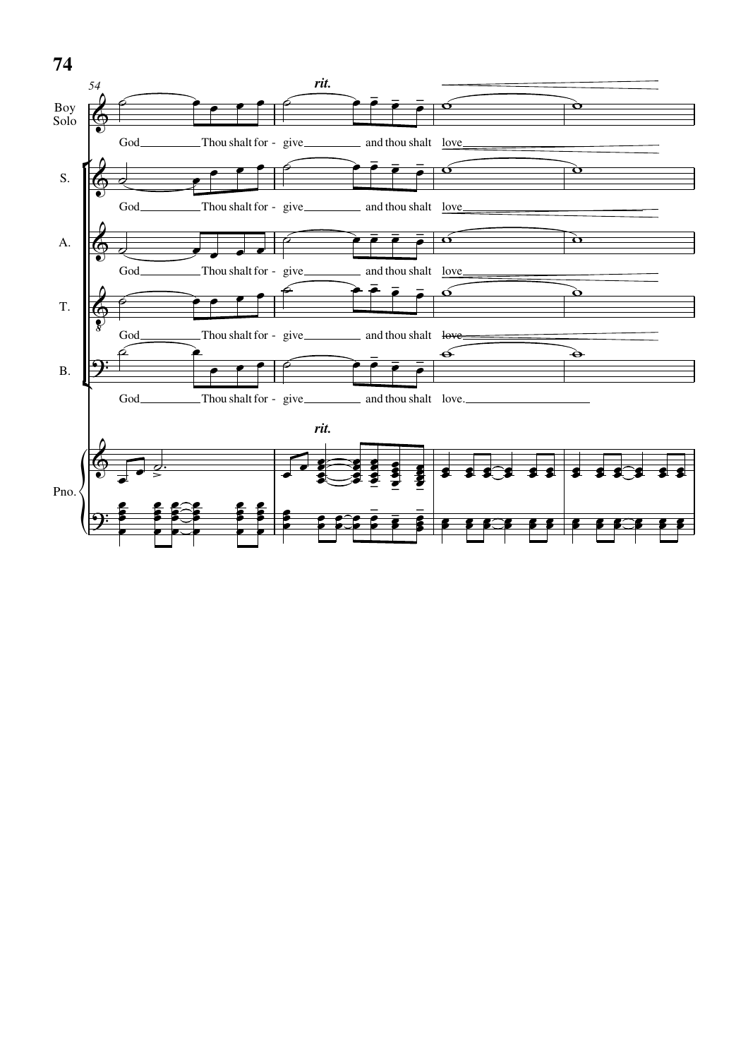54

*rit.*

Boy Solo: God Thou shalt for - give and thou shalt love

S.: God Thou shalt for - give and thou shalt love

A.: God Thou shalt for - give and thou shalt love

T.: God Thou shalt for - give and thou shalt love

B.: God Thou shalt for - give and thou shalt love.

Pno.

*rit.*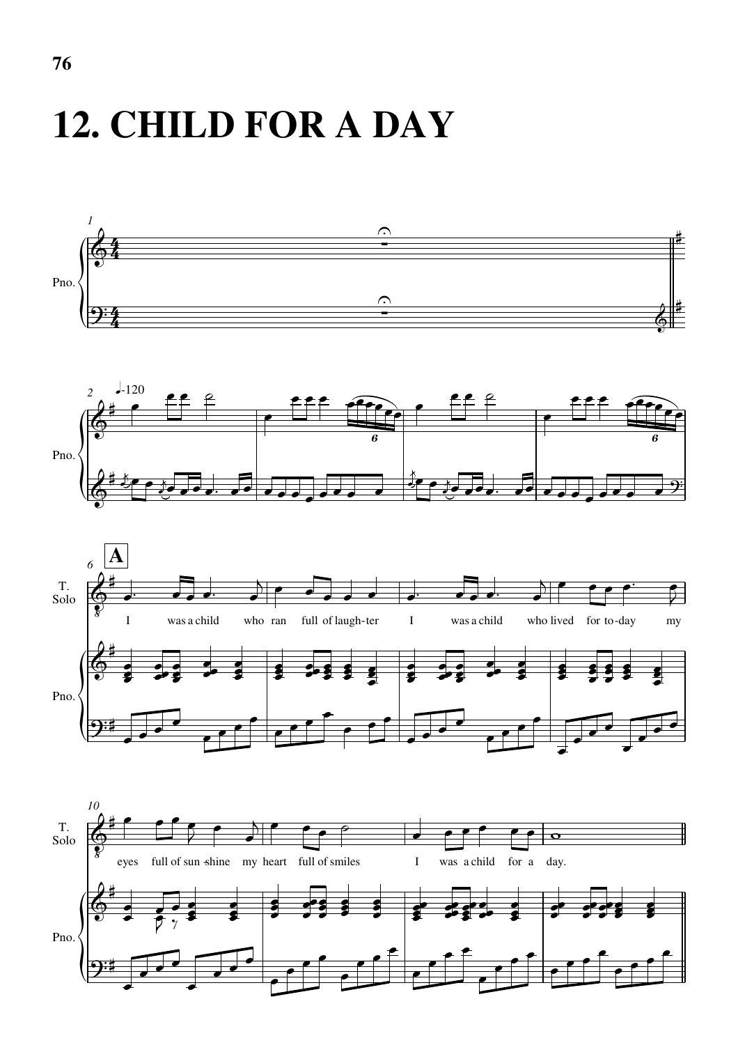# 12. CHILD FOR A DAY

I was a child who ran full of laugh-ter I was a child who lived for to-day my eyes full of sun-shine my heart full of smiles I was a child for a day.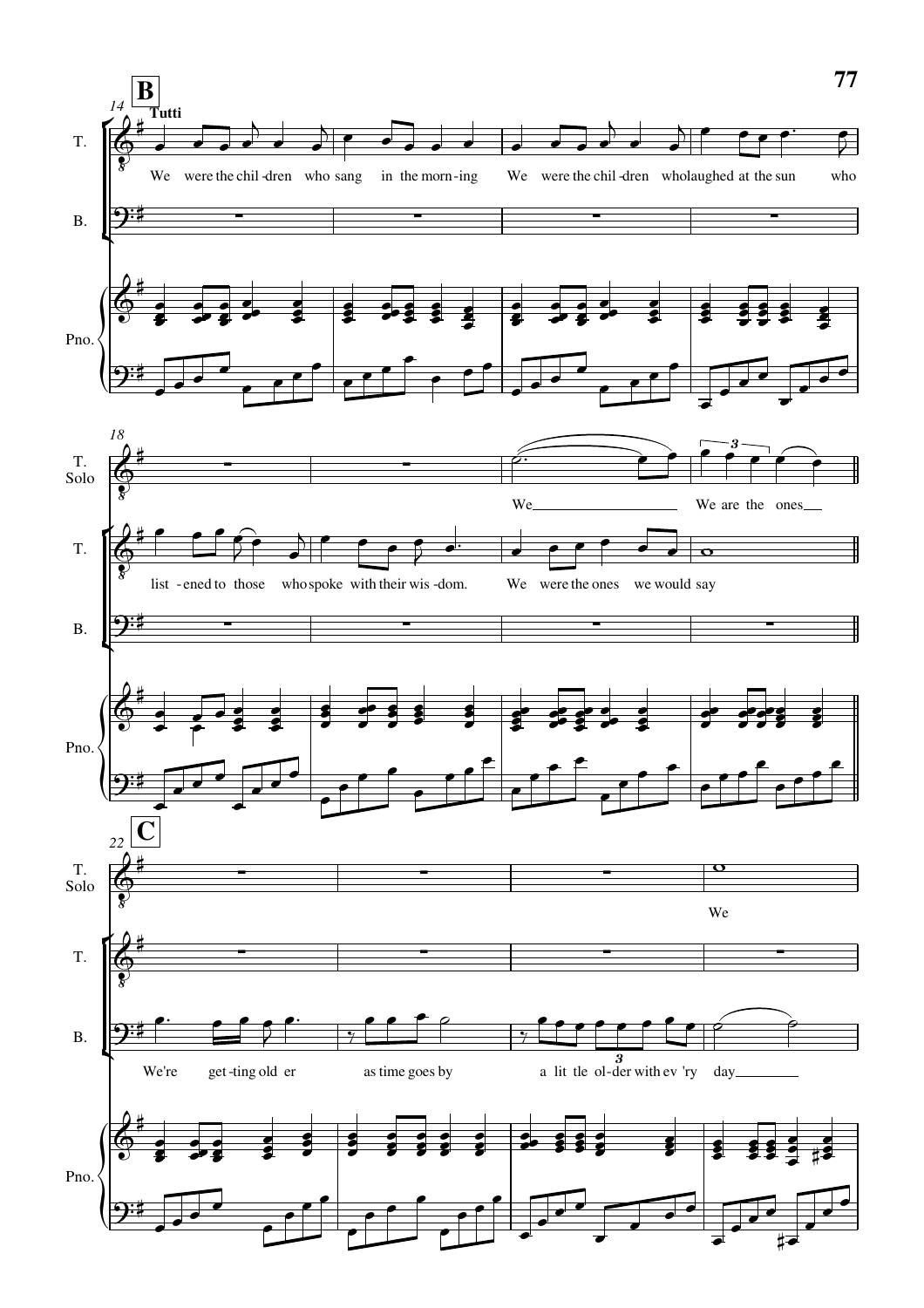**B**

14 **Tutti**

T.: We were the chil-dren who sang in the morn-ing We were the chil-dren who laughed at the sun who

B.

Pno.

18

T. Solo: We\_\_\_ We are the ones\_\_

T.: list-ened to those who spoke with their wis-dom. We were the ones we would say

B.

Pno.

**C**

22

T. Solo: We

T.

B.: We're get-ting old er as time goes by a lit tle ol-der with ev 'ry day\_\_\_\_

Pno.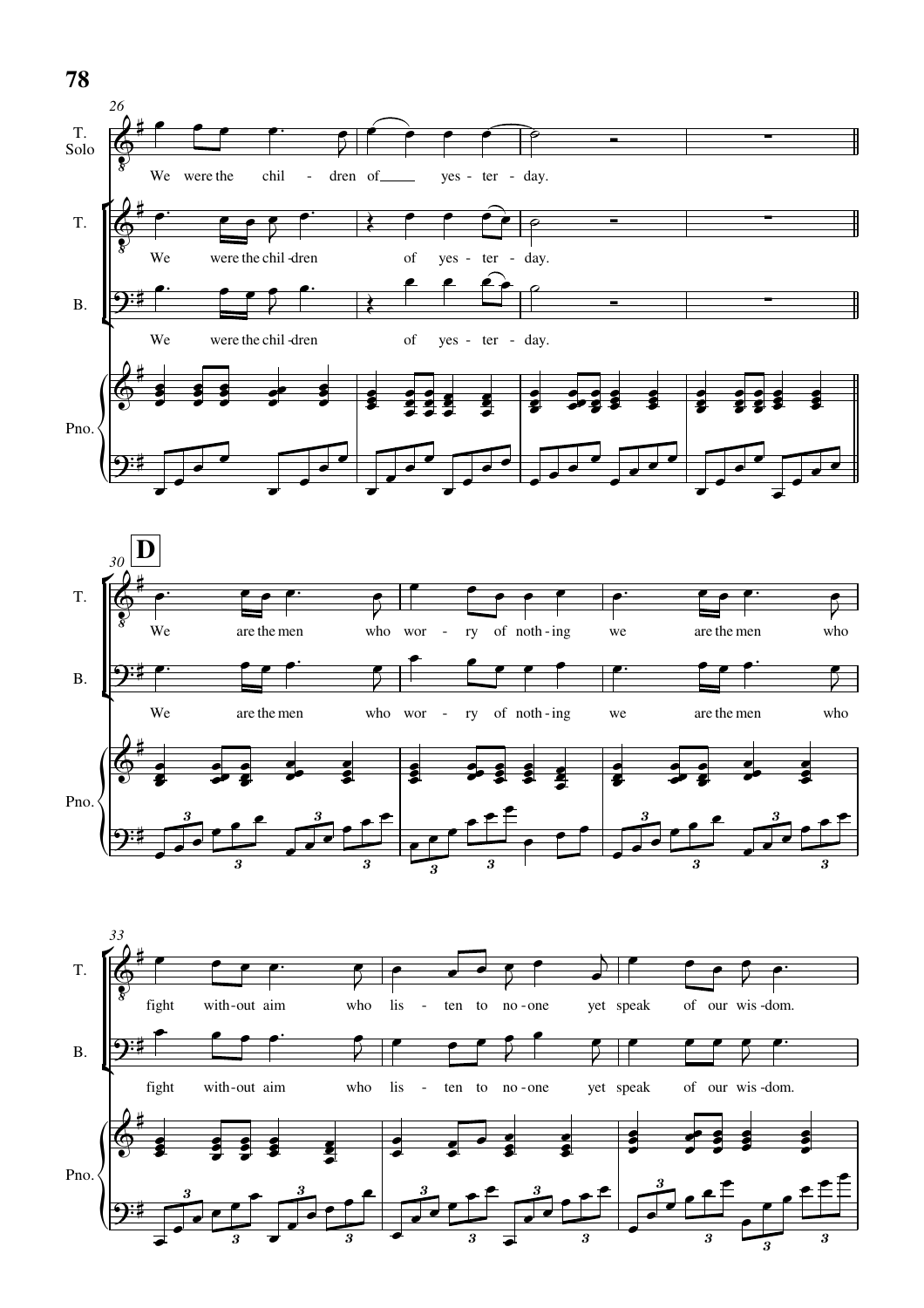26

T. Solo: We were the chil - dren of yes - ter - day.

T.: We were the chil - dren of yes - ter - day.

B.: We were the chil - dren of yes - ter - day.

Pno.

30 **D**

T.: We are the men who wor - ry of noth - ing we are the men who

B.: We are the men who wor - ry of noth - ing we are the men who

Pno.

33

T.: fight with - out aim who lis - ten to no - one yet speak of our wis - dom.

B.: fight with - out aim who lis - ten to no - one yet speak of our wis - dom.

Pno.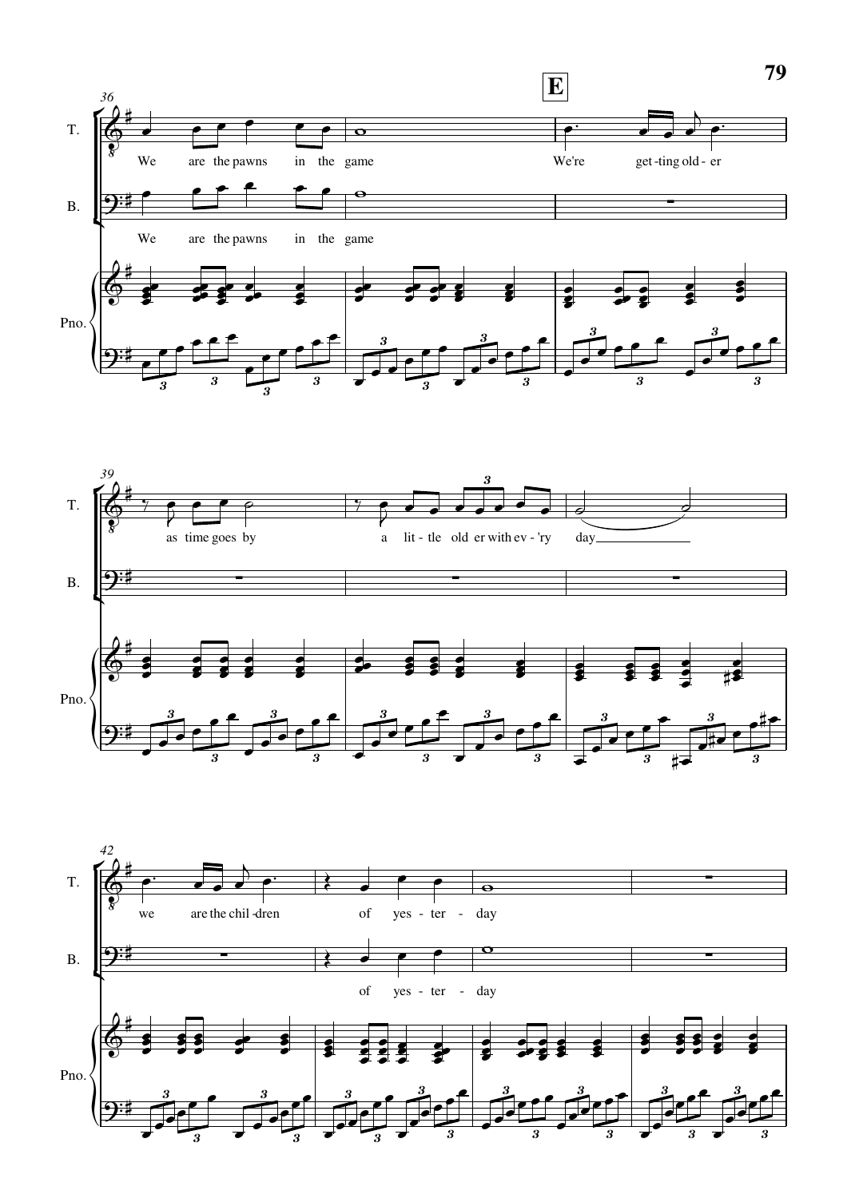**E**

T.: We are the pawns in the game / We're get-ting old-er / as time goes by / a lit-tle old er with ev-'ry day / we are the chil-dren of yes-ter-day

B.: We are the pawns in the game / of yes-ter-day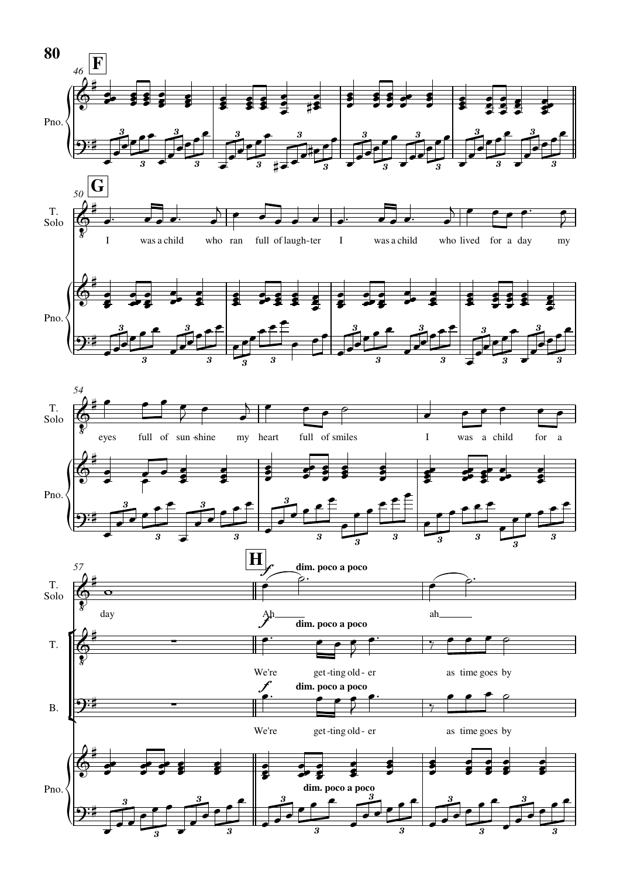**F**

46

Pno.

**G**

50

T. Solo

I was a child who ran full of laugh-ter I was a child who lived for a day my

Pno.

54

T. Solo

eyes full of sun-shine my heart full of smiles I was a child for a

Pno.

**H**

57

T. Solo

day

*f* **dim. poco a poco**

Ah ah

T.

*f* **dim. poco a poco**

We're get-ting old-er as time goes by

B.

*f* **dim. poco a poco**

We're get-ting old-er as time goes by

Pno.

**dim. poco a poco**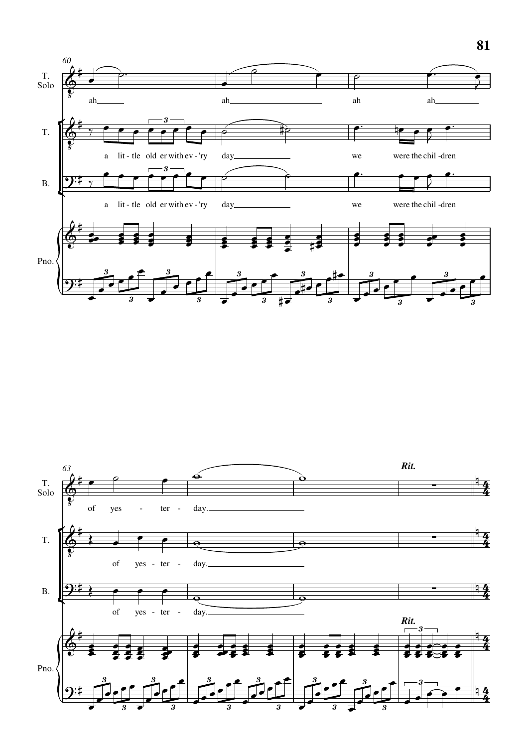T. Solo: ah ah ah ah

T.: a lit - tle old er with ev - 'ry day we were the chil - dren

B.: a lit - tle old er with ev - 'ry day we were the chil - dren

Pno.

*Rit.*

T. Solo: of yes - ter - day.

T.: of yes - ter - day.

B.: of yes - ter - day.

Pno.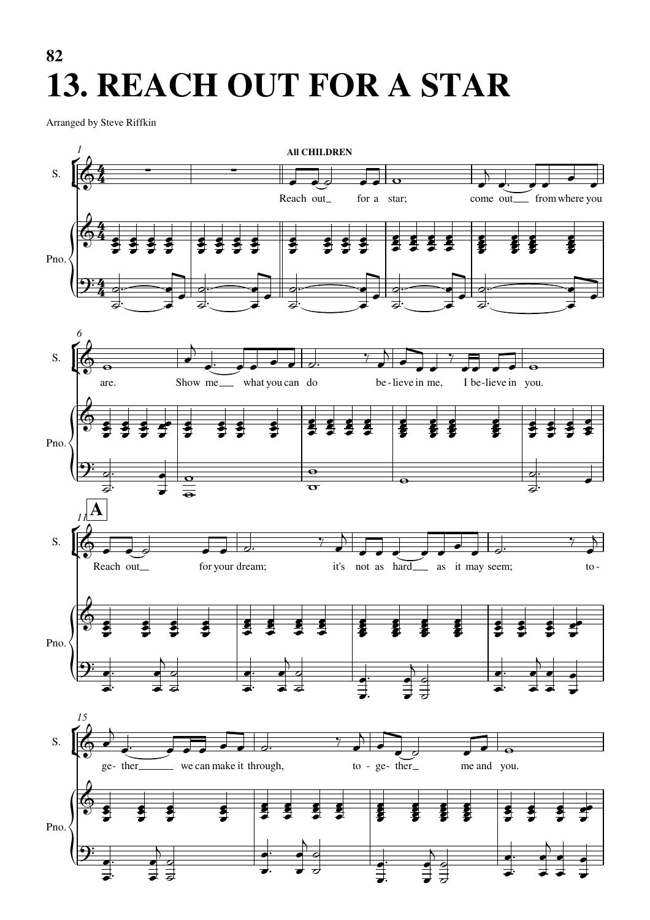# 13. REACH OUT FOR A STAR

Arranged by Steve Riffkin

All CHILDREN

Reach out for a star; come out from where you are. Show me what you can do be - lieve in me, I be - lieve in you.

**A**

Reach out for your dream; it's not as hard as it may seem; to - ge- ther we can make it through, to - ge- ther me and you.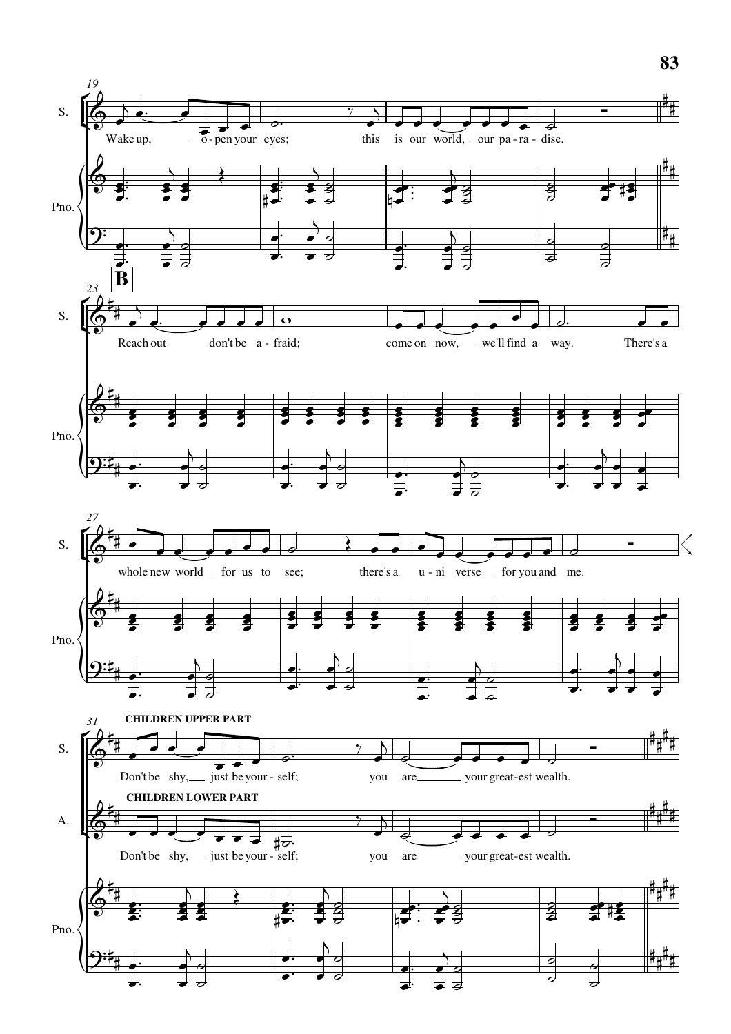Wake up, o-pen your eyes; this is our world, our pa-ra-dise.

**B**

Reach out don't be a-fraid; come on now, we'll find a way. There's a whole new world for us to see; there's a u-ni verse for you and me.

**CHILDREN UPPER PART**

Don't be shy, just be your-self; you are your great-est wealth.

**CHILDREN LOWER PART**

Don't be shy, just be your-self; you are your great-est wealth.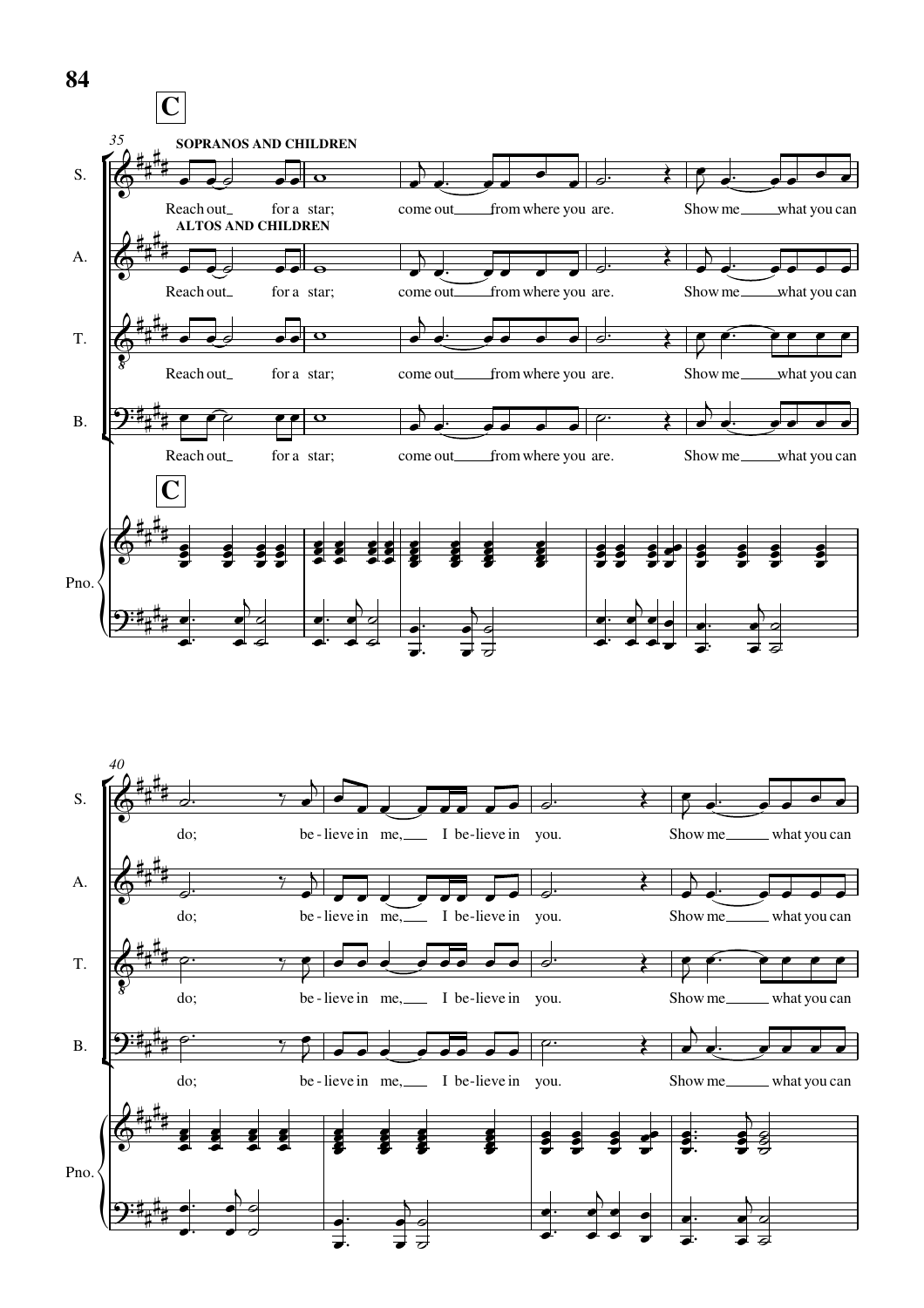**C**

**SOPRANOS AND CHILDREN**

**ALTOS AND CHILDREN**

S. A. T. B.

Reach out for a star; come out from where you are. Show me what you can do; be - lieve in me, I be - lieve in you. Show me what you can

Pno.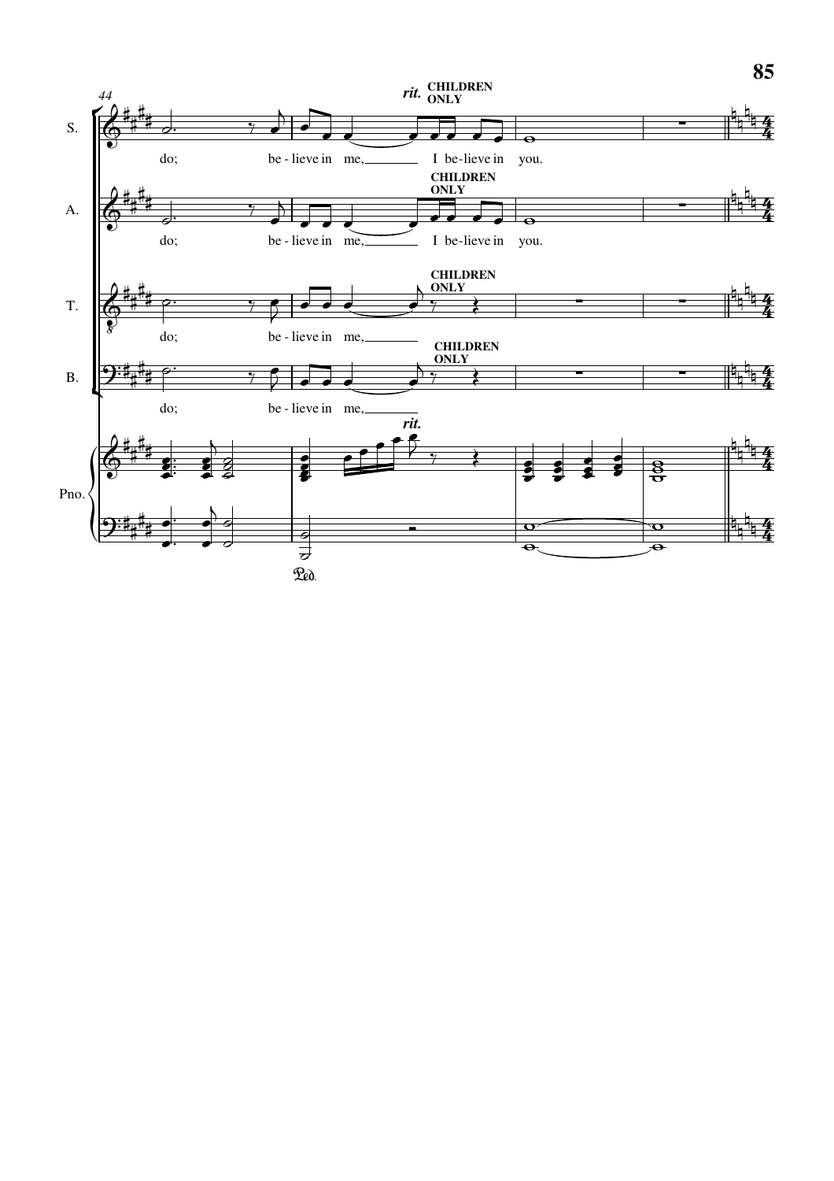S.
*rit.* **CHILDREN ONLY**
do; be - lieve in me, I be-lieve in you.

A.
**CHILDREN ONLY**
do; be - lieve in me, I be-lieve in you.

T.
**CHILDREN ONLY**
do; be - lieve in me,

B.
**CHILDREN ONLY**
do; be - lieve in me,

Pno.
*rit.*
Ped.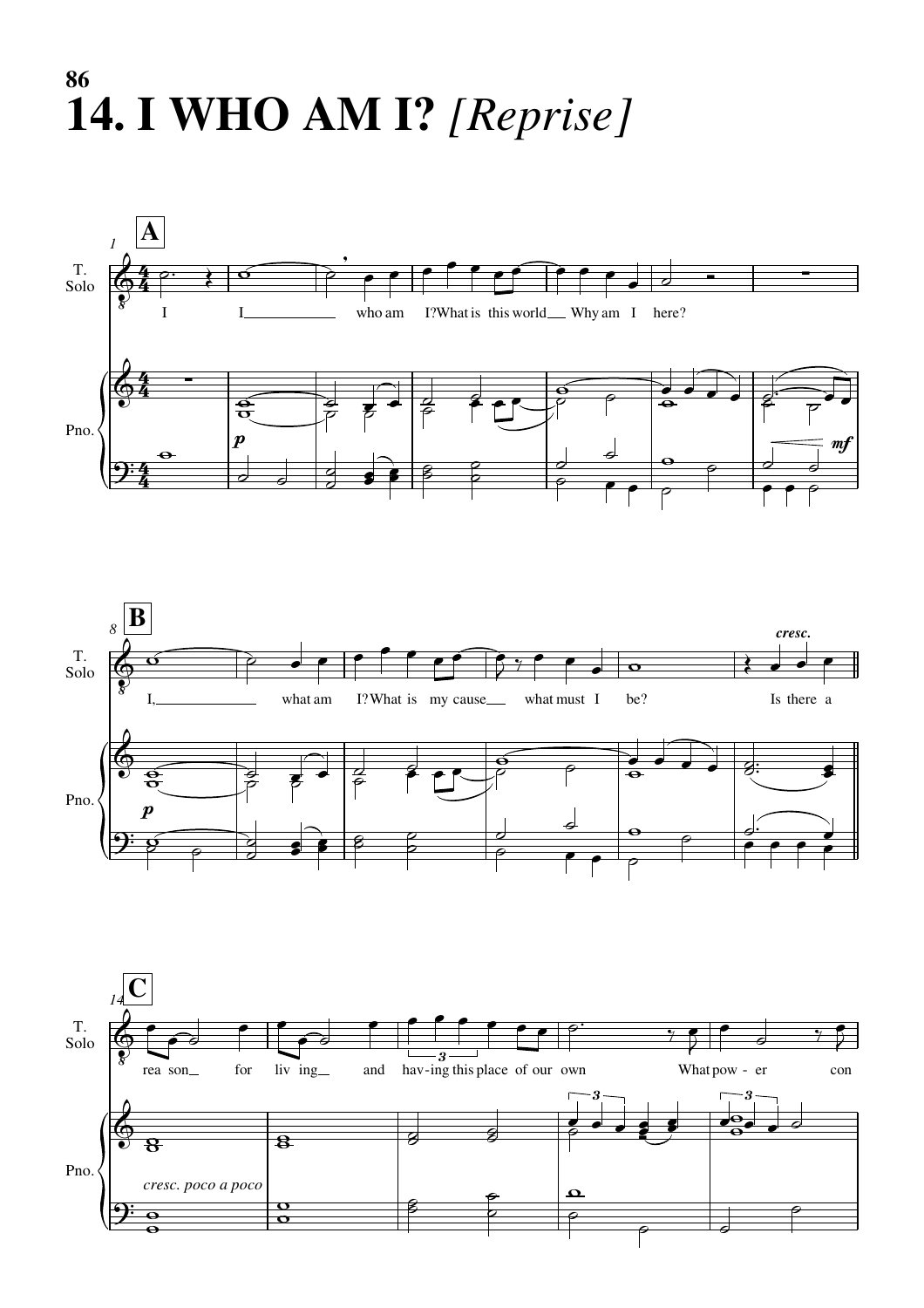# 14. I WHO AM I? *[Reprise]*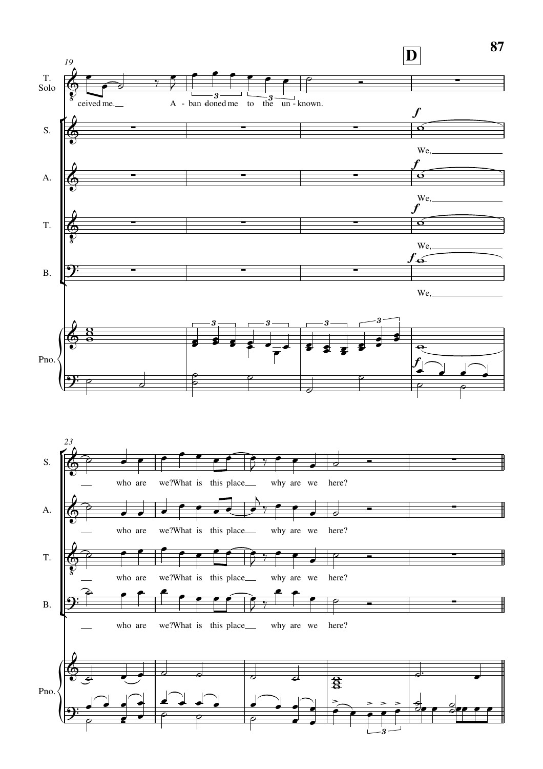**D**

T. Solo: ceived me. A - ban - doned me to the un - known.

S.: We, who are we? What is this place why are we here?

A.: We, who are we? What is this place why are we here?

T.: We, who are we? What is this place why are we here?

B.: We, who are we? What is this place why are we here?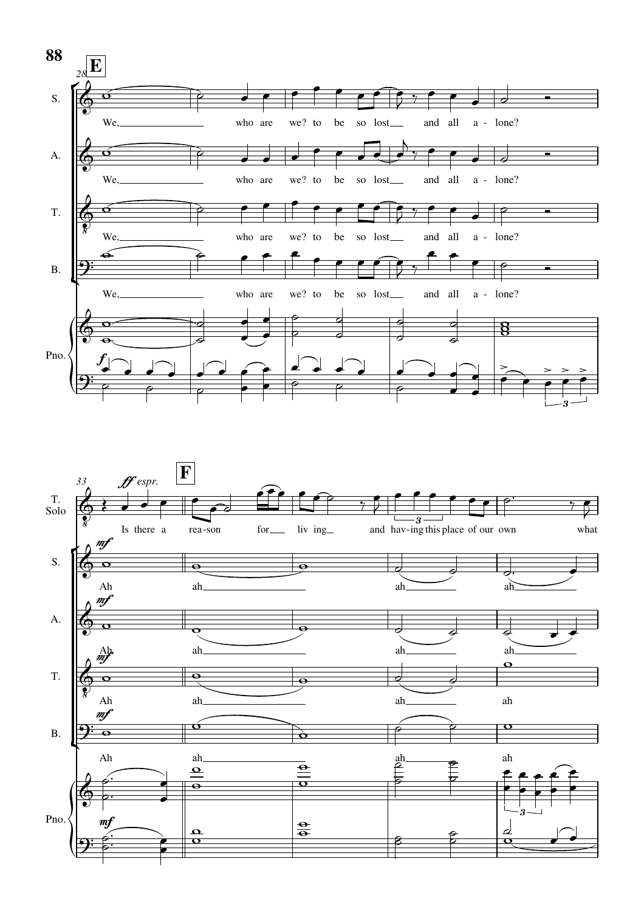**E**

S. A. T. B.: We, who are we? to be so lost and all a - lone?

Pno. *f*

**F**

T. Solo *ff espr.*: Is there a rea-son for liv ing and hav-ing this place of our own what

S. A. T. B. *mf*: Ah ah ah ah

Pno. *mf*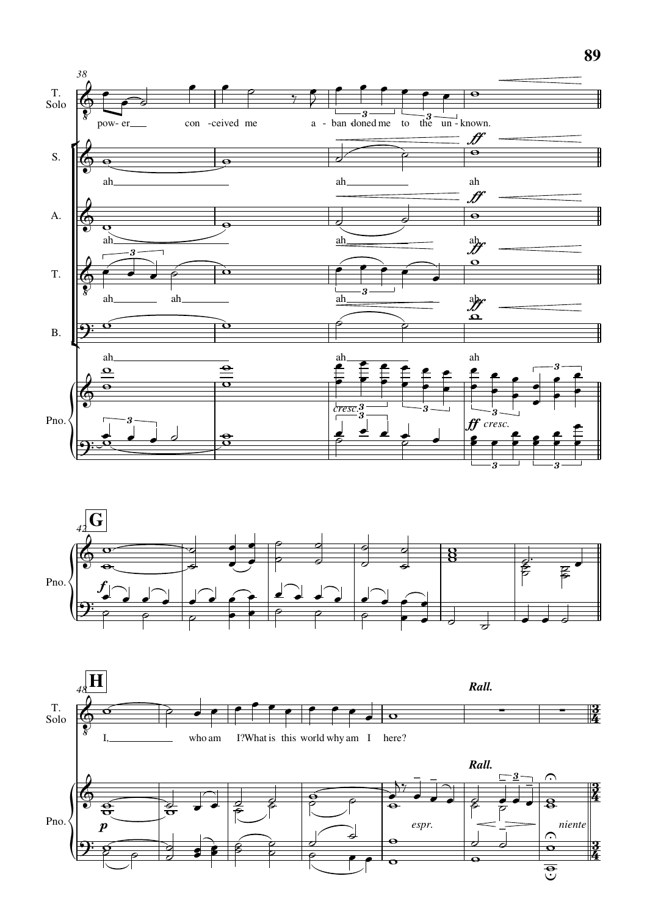T. Solo

pow- er___ con -ceived me a - ban -doned me to the un - known.

S.

ah___ ah___ ah

A.

ah___ ah___ ah

T.

ah___ ah___ ah___ ah

B.

ah___ ah___ ah

Pno.

*cresc.*

***ff*** *cresc.*

**G**

***f***

**H**

T. Solo

I,___ who am I? What is this world why am I here?

**Rall.**

***p***

*espr.*

*niente*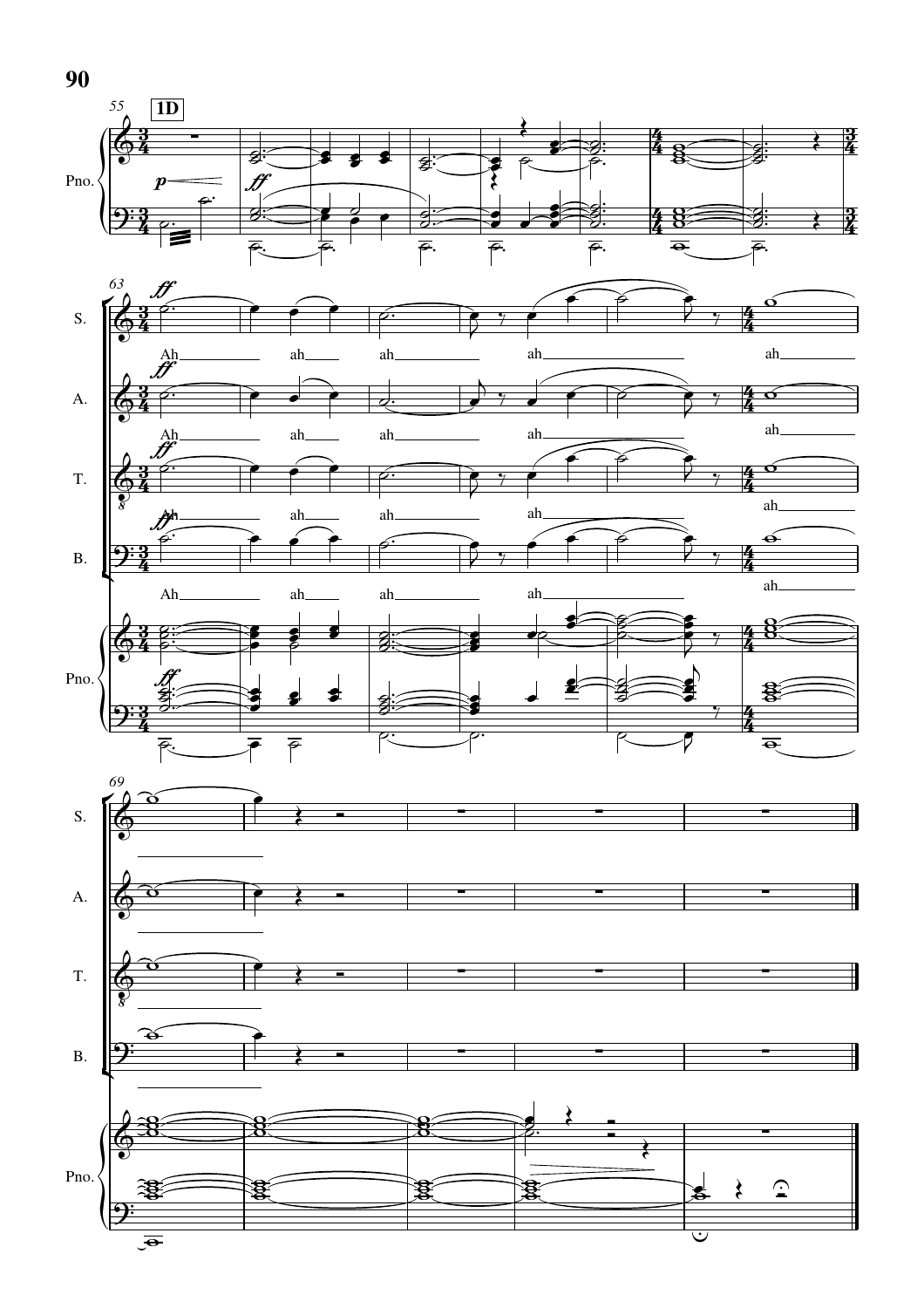55 **1D**

Pno.

*p* *ff*

63

S. *ff* Ah ah ah ah ah

A. *ff* Ah ah ah ah ah

T. *ff* Ah ah ah ah ah

B. *ff* Ah ah ah ah ah

Pno. *ff*

69

S.

A.

T.

B.

Pno.